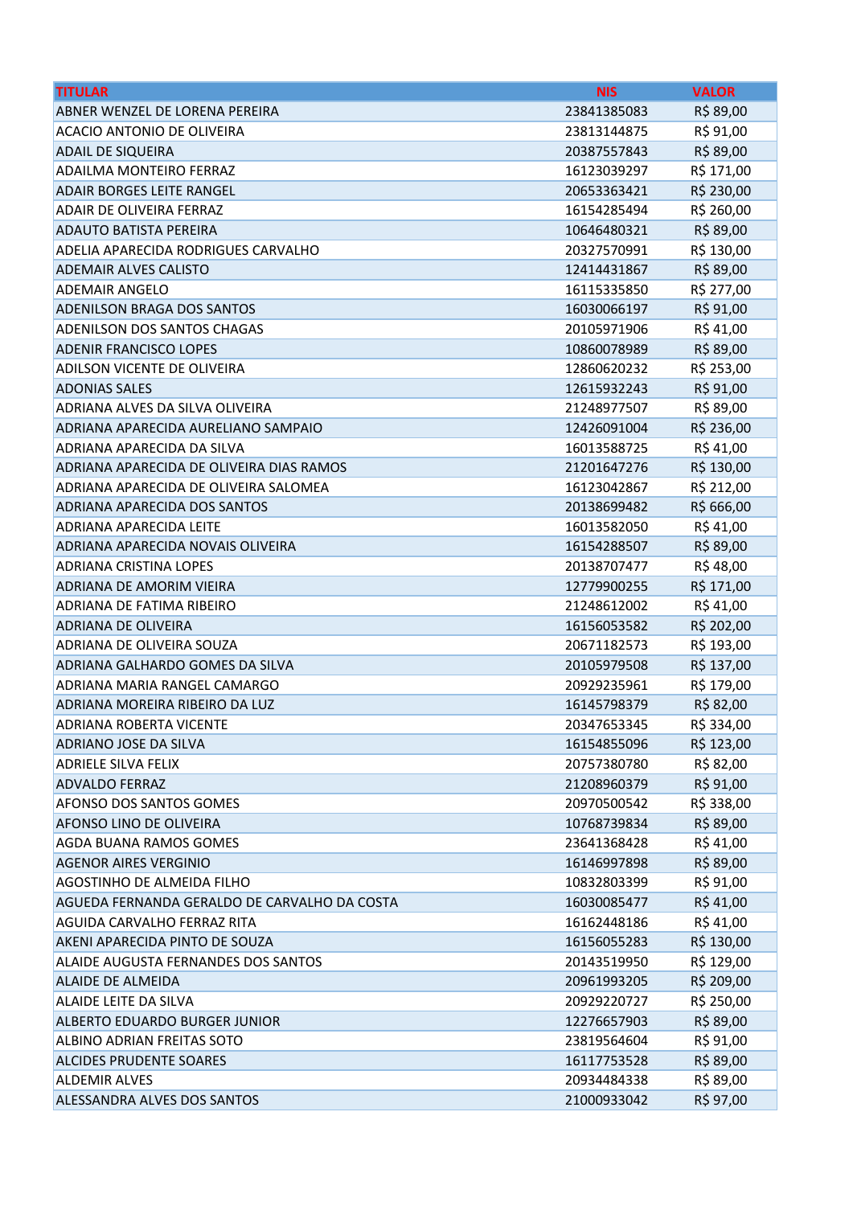| TITULAR | NIS | VALOR |
| --- | --- | --- |
| ABNER WENZEL DE LORENA PEREIRA | 23841385083 | R$ 89,00 |
| ACACIO ANTONIO DE OLIVEIRA | 23813144875 | R$ 91,00 |
| ADAIL DE SIQUEIRA | 20387557843 | R$ 89,00 |
| ADAILMA MONTEIRO FERRAZ | 16123039297 | R$ 171,00 |
| ADAIR BORGES LEITE RANGEL | 20653363421 | R$ 230,00 |
| ADAIR DE OLIVEIRA FERRAZ | 16154285494 | R$ 260,00 |
| ADAUTO BATISTA PEREIRA | 10646480321 | R$ 89,00 |
| ADELIA APARECIDA RODRIGUES CARVALHO | 20327570991 | R$ 130,00 |
| ADEMAIR ALVES CALISTO | 12414431867 | R$ 89,00 |
| ADEMAIR ANGELO | 16115335850 | R$ 277,00 |
| ADENILSON BRAGA DOS SANTOS | 16030066197 | R$ 91,00 |
| ADENILSON DOS SANTOS CHAGAS | 20105971906 | R$ 41,00 |
| ADENIR FRANCISCO LOPES | 10860078989 | R$ 89,00 |
| ADILSON VICENTE DE OLIVEIRA | 12860620232 | R$ 253,00 |
| ADONIAS SALES | 12615932243 | R$ 91,00 |
| ADRIANA ALVES DA SILVA OLIVEIRA | 21248977507 | R$ 89,00 |
| ADRIANA APARECIDA AURELIANO SAMPAIO | 12426091004 | R$ 236,00 |
| ADRIANA APARECIDA DA SILVA | 16013588725 | R$ 41,00 |
| ADRIANA APARECIDA DE OLIVEIRA DIAS RAMOS | 21201647276 | R$ 130,00 |
| ADRIANA APARECIDA DE OLIVEIRA SALOMEA | 16123042867 | R$ 212,00 |
| ADRIANA APARECIDA DOS SANTOS | 20138699482 | R$ 666,00 |
| ADRIANA APARECIDA LEITE | 16013582050 | R$ 41,00 |
| ADRIANA APARECIDA NOVAIS OLIVEIRA | 16154288507 | R$ 89,00 |
| ADRIANA CRISTINA LOPES | 20138707477 | R$ 48,00 |
| ADRIANA DE AMORIM VIEIRA | 12779900255 | R$ 171,00 |
| ADRIANA DE FATIMA RIBEIRO | 21248612002 | R$ 41,00 |
| ADRIANA DE OLIVEIRA | 16156053582 | R$ 202,00 |
| ADRIANA DE OLIVEIRA SOUZA | 20671182573 | R$ 193,00 |
| ADRIANA GALHARDO GOMES DA SILVA | 20105979508 | R$ 137,00 |
| ADRIANA MARIA RANGEL CAMARGO | 20929235961 | R$ 179,00 |
| ADRIANA MOREIRA RIBEIRO DA LUZ | 16145798379 | R$ 82,00 |
| ADRIANA ROBERTA VICENTE | 20347653345 | R$ 334,00 |
| ADRIANO JOSE DA SILVA | 16154855096 | R$ 123,00 |
| ADRIELE SILVA FELIX | 20757380780 | R$ 82,00 |
| ADVALDO FERRAZ | 21208960379 | R$ 91,00 |
| AFONSO DOS SANTOS GOMES | 20970500542 | R$ 338,00 |
| AFONSO LINO DE OLIVEIRA | 10768739834 | R$ 89,00 |
| AGDA BUANA RAMOS GOMES | 23641368428 | R$ 41,00 |
| AGENOR AIRES VERGINIO | 16146997898 | R$ 89,00 |
| AGOSTINHO DE ALMEIDA FILHO | 10832803399 | R$ 91,00 |
| AGUEDA FERNANDA GERALDO DE CARVALHO DA COSTA | 16030085477 | R$ 41,00 |
| AGUIDA CARVALHO FERRAZ RITA | 16162448186 | R$ 41,00 |
| AKENI APARECIDA PINTO DE SOUZA | 16156055283 | R$ 130,00 |
| ALAIDE AUGUSTA FERNANDES DOS SANTOS | 20143519950 | R$ 129,00 |
| ALAIDE DE ALMEIDA | 20961993205 | R$ 209,00 |
| ALAIDE LEITE DA SILVA | 20929220727 | R$ 250,00 |
| ALBERTO EDUARDO BURGER JUNIOR | 12276657903 | R$ 89,00 |
| ALBINO ADRIAN FREITAS SOTO | 23819564604 | R$ 91,00 |
| ALCIDES PRUDENTE SOARES | 16117753528 | R$ 89,00 |
| ALDEMIR ALVES | 20934484338 | R$ 89,00 |
| ALESSANDRA ALVES DOS SANTOS | 21000933042 | R$ 97,00 |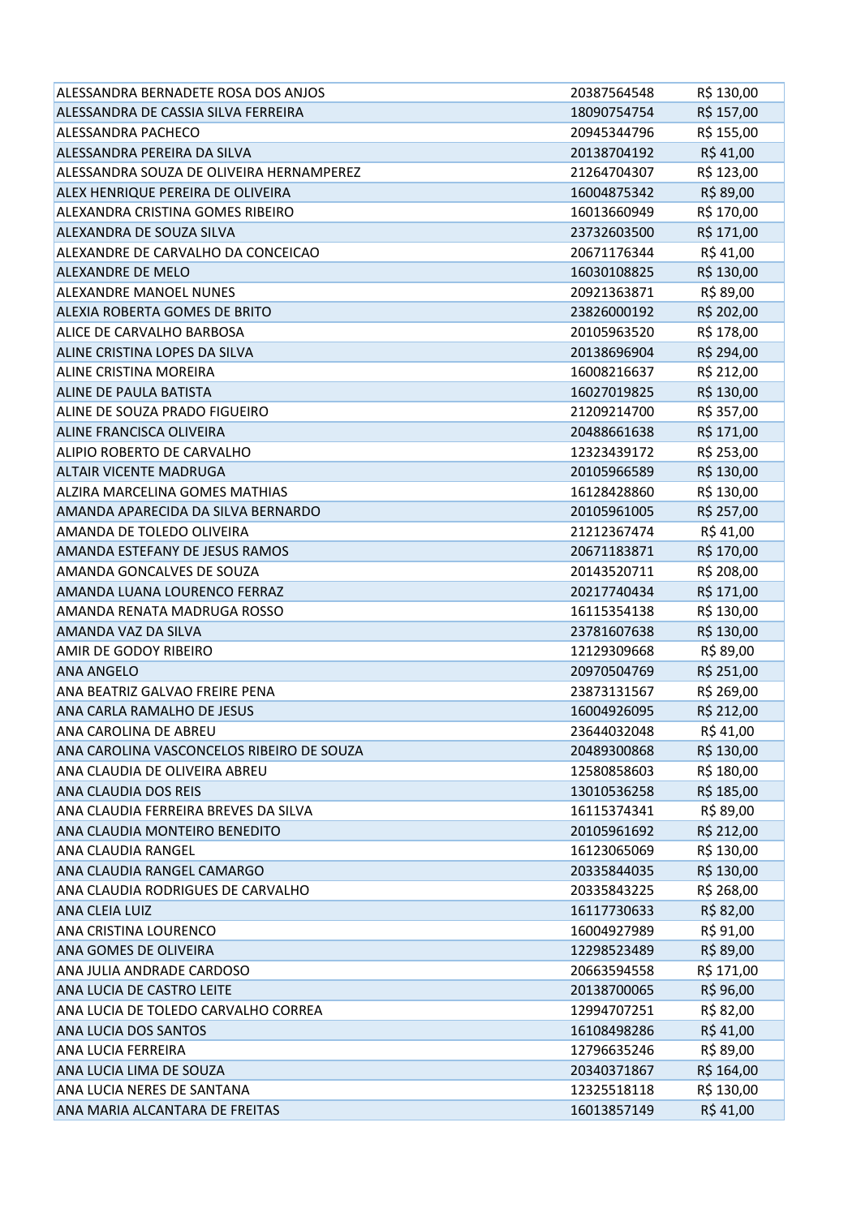| | | |
|---|---|---|
| ALESSANDRA BERNADETE ROSA DOS ANJOS | 20387564548 | R$ 130,00 |
| ALESSANDRA DE CASSIA SILVA FERREIRA | 18090754754 | R$ 157,00 |
| ALESSANDRA PACHECO | 20945344796 | R$ 155,00 |
| ALESSANDRA PEREIRA DA SILVA | 20138704192 | R$ 41,00 |
| ALESSANDRA SOUZA DE OLIVEIRA HERNAMPEREZ | 21264704307 | R$ 123,00 |
| ALEX HENRIQUE PEREIRA DE OLIVEIRA | 16004875342 | R$ 89,00 |
| ALEXANDRA CRISTINA GOMES RIBEIRO | 16013660949 | R$ 170,00 |
| ALEXANDRA DE SOUZA SILVA | 23732603500 | R$ 171,00 |
| ALEXANDRE DE CARVALHO DA CONCEICAO | 20671176344 | R$ 41,00 |
| ALEXANDRE DE MELO | 16030108825 | R$ 130,00 |
| ALEXANDRE MANOEL NUNES | 20921363871 | R$ 89,00 |
| ALEXIA ROBERTA GOMES DE BRITO | 23826000192 | R$ 202,00 |
| ALICE DE CARVALHO BARBOSA | 20105963520 | R$ 178,00 |
| ALINE CRISTINA LOPES DA SILVA | 20138696904 | R$ 294,00 |
| ALINE CRISTINA MOREIRA | 16008216637 | R$ 212,00 |
| ALINE DE PAULA BATISTA | 16027019825 | R$ 130,00 |
| ALINE DE SOUZA PRADO FIGUEIRO | 21209214700 | R$ 357,00 |
| ALINE FRANCISCA OLIVEIRA | 20488661638 | R$ 171,00 |
| ALIPIO ROBERTO DE CARVALHO | 12323439172 | R$ 253,00 |
| ALTAIR VICENTE MADRUGA | 20105966589 | R$ 130,00 |
| ALZIRA MARCELINA GOMES MATHIAS | 16128428860 | R$ 130,00 |
| AMANDA APARECIDA DA SILVA BERNARDO | 20105961005 | R$ 257,00 |
| AMANDA DE TOLEDO OLIVEIRA | 21212367474 | R$ 41,00 |
| AMANDA ESTEFANY DE JESUS RAMOS | 20671183871 | R$ 170,00 |
| AMANDA GONCALVES DE SOUZA | 20143520711 | R$ 208,00 |
| AMANDA LUANA LOURENCO FERRAZ | 20217740434 | R$ 171,00 |
| AMANDA RENATA MADRUGA ROSSO | 16115354138 | R$ 130,00 |
| AMANDA VAZ DA SILVA | 23781607638 | R$ 130,00 |
| AMIR DE GODOY RIBEIRO | 12129309668 | R$ 89,00 |
| ANA ANGELO | 20970504769 | R$ 251,00 |
| ANA BEATRIZ GALVAO FREIRE PENA | 23873131567 | R$ 269,00 |
| ANA CARLA RAMALHO DE JESUS | 16004926095 | R$ 212,00 |
| ANA CAROLINA DE ABREU | 23644032048 | R$ 41,00 |
| ANA CAROLINA VASCONCELOS RIBEIRO DE SOUZA | 20489300868 | R$ 130,00 |
| ANA CLAUDIA DE OLIVEIRA ABREU | 12580858603 | R$ 180,00 |
| ANA CLAUDIA DOS REIS | 13010536258 | R$ 185,00 |
| ANA CLAUDIA FERREIRA BREVES DA SILVA | 16115374341 | R$ 89,00 |
| ANA CLAUDIA MONTEIRO BENEDITO | 20105961692 | R$ 212,00 |
| ANA CLAUDIA RANGEL | 16123065069 | R$ 130,00 |
| ANA CLAUDIA RANGEL CAMARGO | 20335844035 | R$ 130,00 |
| ANA CLAUDIA RODRIGUES DE CARVALHO | 20335843225 | R$ 268,00 |
| ANA CLEIA LUIZ | 16117730633 | R$ 82,00 |
| ANA CRISTINA LOURENCO | 16004927989 | R$ 91,00 |
| ANA GOMES DE OLIVEIRA | 12298523489 | R$ 89,00 |
| ANA JULIA ANDRADE CARDOSO | 20663594558 | R$ 171,00 |
| ANA LUCIA DE CASTRO LEITE | 20138700065 | R$ 96,00 |
| ANA LUCIA DE TOLEDO CARVALHO CORREA | 12994707251 | R$ 82,00 |
| ANA LUCIA DOS SANTOS | 16108498286 | R$ 41,00 |
| ANA LUCIA FERREIRA | 12796635246 | R$ 89,00 |
| ANA LUCIA LIMA DE SOUZA | 20340371867 | R$ 164,00 |
| ANA LUCIA NERES DE SANTANA | 12325518118 | R$ 130,00 |
| ANA MARIA ALCANTARA DE FREITAS | 16013857149 | R$ 41,00 |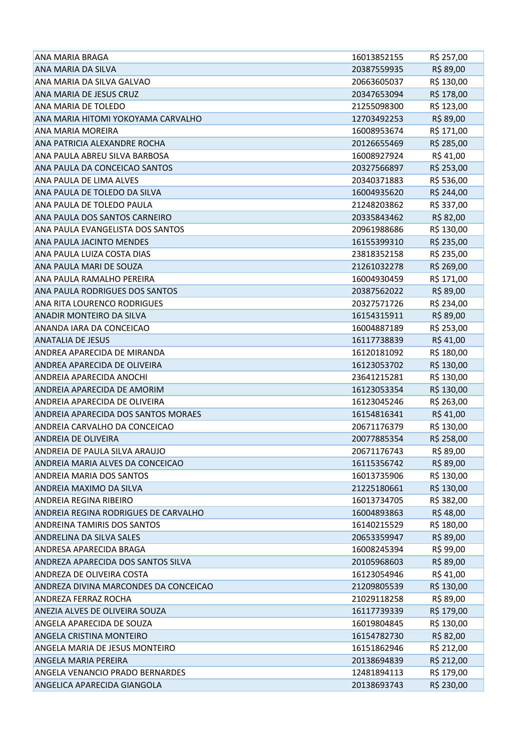| | | |
|---|---|---|
| ANA MARIA BRAGA | 16013852155 | R$ 257,00 |
| ANA MARIA DA SILVA | 20387559935 | R$ 89,00 |
| ANA MARIA DA SILVA GALVAO | 20663605037 | R$ 130,00 |
| ANA MARIA DE JESUS CRUZ | 20347653094 | R$ 178,00 |
| ANA MARIA DE TOLEDO | 21255098300 | R$ 123,00 |
| ANA MARIA HITOMI YOKOYAMA CARVALHO | 12703492253 | R$ 89,00 |
| ANA MARIA MOREIRA | 16008953674 | R$ 171,00 |
| ANA PATRICIA ALEXANDRE ROCHA | 20126655469 | R$ 285,00 |
| ANA PAULA ABREU SILVA BARBOSA | 16008927924 | R$ 41,00 |
| ANA PAULA DA CONCEICAO SANTOS | 20327566897 | R$ 253,00 |
| ANA PAULA DE LIMA ALVES | 20340371883 | R$ 536,00 |
| ANA PAULA DE TOLEDO DA SILVA | 16004935620 | R$ 244,00 |
| ANA PAULA DE TOLEDO PAULA | 21248203862 | R$ 337,00 |
| ANA PAULA DOS SANTOS CARNEIRO | 20335843462 | R$ 82,00 |
| ANA PAULA EVANGELISTA DOS SANTOS | 20961988686 | R$ 130,00 |
| ANA PAULA JACINTO MENDES | 16155399310 | R$ 235,00 |
| ANA PAULA LUIZA COSTA DIAS | 23818352158 | R$ 235,00 |
| ANA PAULA MARI DE SOUZA | 21261032278 | R$ 269,00 |
| ANA PAULA RAMALHO PEREIRA | 16004930459 | R$ 171,00 |
| ANA PAULA RODRIGUES DOS SANTOS | 20387562022 | R$ 89,00 |
| ANA RITA LOURENCO RODRIGUES | 20327571726 | R$ 234,00 |
| ANADIR MONTEIRO DA SILVA | 16154315911 | R$ 89,00 |
| ANANDA IARA DA CONCEICAO | 16004887189 | R$ 253,00 |
| ANATALIA DE JESUS | 16117738839 | R$ 41,00 |
| ANDREA APARECIDA DE MIRANDA | 16120181092 | R$ 180,00 |
| ANDREA APARECIDA DE OLIVEIRA | 16123053702 | R$ 130,00 |
| ANDREIA APARECIDA ANOCHI | 23641215281 | R$ 130,00 |
| ANDREIA APARECIDA DE AMORIM | 16123053354 | R$ 130,00 |
| ANDREIA APARECIDA DE OLIVEIRA | 16123045246 | R$ 263,00 |
| ANDREIA APARECIDA DOS SANTOS MORAES | 16154816341 | R$ 41,00 |
| ANDREIA CARVALHO DA CONCEICAO | 20671176379 | R$ 130,00 |
| ANDREIA DE OLIVEIRA | 20077885354 | R$ 258,00 |
| ANDREIA DE PAULA SILVA ARAUJO | 20671176743 | R$ 89,00 |
| ANDREIA MARIA ALVES DA CONCEICAO | 16115356742 | R$ 89,00 |
| ANDREIA MARIA DOS SANTOS | 16013735906 | R$ 130,00 |
| ANDREIA MAXIMO DA SILVA | 21225180661 | R$ 130,00 |
| ANDREIA REGINA RIBEIRO | 16013734705 | R$ 382,00 |
| ANDREIA REGINA RODRIGUES DE CARVALHO | 16004893863 | R$ 48,00 |
| ANDREINA TAMIRIS DOS SANTOS | 16140215529 | R$ 180,00 |
| ANDRELINA DA SILVA SALES | 20653359947 | R$ 89,00 |
| ANDRESA APARECIDA BRAGA | 16008245394 | R$ 99,00 |
| ANDREZA APARECIDA DOS SANTOS SILVA | 20105968603 | R$ 89,00 |
| ANDREZA DE OLIVEIRA COSTA | 16123054946 | R$ 41,00 |
| ANDREZA DIVINA MARCONDES DA CONCEICAO | 21209805539 | R$ 130,00 |
| ANDREZA FERRAZ ROCHA | 21029118258 | R$ 89,00 |
| ANEZIA ALVES DE OLIVEIRA SOUZA | 16117739339 | R$ 179,00 |
| ANGELA APARECIDA DE SOUZA | 16019804845 | R$ 130,00 |
| ANGELA CRISTINA MONTEIRO | 16154782730 | R$ 82,00 |
| ANGELA MARIA DE JESUS MONTEIRO | 16151862946 | R$ 212,00 |
| ANGELA MARIA PEREIRA | 20138694839 | R$ 212,00 |
| ANGELA VENANCIO PRADO BERNARDES | 12481894113 | R$ 179,00 |
| ANGELICA APARECIDA GIANGOLA | 20138693743 | R$ 230,00 |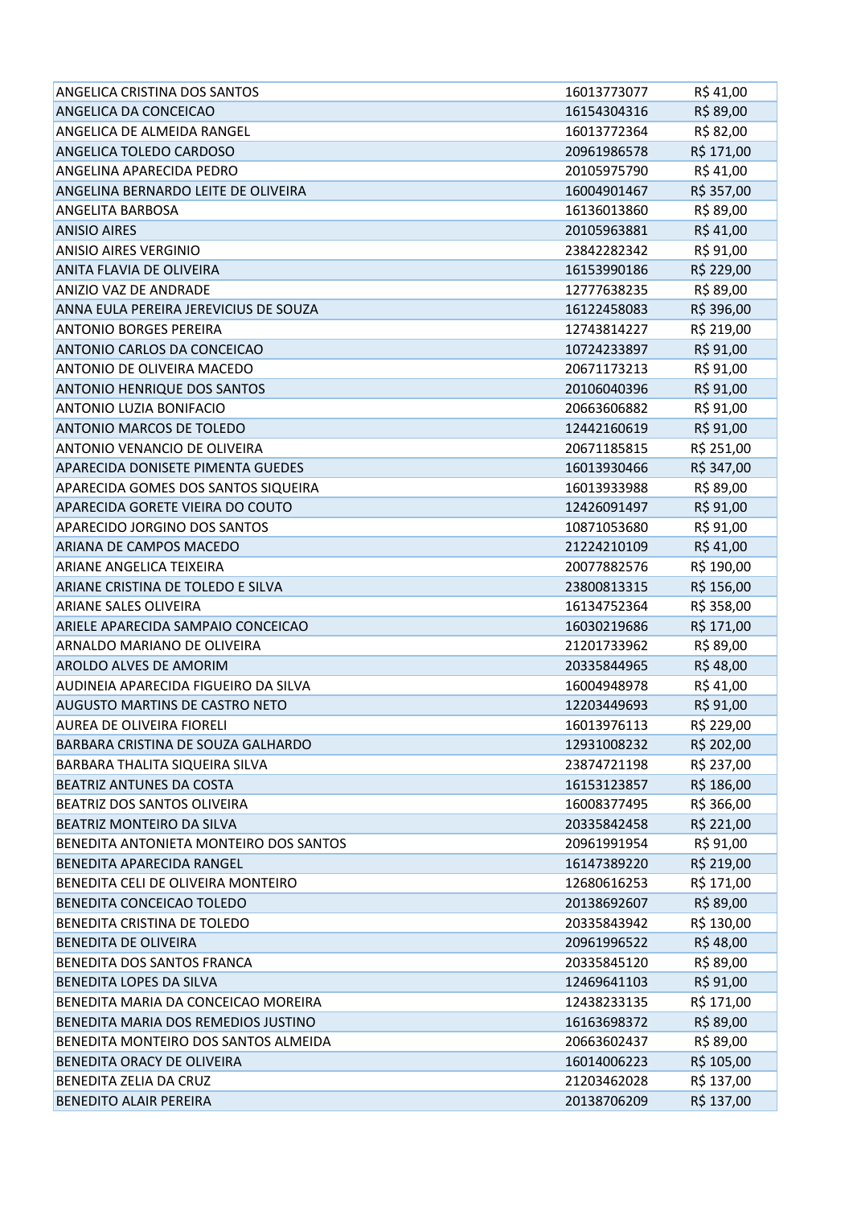| | | |
|---|---|---|
| ANGELICA CRISTINA DOS SANTOS | 16013773077 | R$ 41,00 |
| ANGELICA DA CONCEICAO | 16154304316 | R$ 89,00 |
| ANGELICA DE ALMEIDA RANGEL | 16013772364 | R$ 82,00 |
| ANGELICA TOLEDO CARDOSO | 20961986578 | R$ 171,00 |
| ANGELINA APARECIDA PEDRO | 20105975790 | R$ 41,00 |
| ANGELINA BERNARDO LEITE DE OLIVEIRA | 16004901467 | R$ 357,00 |
| ANGELITA BARBOSA | 16136013860 | R$ 89,00 |
| ANISIO AIRES | 20105963881 | R$ 41,00 |
| ANISIO AIRES VERGINIO | 23842282342 | R$ 91,00 |
| ANITA FLAVIA DE OLIVEIRA | 16153990186 | R$ 229,00 |
| ANIZIO VAZ DE ANDRADE | 12777638235 | R$ 89,00 |
| ANNA EULA PEREIRA JEREVICIUS DE SOUZA | 16122458083 | R$ 396,00 |
| ANTONIO BORGES PEREIRA | 12743814227 | R$ 219,00 |
| ANTONIO CARLOS DA CONCEICAO | 10724233897 | R$ 91,00 |
| ANTONIO DE OLIVEIRA MACEDO | 20671173213 | R$ 91,00 |
| ANTONIO HENRIQUE DOS SANTOS | 20106040396 | R$ 91,00 |
| ANTONIO LUZIA BONIFACIO | 20663606882 | R$ 91,00 |
| ANTONIO MARCOS DE TOLEDO | 12442160619 | R$ 91,00 |
| ANTONIO VENANCIO DE OLIVEIRA | 20671185815 | R$ 251,00 |
| APARECIDA DONISETE PIMENTA GUEDES | 16013930466 | R$ 347,00 |
| APARECIDA GOMES DOS SANTOS SIQUEIRA | 16013933988 | R$ 89,00 |
| APARECIDA GORETE VIEIRA DO COUTO | 12426091497 | R$ 91,00 |
| APARECIDO JORGINO DOS SANTOS | 10871053680 | R$ 91,00 |
| ARIANA DE CAMPOS MACEDO | 21224210109 | R$ 41,00 |
| ARIANE ANGELICA TEIXEIRA | 20077882576 | R$ 190,00 |
| ARIANE CRISTINA DE TOLEDO E SILVA | 23800813315 | R$ 156,00 |
| ARIANE SALES OLIVEIRA | 16134752364 | R$ 358,00 |
| ARIELE APARECIDA SAMPAIO CONCEICAO | 16030219686 | R$ 171,00 |
| ARNALDO MARIANO DE OLIVEIRA | 21201733962 | R$ 89,00 |
| AROLDO ALVES DE AMORIM | 20335844965 | R$ 48,00 |
| AUDINEIA APARECIDA FIGUEIRO DA SILVA | 16004948978 | R$ 41,00 |
| AUGUSTO MARTINS DE CASTRO NETO | 12203449693 | R$ 91,00 |
| AUREA DE OLIVEIRA FIORELI | 16013976113 | R$ 229,00 |
| BARBARA CRISTINA DE SOUZA GALHARDO | 12931008232 | R$ 202,00 |
| BARBARA THALITA SIQUEIRA SILVA | 23874721198 | R$ 237,00 |
| BEATRIZ ANTUNES DA COSTA | 16153123857 | R$ 186,00 |
| BEATRIZ DOS SANTOS OLIVEIRA | 16008377495 | R$ 366,00 |
| BEATRIZ MONTEIRO DA SILVA | 20335842458 | R$ 221,00 |
| BENEDITA ANTONIETA MONTEIRO DOS SANTOS | 20961991954 | R$ 91,00 |
| BENEDITA APARECIDA RANGEL | 16147389220 | R$ 219,00 |
| BENEDITA CELI DE OLIVEIRA MONTEIRO | 12680616253 | R$ 171,00 |
| BENEDITA CONCEICAO TOLEDO | 20138692607 | R$ 89,00 |
| BENEDITA CRISTINA DE TOLEDO | 20335843942 | R$ 130,00 |
| BENEDITA DE OLIVEIRA | 20961996522 | R$ 48,00 |
| BENEDITA DOS SANTOS FRANCA | 20335845120 | R$ 89,00 |
| BENEDITA LOPES DA SILVA | 12469641103 | R$ 91,00 |
| BENEDITA MARIA DA CONCEICAO MOREIRA | 12438233135 | R$ 171,00 |
| BENEDITA MARIA DOS REMEDIOS JUSTINO | 16163698372 | R$ 89,00 |
| BENEDITA MONTEIRO DOS SANTOS ALMEIDA | 20663602437 | R$ 89,00 |
| BENEDITA ORACY DE OLIVEIRA | 16014006223 | R$ 105,00 |
| BENEDITA ZELIA DA CRUZ | 21203462028 | R$ 137,00 |
| BENEDITO ALAIR PEREIRA | 20138706209 | R$ 137,00 |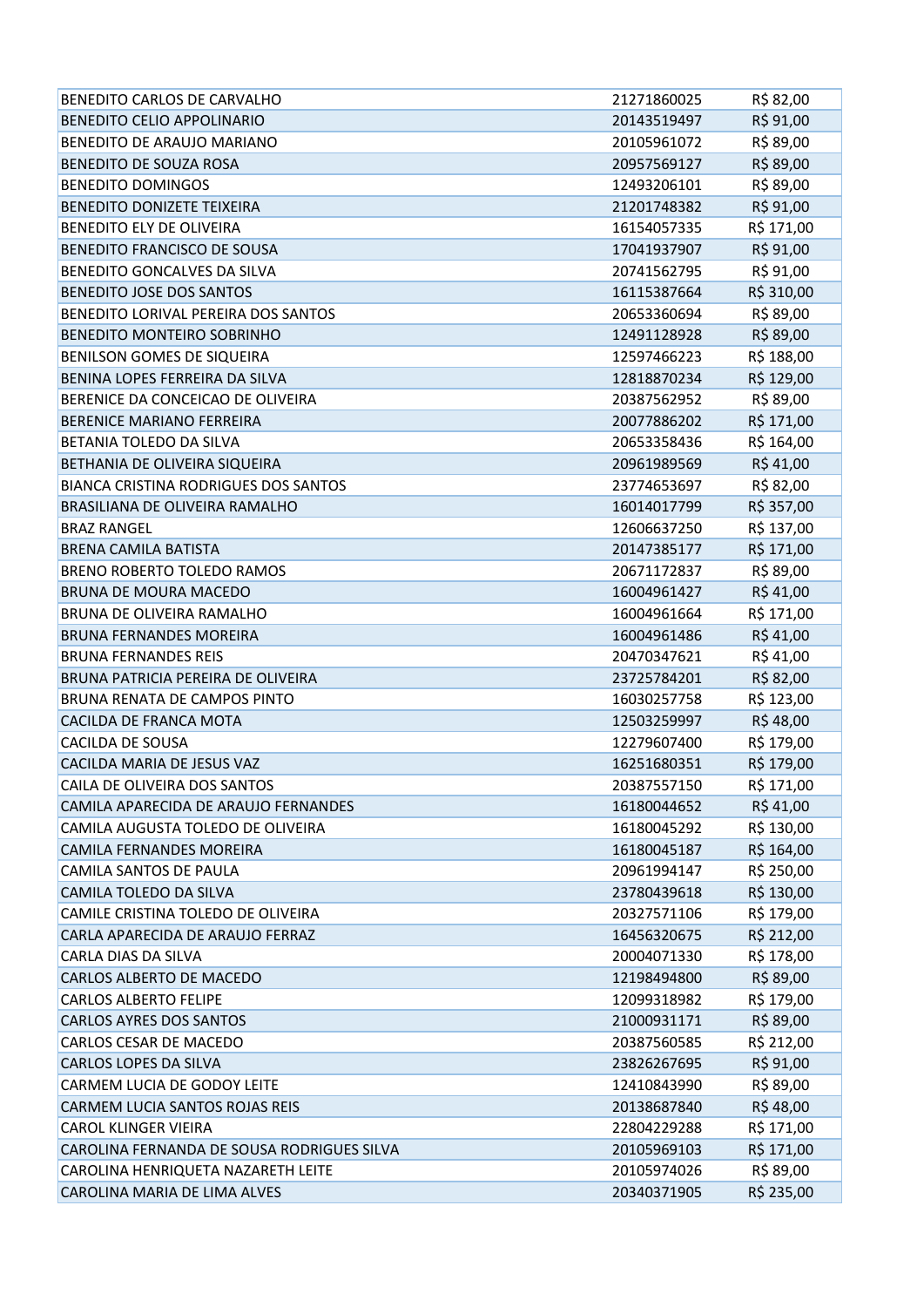| | | |
|---|---|---|
| BENEDITO CARLOS DE CARVALHO | 21271860025 | R$ 82,00 |
| BENEDITO CELIO APPOLINARIO | 20143519497 | R$ 91,00 |
| BENEDITO DE ARAUJO MARIANO | 20105961072 | R$ 89,00 |
| BENEDITO DE SOUZA ROSA | 20957569127 | R$ 89,00 |
| BENEDITO DOMINGOS | 12493206101 | R$ 89,00 |
| BENEDITO DONIZETE TEIXEIRA | 21201748382 | R$ 91,00 |
| BENEDITO ELY DE OLIVEIRA | 16154057335 | R$ 171,00 |
| BENEDITO FRANCISCO DE SOUSA | 17041937907 | R$ 91,00 |
| BENEDITO GONCALVES DA SILVA | 20741562795 | R$ 91,00 |
| BENEDITO JOSE DOS SANTOS | 16115387664 | R$ 310,00 |
| BENEDITO LORIVAL PEREIRA DOS SANTOS | 20653360694 | R$ 89,00 |
| BENEDITO MONTEIRO SOBRINHO | 12491128928 | R$ 89,00 |
| BENILSON GOMES DE SIQUEIRA | 12597466223 | R$ 188,00 |
| BENINA LOPES FERREIRA DA SILVA | 12818870234 | R$ 129,00 |
| BERENICE DA CONCEICAO DE OLIVEIRA | 20387562952 | R$ 89,00 |
| BERENICE MARIANO FERREIRA | 20077886202 | R$ 171,00 |
| BETANIA TOLEDO DA SILVA | 20653358436 | R$ 164,00 |
| BETHANIA DE OLIVEIRA SIQUEIRA | 20961989569 | R$ 41,00 |
| BIANCA CRISTINA RODRIGUES DOS SANTOS | 23774653697 | R$ 82,00 |
| BRASILIANA DE OLIVEIRA RAMALHO | 16014017799 | R$ 357,00 |
| BRAZ RANGEL | 12606637250 | R$ 137,00 |
| BRENA CAMILA BATISTA | 20147385177 | R$ 171,00 |
| BRENO ROBERTO TOLEDO RAMOS | 20671172837 | R$ 89,00 |
| BRUNA DE MOURA MACEDO | 16004961427 | R$ 41,00 |
| BRUNA DE OLIVEIRA RAMALHO | 16004961664 | R$ 171,00 |
| BRUNA FERNANDES MOREIRA | 16004961486 | R$ 41,00 |
| BRUNA FERNANDES REIS | 20470347621 | R$ 41,00 |
| BRUNA PATRICIA PEREIRA DE OLIVEIRA | 23725784201 | R$ 82,00 |
| BRUNA RENATA DE CAMPOS PINTO | 16030257758 | R$ 123,00 |
| CACILDA DE FRANCA MOTA | 12503259997 | R$ 48,00 |
| CACILDA DE SOUSA | 12279607400 | R$ 179,00 |
| CACILDA MARIA DE JESUS VAZ | 16251680351 | R$ 179,00 |
| CAILA DE OLIVEIRA DOS SANTOS | 20387557150 | R$ 171,00 |
| CAMILA APARECIDA DE ARAUJO FERNANDES | 16180044652 | R$ 41,00 |
| CAMILA AUGUSTA TOLEDO DE OLIVEIRA | 16180045292 | R$ 130,00 |
| CAMILA FERNANDES MOREIRA | 16180045187 | R$ 164,00 |
| CAMILA SANTOS DE PAULA | 20961994147 | R$ 250,00 |
| CAMILA TOLEDO DA SILVA | 23780439618 | R$ 130,00 |
| CAMILE CRISTINA TOLEDO DE OLIVEIRA | 20327571106 | R$ 179,00 |
| CARLA APARECIDA DE ARAUJO FERRAZ | 16456320675 | R$ 212,00 |
| CARLA DIAS DA SILVA | 20004071330 | R$ 178,00 |
| CARLOS ALBERTO DE MACEDO | 12198494800 | R$ 89,00 |
| CARLOS ALBERTO FELIPE | 12099318982 | R$ 179,00 |
| CARLOS AYRES DOS SANTOS | 21000931171 | R$ 89,00 |
| CARLOS CESAR DE MACEDO | 20387560585 | R$ 212,00 |
| CARLOS LOPES DA SILVA | 23826267695 | R$ 91,00 |
| CARMEM LUCIA DE GODOY LEITE | 12410843990 | R$ 89,00 |
| CARMEM LUCIA SANTOS ROJAS REIS | 20138687840 | R$ 48,00 |
| CAROL KLINGER VIEIRA | 22804229288 | R$ 171,00 |
| CAROLINA FERNANDA DE SOUSA RODRIGUES SILVA | 20105969103 | R$ 171,00 |
| CAROLINA HENRIQUETA NAZARETH LEITE | 20105974026 | R$ 89,00 |
| CAROLINA MARIA DE LIMA ALVES | 20340371905 | R$ 235,00 |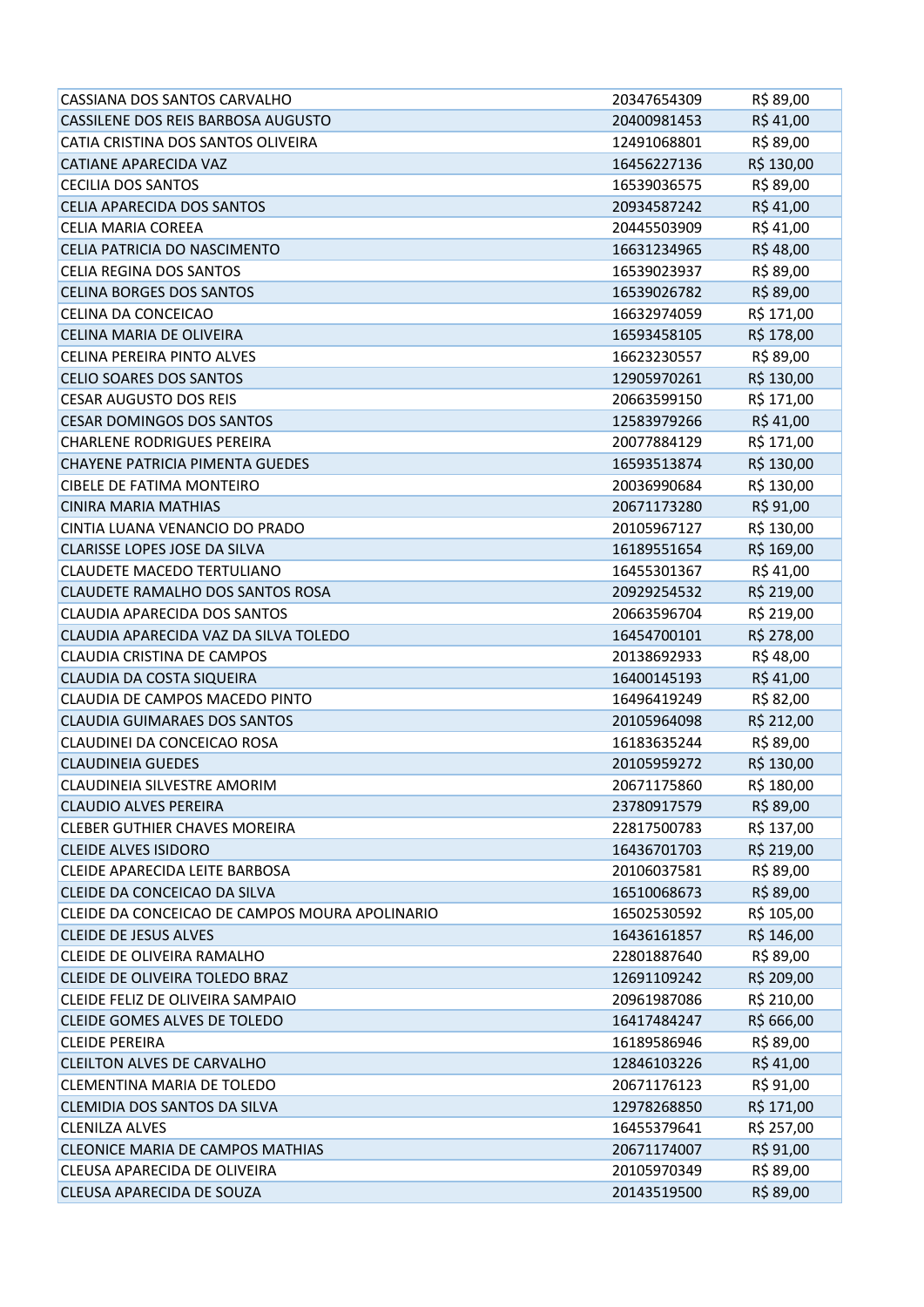| | | |
|---|---|---|
| CASSIANA DOS SANTOS CARVALHO | 20347654309 | R$ 89,00 |
| CASSILENE DOS REIS BARBOSA AUGUSTO | 20400981453 | R$ 41,00 |
| CATIA CRISTINA DOS SANTOS OLIVEIRA | 12491068801 | R$ 89,00 |
| CATIANE APARECIDA VAZ | 16456227136 | R$ 130,00 |
| CECILIA DOS SANTOS | 16539036575 | R$ 89,00 |
| CELIA APARECIDA DOS SANTOS | 20934587242 | R$ 41,00 |
| CELIA MARIA COREEA | 20445503909 | R$ 41,00 |
| CELIA PATRICIA DO NASCIMENTO | 16631234965 | R$ 48,00 |
| CELIA REGINA DOS SANTOS | 16539023937 | R$ 89,00 |
| CELINA BORGES DOS SANTOS | 16539026782 | R$ 89,00 |
| CELINA DA CONCEICAO | 16632974059 | R$ 171,00 |
| CELINA MARIA DE OLIVEIRA | 16593458105 | R$ 178,00 |
| CELINA PEREIRA PINTO ALVES | 16623230557 | R$ 89,00 |
| CELIO SOARES DOS SANTOS | 12905970261 | R$ 130,00 |
| CESAR AUGUSTO DOS REIS | 20663599150 | R$ 171,00 |
| CESAR DOMINGOS DOS SANTOS | 12583979266 | R$ 41,00 |
| CHARLENE RODRIGUES PEREIRA | 20077884129 | R$ 171,00 |
| CHAYENE PATRICIA PIMENTA GUEDES | 16593513874 | R$ 130,00 |
| CIBELE DE FATIMA MONTEIRO | 20036990684 | R$ 130,00 |
| CINIRA MARIA MATHIAS | 20671173280 | R$ 91,00 |
| CINTIA LUANA VENANCIO DO PRADO | 20105967127 | R$ 130,00 |
| CLARISSE LOPES JOSE DA SILVA | 16189551654 | R$ 169,00 |
| CLAUDETE MACEDO TERTULIANO | 16455301367 | R$ 41,00 |
| CLAUDETE RAMALHO DOS SANTOS ROSA | 20929254532 | R$ 219,00 |
| CLAUDIA APARECIDA DOS SANTOS | 20663596704 | R$ 219,00 |
| CLAUDIA APARECIDA VAZ DA SILVA TOLEDO | 16454700101 | R$ 278,00 |
| CLAUDIA CRISTINA DE CAMPOS | 20138692933 | R$ 48,00 |
| CLAUDIA DA COSTA SIQUEIRA | 16400145193 | R$ 41,00 |
| CLAUDIA DE CAMPOS MACEDO PINTO | 16496419249 | R$ 82,00 |
| CLAUDIA GUIMARAES DOS SANTOS | 20105964098 | R$ 212,00 |
| CLAUDINEI DA CONCEICAO ROSA | 16183635244 | R$ 89,00 |
| CLAUDINEIA GUEDES | 20105959272 | R$ 130,00 |
| CLAUDINEIA SILVESTRE AMORIM | 20671175860 | R$ 180,00 |
| CLAUDIO ALVES PEREIRA | 23780917579 | R$ 89,00 |
| CLEBER GUTHIER CHAVES MOREIRA | 22817500783 | R$ 137,00 |
| CLEIDE ALVES ISIDORO | 16436701703 | R$ 219,00 |
| CLEIDE APARECIDA LEITE BARBOSA | 20106037581 | R$ 89,00 |
| CLEIDE DA CONCEICAO DA SILVA | 16510068673 | R$ 89,00 |
| CLEIDE DA CONCEICAO DE CAMPOS MOURA APOLINARIO | 16502530592 | R$ 105,00 |
| CLEIDE DE JESUS ALVES | 16436161857 | R$ 146,00 |
| CLEIDE DE OLIVEIRA RAMALHO | 22801887640 | R$ 89,00 |
| CLEIDE DE OLIVEIRA TOLEDO BRAZ | 12691109242 | R$ 209,00 |
| CLEIDE FELIZ DE OLIVEIRA SAMPAIO | 20961987086 | R$ 210,00 |
| CLEIDE GOMES ALVES DE TOLEDO | 16417484247 | R$ 666,00 |
| CLEIDE PEREIRA | 16189586946 | R$ 89,00 |
| CLEILTON ALVES DE CARVALHO | 12846103226 | R$ 41,00 |
| CLEMENTINA MARIA DE TOLEDO | 20671176123 | R$ 91,00 |
| CLEMIDIA DOS SANTOS DA SILVA | 12978268850 | R$ 171,00 |
| CLENILZA ALVES | 16455379641 | R$ 257,00 |
| CLEONICE MARIA DE CAMPOS MATHIAS | 20671174007 | R$ 91,00 |
| CLEUSA APARECIDA DE OLIVEIRA | 20105970349 | R$ 89,00 |
| CLEUSA APARECIDA DE SOUZA | 20143519500 | R$ 89,00 |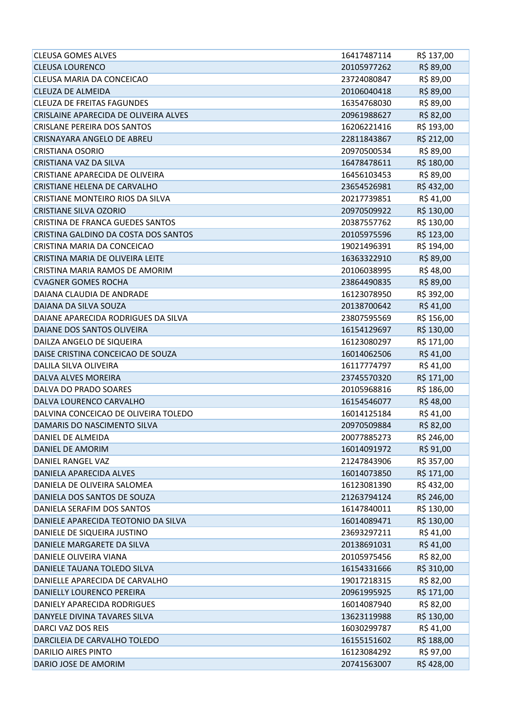| | | |
|---|---|---|
| CLEUSA GOMES ALVES | 16417487114 | R$ 137,00 |
| CLEUSA LOURENCO | 20105977262 | R$ 89,00 |
| CLEUSA MARIA DA CONCEICAO | 23724080847 | R$ 89,00 |
| CLEUZA DE ALMEIDA | 20106040418 | R$ 89,00 |
| CLEUZA DE FREITAS FAGUNDES | 16354768030 | R$ 89,00 |
| CRISLAINE APARECIDA DE OLIVEIRA ALVES | 20961988627 | R$ 82,00 |
| CRISLANE PEREIRA DOS SANTOS | 16206221416 | R$ 193,00 |
| CRISNAYARA ANGELO DE ABREU | 22811843867 | R$ 212,00 |
| CRISTIANA OSORIO | 20970500534 | R$ 89,00 |
| CRISTIANA VAZ DA SILVA | 16478478611 | R$ 180,00 |
| CRISTIANE APARECIDA DE OLIVEIRA | 16456103453 | R$ 89,00 |
| CRISTIANE HELENA DE CARVALHO | 23654526981 | R$ 432,00 |
| CRISTIANE MONTEIRO RIOS DA SILVA | 20217739851 | R$ 41,00 |
| CRISTIANE SILVA OZORIO | 20970509922 | R$ 130,00 |
| CRISTINA DE FRANCA GUEDES SANTOS | 20387557762 | R$ 130,00 |
| CRISTINA GALDINO DA COSTA DOS SANTOS | 20105975596 | R$ 123,00 |
| CRISTINA MARIA DA CONCEICAO | 19021496391 | R$ 194,00 |
| CRISTINA MARIA DE OLIVEIRA LEITE | 16363322910 | R$ 89,00 |
| CRISTINA MARIA RAMOS DE AMORIM | 20106038995 | R$ 48,00 |
| CVAGNER GOMES ROCHA | 23864490835 | R$ 89,00 |
| DAIANA CLAUDIA DE ANDRADE | 16123078950 | R$ 392,00 |
| DAIANA DA SILVA SOUZA | 20138700642 | R$ 41,00 |
| DAIANE APARECIDA RODRIGUES DA SILVA | 23807595569 | R$ 156,00 |
| DAIANE DOS SANTOS OLIVEIRA | 16154129697 | R$ 130,00 |
| DAILZA ANGELO DE SIQUEIRA | 16123080297 | R$ 171,00 |
| DAISE CRISTINA CONCEICAO DE SOUZA | 16014062506 | R$ 41,00 |
| DALILA SILVA OLIVEIRA | 16117774797 | R$ 41,00 |
| DALVA ALVES MOREIRA | 23745570320 | R$ 171,00 |
| DALVA DO PRADO SOARES | 20105968816 | R$ 186,00 |
| DALVA LOURENCO CARVALHO | 16154546077 | R$ 48,00 |
| DALVINA CONCEICAO DE OLIVEIRA TOLEDO | 16014125184 | R$ 41,00 |
| DAMARIS DO NASCIMENTO SILVA | 20970509884 | R$ 82,00 |
| DANIEL DE ALMEIDA | 20077885273 | R$ 246,00 |
| DANIEL DE AMORIM | 16014091972 | R$ 91,00 |
| DANIEL RANGEL VAZ | 21247843906 | R$ 357,00 |
| DANIELA APARECIDA ALVES | 16014073850 | R$ 171,00 |
| DANIELA DE OLIVEIRA SALOMEA | 16123081390 | R$ 432,00 |
| DANIELA DOS SANTOS DE SOUZA | 21263794124 | R$ 246,00 |
| DANIELA SERAFIM DOS SANTOS | 16147840011 | R$ 130,00 |
| DANIELE APARECIDA TEOTONIO DA SILVA | 16014089471 | R$ 130,00 |
| DANIELE DE SIQUEIRA JUSTINO | 23693297211 | R$ 41,00 |
| DANIELE MARGARETE DA SILVA | 20138691031 | R$ 41,00 |
| DANIELE OLIVEIRA VIANA | 20105975456 | R$ 82,00 |
| DANIELE TAUANA TOLEDO SILVA | 16154331666 | R$ 310,00 |
| DANIELLE APARECIDA DE CARVALHO | 19017218315 | R$ 82,00 |
| DANIELLY LOURENCO PEREIRA | 20961995925 | R$ 171,00 |
| DANIELY APARECIDA RODRIGUES | 16014087940 | R$ 82,00 |
| DANYELE DIVINA TAVARES SILVA | 13623119988 | R$ 130,00 |
| DARCI VAZ DOS REIS | 16030299787 | R$ 41,00 |
| DARCILEIA DE CARVALHO TOLEDO | 16155151602 | R$ 188,00 |
| DARILIO AIRES PINTO | 16123084292 | R$ 97,00 |
| DARIO JOSE DE AMORIM | 20741563007 | R$ 428,00 |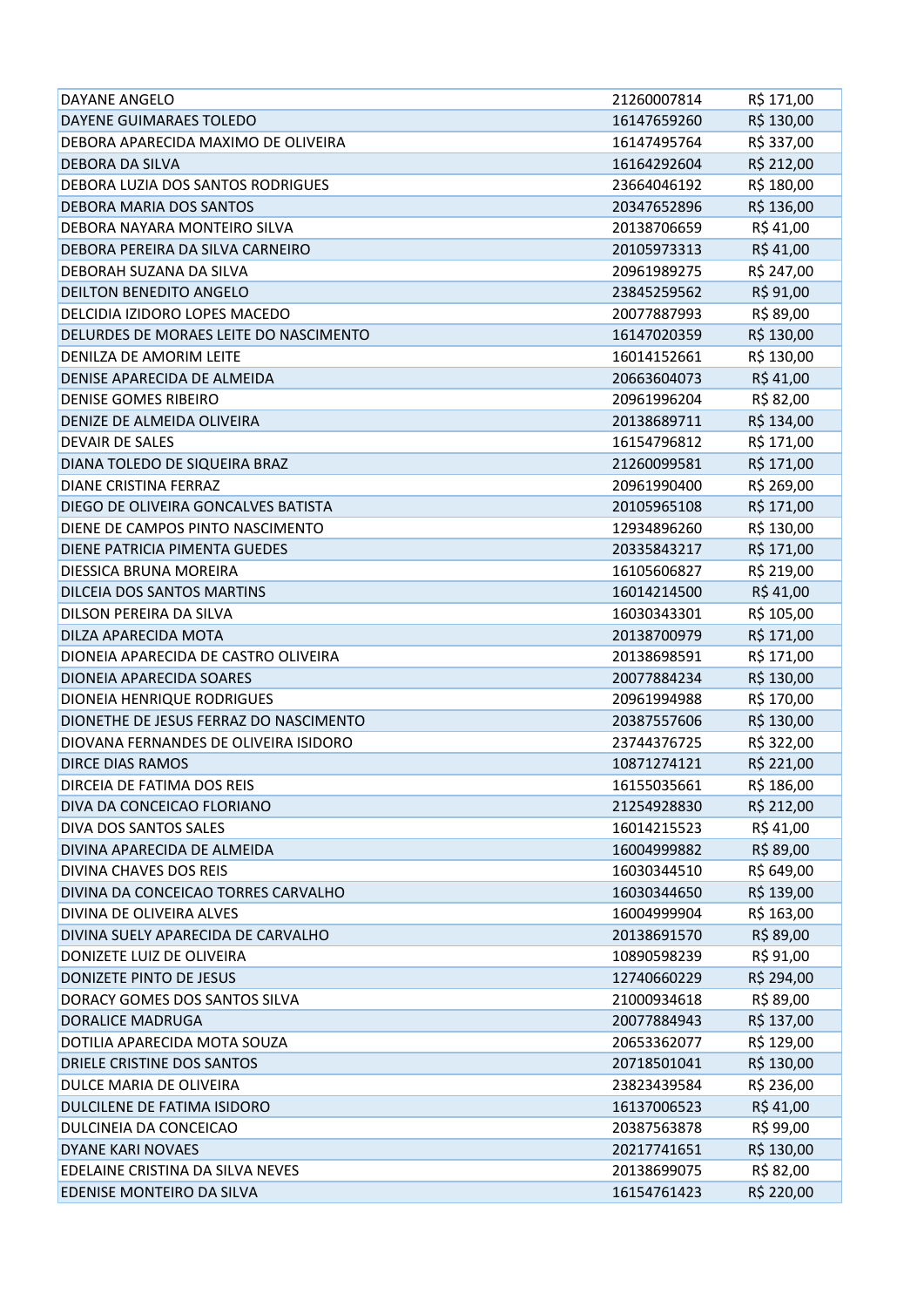| | | |
|---|---|---|
| DAYANE ANGELO | 21260007814 | R$ 171,00 |
| DAYENE GUIMARAES TOLEDO | 16147659260 | R$ 130,00 |
| DEBORA APARECIDA MAXIMO DE OLIVEIRA | 16147495764 | R$ 337,00 |
| DEBORA DA SILVA | 16164292604 | R$ 212,00 |
| DEBORA LUZIA DOS SANTOS RODRIGUES | 23664046192 | R$ 180,00 |
| DEBORA MARIA DOS SANTOS | 20347652896 | R$ 136,00 |
| DEBORA NAYARA MONTEIRO SILVA | 20138706659 | R$ 41,00 |
| DEBORA PEREIRA DA SILVA CARNEIRO | 20105973313 | R$ 41,00 |
| DEBORAH SUZANA DA SILVA | 20961989275 | R$ 247,00 |
| DEILTON BENEDITO ANGELO | 23845259562 | R$ 91,00 |
| DELCIDIA IZIDORO LOPES MACEDO | 20077887993 | R$ 89,00 |
| DELURDES DE MORAES LEITE DO NASCIMENTO | 16147020359 | R$ 130,00 |
| DENILZA DE AMORIM LEITE | 16014152661 | R$ 130,00 |
| DENISE APARECIDA DE ALMEIDA | 20663604073 | R$ 41,00 |
| DENISE GOMES RIBEIRO | 20961996204 | R$ 82,00 |
| DENIZE DE ALMEIDA OLIVEIRA | 20138689711 | R$ 134,00 |
| DEVAIR DE SALES | 16154796812 | R$ 171,00 |
| DIANA TOLEDO DE SIQUEIRA BRAZ | 21260099581 | R$ 171,00 |
| DIANE CRISTINA FERRAZ | 20961990400 | R$ 269,00 |
| DIEGO DE OLIVEIRA GONCALVES BATISTA | 20105965108 | R$ 171,00 |
| DIENE DE CAMPOS PINTO NASCIMENTO | 12934896260 | R$ 130,00 |
| DIENE PATRICIA PIMENTA GUEDES | 20335843217 | R$ 171,00 |
| DIESSICA BRUNA MOREIRA | 16105606827 | R$ 219,00 |
| DILCEIA DOS SANTOS MARTINS | 16014214500 | R$ 41,00 |
| DILSON PEREIRA DA SILVA | 16030343301 | R$ 105,00 |
| DILZA APARECIDA MOTA | 20138700979 | R$ 171,00 |
| DIONEIA APARECIDA DE CASTRO OLIVEIRA | 20138698591 | R$ 171,00 |
| DIONEIA APARECIDA SOARES | 20077884234 | R$ 130,00 |
| DIONEIA HENRIQUE RODRIGUES | 20961994988 | R$ 170,00 |
| DIONETHE DE JESUS FERRAZ DO NASCIMENTO | 20387557606 | R$ 130,00 |
| DIOVANA FERNANDES DE OLIVEIRA ISIDORO | 23744376725 | R$ 322,00 |
| DIRCE DIAS RAMOS | 10871274121 | R$ 221,00 |
| DIRCEIA DE FATIMA DOS REIS | 16155035661 | R$ 186,00 |
| DIVA DA CONCEICAO FLORIANO | 21254928830 | R$ 212,00 |
| DIVA DOS SANTOS SALES | 16014215523 | R$ 41,00 |
| DIVINA APARECIDA DE ALMEIDA | 16004999882 | R$ 89,00 |
| DIVINA CHAVES DOS REIS | 16030344510 | R$ 649,00 |
| DIVINA DA CONCEICAO TORRES CARVALHO | 16030344650 | R$ 139,00 |
| DIVINA DE OLIVEIRA ALVES | 16004999904 | R$ 163,00 |
| DIVINA SUELY APARECIDA DE CARVALHO | 20138691570 | R$ 89,00 |
| DONIZETE LUIZ DE OLIVEIRA | 10890598239 | R$ 91,00 |
| DONIZETE PINTO DE JESUS | 12740660229 | R$ 294,00 |
| DORACY GOMES DOS SANTOS SILVA | 21000934618 | R$ 89,00 |
| DORALICE MADRUGA | 20077884943 | R$ 137,00 |
| DOTILIA APARECIDA MOTA SOUZA | 20653362077 | R$ 129,00 |
| DRIELE CRISTINE DOS SANTOS | 20718501041 | R$ 130,00 |
| DULCE MARIA DE OLIVEIRA | 23823439584 | R$ 236,00 |
| DULCILENE DE FATIMA ISIDORO | 16137006523 | R$ 41,00 |
| DULCINEIA DA CONCEICAO | 20387563878 | R$ 99,00 |
| DYANE KARI NOVAES | 20217741651 | R$ 130,00 |
| EDELAINE CRISTINA DA SILVA NEVES | 20138699075 | R$ 82,00 |
| EDENISE MONTEIRO DA SILVA | 16154761423 | R$ 220,00 |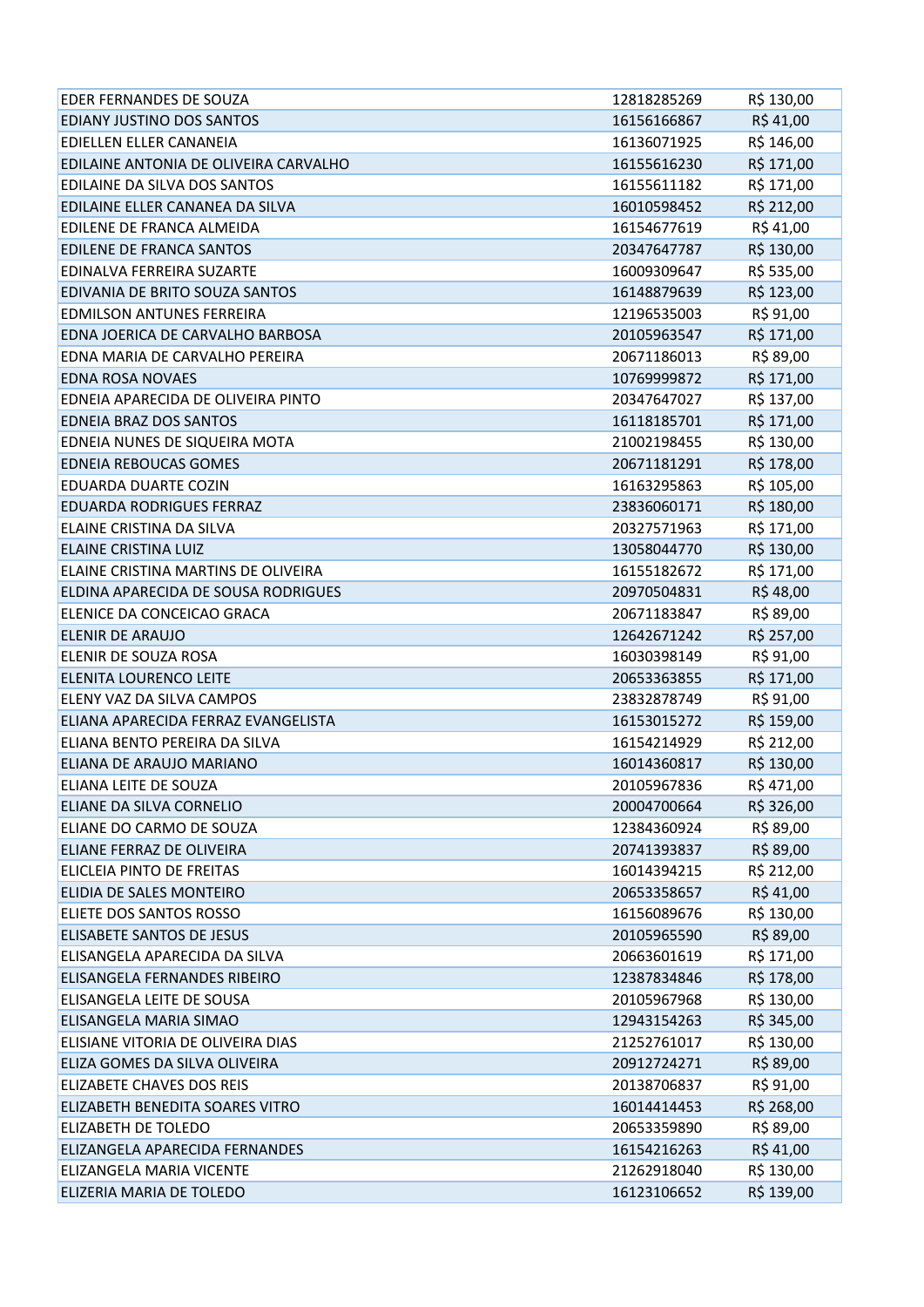| | | |
|---|---|---|
| EDER FERNANDES DE SOUZA | 12818285269 | R$ 130,00 |
| EDIANY JUSTINO DOS SANTOS | 16156166867 | R$ 41,00 |
| EDIELLEN ELLER CANANEIA | 16136071925 | R$ 146,00 |
| EDILAINE ANTONIA DE OLIVEIRA CARVALHO | 16155616230 | R$ 171,00 |
| EDILAINE DA SILVA DOS SANTOS | 16155611182 | R$ 171,00 |
| EDILAINE ELLER CANANEA DA SILVA | 16010598452 | R$ 212,00 |
| EDILENE DE FRANCA ALMEIDA | 16154677619 | R$ 41,00 |
| EDILENE DE FRANCA SANTOS | 20347647787 | R$ 130,00 |
| EDINALVA FERREIRA SUZARTE | 16009309647 | R$ 535,00 |
| EDIVANIA DE BRITO SOUZA SANTOS | 16148879639 | R$ 123,00 |
| EDMILSON ANTUNES FERREIRA | 12196535003 | R$ 91,00 |
| EDNA JOERICA DE CARVALHO BARBOSA | 20105963547 | R$ 171,00 |
| EDNA MARIA DE CARVALHO PEREIRA | 20671186013 | R$ 89,00 |
| EDNA ROSA NOVAES | 10769999872 | R$ 171,00 |
| EDNEIA APARECIDA DE OLIVEIRA PINTO | 20347647027 | R$ 137,00 |
| EDNEIA BRAZ DOS SANTOS | 16118185701 | R$ 171,00 |
| EDNEIA NUNES DE SIQUEIRA MOTA | 21002198455 | R$ 130,00 |
| EDNEIA REBOUCAS GOMES | 20671181291 | R$ 178,00 |
| EDUARDA DUARTE COZIN | 16163295863 | R$ 105,00 |
| EDUARDA RODRIGUES FERRAZ | 23836060171 | R$ 180,00 |
| ELAINE CRISTINA DA SILVA | 20327571963 | R$ 171,00 |
| ELAINE CRISTINA LUIZ | 13058044770 | R$ 130,00 |
| ELAINE CRISTINA MARTINS DE OLIVEIRA | 16155182672 | R$ 171,00 |
| ELDINA APARECIDA DE SOUSA RODRIGUES | 20970504831 | R$ 48,00 |
| ELENICE DA CONCEICAO GRACA | 20671183847 | R$ 89,00 |
| ELENIR DE ARAUJO | 12642671242 | R$ 257,00 |
| ELENIR DE SOUZA ROSA | 16030398149 | R$ 91,00 |
| ELENITA LOURENCO LEITE | 20653363855 | R$ 171,00 |
| ELENY VAZ DA SILVA CAMPOS | 23832878749 | R$ 91,00 |
| ELIANA APARECIDA FERRAZ EVANGELISTA | 16153015272 | R$ 159,00 |
| ELIANA BENTO PEREIRA DA SILVA | 16154214929 | R$ 212,00 |
| ELIANA DE ARAUJO MARIANO | 16014360817 | R$ 130,00 |
| ELIANA LEITE DE SOUZA | 20105967836 | R$ 471,00 |
| ELIANE DA SILVA CORNELIO | 20004700664 | R$ 326,00 |
| ELIANE DO CARMO DE SOUZA | 12384360924 | R$ 89,00 |
| ELIANE FERRAZ DE OLIVEIRA | 20741393837 | R$ 89,00 |
| ELICLEIA PINTO DE FREITAS | 16014394215 | R$ 212,00 |
| ELIDIA DE SALES MONTEIRO | 20653358657 | R$ 41,00 |
| ELIETE DOS SANTOS ROSSO | 16156089676 | R$ 130,00 |
| ELISABETE SANTOS DE JESUS | 20105965590 | R$ 89,00 |
| ELISANGELA APARECIDA DA SILVA | 20663601619 | R$ 171,00 |
| ELISANGELA FERNANDES RIBEIRO | 12387834846 | R$ 178,00 |
| ELISANGELA LEITE DE SOUSA | 20105967968 | R$ 130,00 |
| ELISANGELA MARIA SIMAO | 12943154263 | R$ 345,00 |
| ELISIANE VITORIA DE OLIVEIRA DIAS | 21252761017 | R$ 130,00 |
| ELIZA GOMES DA SILVA OLIVEIRA | 20912724271 | R$ 89,00 |
| ELIZABETE CHAVES DOS REIS | 20138706837 | R$ 91,00 |
| ELIZABETH BENEDITA SOARES VITRO | 16014414453 | R$ 268,00 |
| ELIZABETH DE TOLEDO | 20653359890 | R$ 89,00 |
| ELIZANGELA APARECIDA FERNANDES | 16154216263 | R$ 41,00 |
| ELIZANGELA MARIA VICENTE | 21262918040 | R$ 130,00 |
| ELIZERIA MARIA DE TOLEDO | 16123106652 | R$ 139,00 |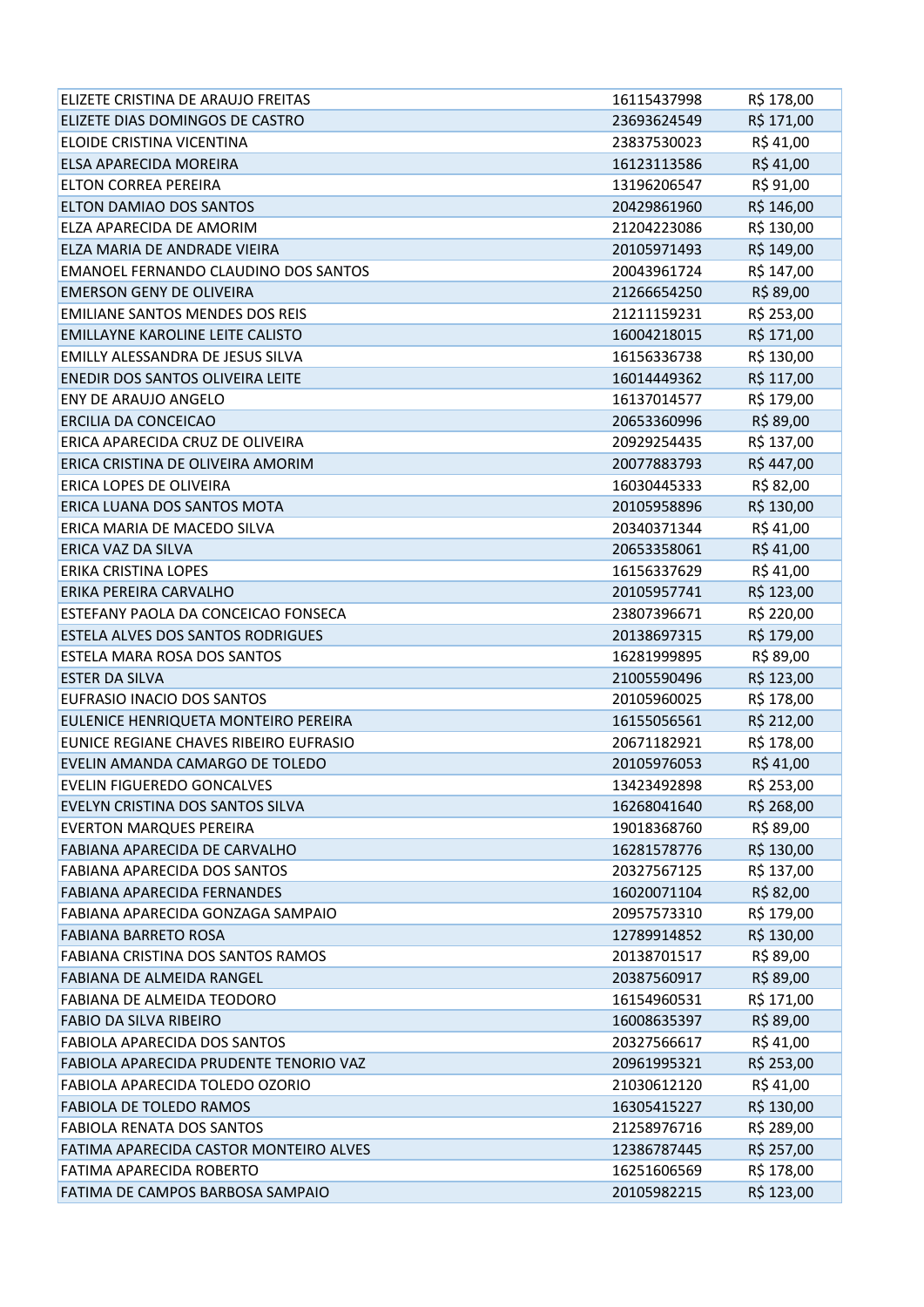| ELIZETE CRISTINA DE ARAUJO FREITAS | 16115437998 | R$ 178,00 |
|---|---|---|
| ELIZETE DIAS DOMINGOS DE CASTRO | 23693624549 | R$ 171,00 |
| ELOIDE CRISTINA VICENTINA | 23837530023 | R$ 41,00 |
| ELSA APARECIDA MOREIRA | 16123113586 | R$ 41,00 |
| ELTON CORREA PEREIRA | 13196206547 | R$ 91,00 |
| ELTON DAMIAO DOS SANTOS | 20429861960 | R$ 146,00 |
| ELZA APARECIDA DE AMORIM | 21204223086 | R$ 130,00 |
| ELZA MARIA DE ANDRADE VIEIRA | 20105971493 | R$ 149,00 |
| EMANOEL FERNANDO CLAUDINO DOS SANTOS | 20043961724 | R$ 147,00 |
| EMERSON GENY DE OLIVEIRA | 21266654250 | R$ 89,00 |
| EMILIANE SANTOS MENDES DOS REIS | 21211159231 | R$ 253,00 |
| EMILLAYNE KAROLINE LEITE CALISTO | 16004218015 | R$ 171,00 |
| EMILLY ALESSANDRA DE JESUS SILVA | 16156336738 | R$ 130,00 |
| ENEDIR DOS SANTOS OLIVEIRA LEITE | 16014449362 | R$ 117,00 |
| ENY DE ARAUJO ANGELO | 16137014577 | R$ 179,00 |
| ERCILIA DA CONCEICAO | 20653360996 | R$ 89,00 |
| ERICA APARECIDA CRUZ DE OLIVEIRA | 20929254435 | R$ 137,00 |
| ERICA CRISTINA DE OLIVEIRA AMORIM | 20077883793 | R$ 447,00 |
| ERICA LOPES DE OLIVEIRA | 16030445333 | R$ 82,00 |
| ERICA LUANA DOS SANTOS MOTA | 20105958896 | R$ 130,00 |
| ERICA MARIA DE MACEDO SILVA | 20340371344 | R$ 41,00 |
| ERICA VAZ DA SILVA | 20653358061 | R$ 41,00 |
| ERIKA CRISTINA LOPES | 16156337629 | R$ 41,00 |
| ERIKA PEREIRA CARVALHO | 20105957741 | R$ 123,00 |
| ESTEFANY PAOLA DA CONCEICAO FONSECA | 23807396671 | R$ 220,00 |
| ESTELA ALVES DOS SANTOS RODRIGUES | 20138697315 | R$ 179,00 |
| ESTELA MARA ROSA DOS SANTOS | 16281999895 | R$ 89,00 |
| ESTER DA SILVA | 21005590496 | R$ 123,00 |
| EUFRASIO INACIO DOS SANTOS | 20105960025 | R$ 178,00 |
| EULENICE HENRIQUETA MONTEIRO PEREIRA | 16155056561 | R$ 212,00 |
| EUNICE REGIANE CHAVES RIBEIRO EUFRASIO | 20671182921 | R$ 178,00 |
| EVELIN AMANDA CAMARGO DE TOLEDO | 20105976053 | R$ 41,00 |
| EVELIN FIGUEREDO GONCALVES | 13423492898 | R$ 253,00 |
| EVELYN CRISTINA DOS SANTOS SILVA | 16268041640 | R$ 268,00 |
| EVERTON MARQUES PEREIRA | 19018368760 | R$ 89,00 |
| FABIANA APARECIDA DE CARVALHO | 16281578776 | R$ 130,00 |
| FABIANA APARECIDA DOS SANTOS | 20327567125 | R$ 137,00 |
| FABIANA APARECIDA FERNANDES | 16020071104 | R$ 82,00 |
| FABIANA APARECIDA GONZAGA SAMPAIO | 20957573310 | R$ 179,00 |
| FABIANA BARRETO ROSA | 12789914852 | R$ 130,00 |
| FABIANA CRISTINA DOS SANTOS RAMOS | 20138701517 | R$ 89,00 |
| FABIANA DE ALMEIDA RANGEL | 20387560917 | R$ 89,00 |
| FABIANA DE ALMEIDA TEODORO | 16154960531 | R$ 171,00 |
| FABIO DA SILVA RIBEIRO | 16008635397 | R$ 89,00 |
| FABIOLA APARECIDA DOS SANTOS | 20327566617 | R$ 41,00 |
| FABIOLA APARECIDA PRUDENTE TENORIO VAZ | 20961995321 | R$ 253,00 |
| FABIOLA APARECIDA TOLEDO OZORIO | 21030612120 | R$ 41,00 |
| FABIOLA DE TOLEDO RAMOS | 16305415227 | R$ 130,00 |
| FABIOLA RENATA DOS SANTOS | 21258976716 | R$ 289,00 |
| FATIMA APARECIDA CASTOR MONTEIRO ALVES | 12386787445 | R$ 257,00 |
| FATIMA APARECIDA ROBERTO | 16251606569 | R$ 178,00 |
| FATIMA DE CAMPOS BARBOSA SAMPAIO | 20105982215 | R$ 123,00 |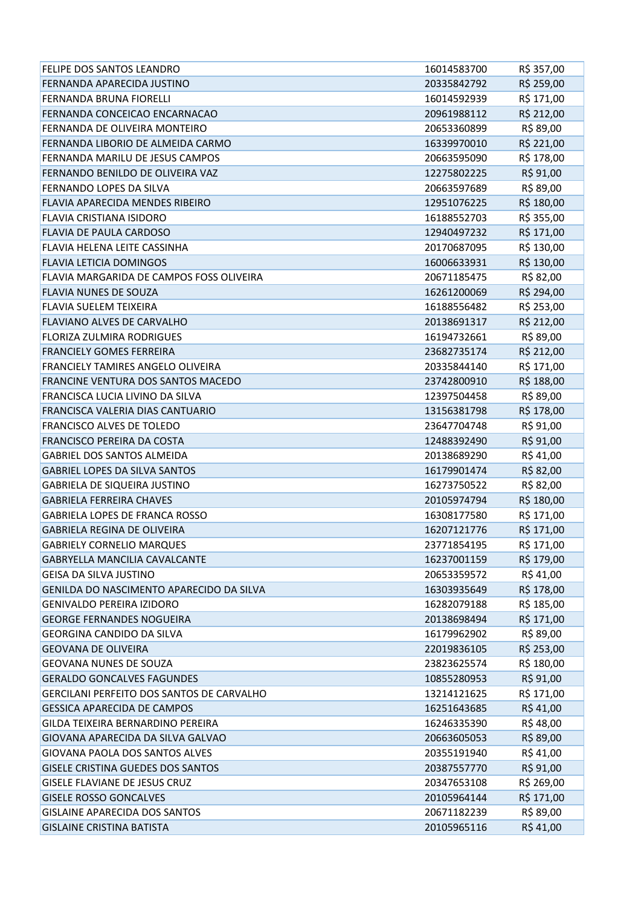| FELIPE DOS SANTOS LEANDRO | 16014583700 | R$ 357,00 |
|---|---|---|
| FERNANDA APARECIDA JUSTINO | 20335842792 | R$ 259,00 |
| FERNANDA BRUNA FIORELLI | 16014592939 | R$ 171,00 |
| FERNANDA CONCEICAO ENCARNACAO | 20961988112 | R$ 212,00 |
| FERNANDA DE OLIVEIRA MONTEIRO | 20653360899 | R$ 89,00 |
| FERNANDA LIBORIO DE ALMEIDA CARMO | 16339970010 | R$ 221,00 |
| FERNANDA MARILU DE JESUS CAMPOS | 20663595090 | R$ 178,00 |
| FERNANDO BENILDO DE OLIVEIRA VAZ | 12275802225 | R$ 91,00 |
| FERNANDO LOPES DA SILVA | 20663597689 | R$ 89,00 |
| FLAVIA APARECIDA MENDES RIBEIRO | 12951076225 | R$ 180,00 |
| FLAVIA CRISTIANA ISIDORO | 16188552703 | R$ 355,00 |
| FLAVIA DE PAULA CARDOSO | 12940497232 | R$ 171,00 |
| FLAVIA HELENA LEITE CASSINHA | 20170687095 | R$ 130,00 |
| FLAVIA LETICIA DOMINGOS | 16006633931 | R$ 130,00 |
| FLAVIA MARGARIDA DE CAMPOS FOSS OLIVEIRA | 20671185475 | R$ 82,00 |
| FLAVIA NUNES DE SOUZA | 16261200069 | R$ 294,00 |
| FLAVIA SUELEM TEIXEIRA | 16188556482 | R$ 253,00 |
| FLAVIANO ALVES DE CARVALHO | 20138691317 | R$ 212,00 |
| FLORIZA ZULMIRA RODRIGUES | 16194732661 | R$ 89,00 |
| FRANCIELY GOMES FERREIRA | 23682735174 | R$ 212,00 |
| FRANCIELY TAMIRES ANGELO OLIVEIRA | 20335844140 | R$ 171,00 |
| FRANCINE VENTURA DOS SANTOS MACEDO | 23742800910 | R$ 188,00 |
| FRANCISCA LUCIA LIVINO DA SILVA | 12397504458 | R$ 89,00 |
| FRANCISCA VALERIA DIAS CANTUARIO | 13156381798 | R$ 178,00 |
| FRANCISCO ALVES DE TOLEDO | 23647704748 | R$ 91,00 |
| FRANCISCO PEREIRA DA COSTA | 12488392490 | R$ 91,00 |
| GABRIEL DOS SANTOS ALMEIDA | 20138689290 | R$ 41,00 |
| GABRIEL LOPES DA SILVA SANTOS | 16179901474 | R$ 82,00 |
| GABRIELA DE SIQUEIRA JUSTINO | 16273750522 | R$ 82,00 |
| GABRIELA FERREIRA CHAVES | 20105974794 | R$ 180,00 |
| GABRIELA LOPES DE FRANCA ROSSO | 16308177580 | R$ 171,00 |
| GABRIELA REGINA DE OLIVEIRA | 16207121776 | R$ 171,00 |
| GABRIELY CORNELIO MARQUES | 23771854195 | R$ 171,00 |
| GABRYELLA MANCILIA CAVALCANTE | 16237001159 | R$ 179,00 |
| GEISA DA SILVA JUSTINO | 20653359572 | R$ 41,00 |
| GENILDA DO NASCIMENTO APARECIDO DA SILVA | 16303935649 | R$ 178,00 |
| GENIVALDO PEREIRA IZIDORO | 16282079188 | R$ 185,00 |
| GEORGE FERNANDES NOGUEIRA | 20138698494 | R$ 171,00 |
| GEORGINA CANDIDO DA SILVA | 16179962902 | R$ 89,00 |
| GEOVANA DE OLIVEIRA | 22019836105 | R$ 253,00 |
| GEOVANA NUNES DE SOUZA | 23823625574 | R$ 180,00 |
| GERALDO GONCALVES FAGUNDES | 10855280953 | R$ 91,00 |
| GERCILANI PERFEITO DOS SANTOS DE CARVALHO | 13214121625 | R$ 171,00 |
| GESSICA APARECIDA DE CAMPOS | 16251643685 | R$ 41,00 |
| GILDA TEIXEIRA BERNARDINO PEREIRA | 16246335390 | R$ 48,00 |
| GIOVANA APARECIDA DA SILVA GALVAO | 20663605053 | R$ 89,00 |
| GIOVANA PAOLA DOS SANTOS ALVES | 20355191940 | R$ 41,00 |
| GISELE CRISTINA GUEDES DOS SANTOS | 20387557770 | R$ 91,00 |
| GISELE FLAVIANE DE JESUS CRUZ | 20347653108 | R$ 269,00 |
| GISELE ROSSO GONCALVES | 20105964144 | R$ 171,00 |
| GISLAINE APARECIDA DOS SANTOS | 20671182239 | R$ 89,00 |
| GISLAINE CRISTINA BATISTA | 20105965116 | R$ 41,00 |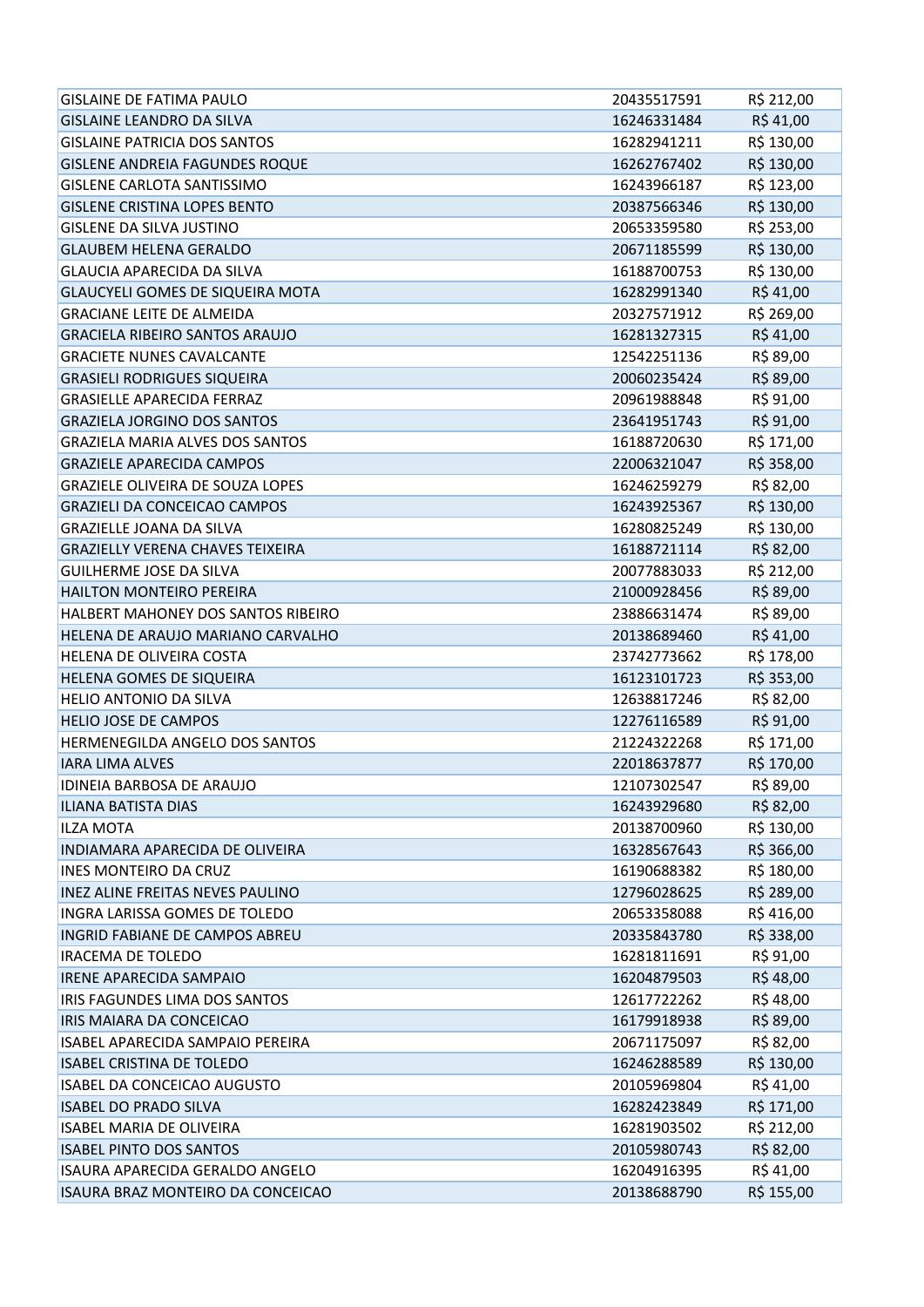| | | |
|---|---|---|
| GISLAINE DE FATIMA PAULO | 20435517591 | R$ 212,00 |
| GISLAINE LEANDRO DA SILVA | 16246331484 | R$ 41,00 |
| GISLAINE PATRICIA DOS SANTOS | 16282941211 | R$ 130,00 |
| GISLENE ANDREIA FAGUNDES ROQUE | 16262767402 | R$ 130,00 |
| GISLENE CARLOTA SANTISSIMO | 16243966187 | R$ 123,00 |
| GISLENE CRISTINA LOPES BENTO | 20387566346 | R$ 130,00 |
| GISLENE DA SILVA JUSTINO | 20653359580 | R$ 253,00 |
| GLAUBEM HELENA GERALDO | 20671185599 | R$ 130,00 |
| GLAUCIA APARECIDA DA SILVA | 16188700753 | R$ 130,00 |
| GLAUCYELI GOMES DE SIQUEIRA MOTA | 16282991340 | R$ 41,00 |
| GRACIANE LEITE DE ALMEIDA | 20327571912 | R$ 269,00 |
| GRACIELA RIBEIRO SANTOS ARAUJO | 16281327315 | R$ 41,00 |
| GRACIETE NUNES CAVALCANTE | 12542251136 | R$ 89,00 |
| GRASIELI RODRIGUES SIQUEIRA | 20060235424 | R$ 89,00 |
| GRASIELLE APARECIDA FERRAZ | 20961988848 | R$ 91,00 |
| GRAZIELA JORGINO DOS SANTOS | 23641951743 | R$ 91,00 |
| GRAZIELA MARIA ALVES DOS SANTOS | 16188720630 | R$ 171,00 |
| GRAZIELE APARECIDA CAMPOS | 22006321047 | R$ 358,00 |
| GRAZIELE OLIVEIRA DE SOUZA LOPES | 16246259279 | R$ 82,00 |
| GRAZIELI DA CONCEICAO CAMPOS | 16243925367 | R$ 130,00 |
| GRAZIELLE JOANA DA SILVA | 16280825249 | R$ 130,00 |
| GRAZIELLY VERENA CHAVES TEIXEIRA | 16188721114 | R$ 82,00 |
| GUILHERME JOSE DA SILVA | 20077883033 | R$ 212,00 |
| HAILTON MONTEIRO PEREIRA | 21000928456 | R$ 89,00 |
| HALBERT MAHONEY DOS SANTOS RIBEIRO | 23886631474 | R$ 89,00 |
| HELENA DE ARAUJO MARIANO CARVALHO | 20138689460 | R$ 41,00 |
| HELENA DE OLIVEIRA COSTA | 23742773662 | R$ 178,00 |
| HELENA GOMES DE SIQUEIRA | 16123101723 | R$ 353,00 |
| HELIO ANTONIO DA SILVA | 12638817246 | R$ 82,00 |
| HELIO JOSE DE CAMPOS | 12276116589 | R$ 91,00 |
| HERMENEGILDA ANGELO DOS SANTOS | 21224322268 | R$ 171,00 |
| IARA LIMA ALVES | 22018637877 | R$ 170,00 |
| IDINEIA BARBOSA DE ARAUJO | 12107302547 | R$ 89,00 |
| ILIANA BATISTA DIAS | 16243929680 | R$ 82,00 |
| ILZA MOTA | 20138700960 | R$ 130,00 |
| INDIAMARA APARECIDA DE OLIVEIRA | 16328567643 | R$ 366,00 |
| INES MONTEIRO DA CRUZ | 16190688382 | R$ 180,00 |
| INEZ ALINE FREITAS NEVES PAULINO | 12796028625 | R$ 289,00 |
| INGRA LARISSA GOMES DE TOLEDO | 20653358088 | R$ 416,00 |
| INGRID FABIANE DE CAMPOS ABREU | 20335843780 | R$ 338,00 |
| IRACEMA DE TOLEDO | 16281811691 | R$ 91,00 |
| IRENE APARECIDA SAMPAIO | 16204879503 | R$ 48,00 |
| IRIS FAGUNDES LIMA DOS SANTOS | 12617722262 | R$ 48,00 |
| IRIS MAIARA DA CONCEICAO | 16179918938 | R$ 89,00 |
| ISABEL APARECIDA SAMPAIO PEREIRA | 20671175097 | R$ 82,00 |
| ISABEL CRISTINA DE TOLEDO | 16246288589 | R$ 130,00 |
| ISABEL DA CONCEICAO AUGUSTO | 20105969804 | R$ 41,00 |
| ISABEL DO PRADO SILVA | 16282423849 | R$ 171,00 |
| ISABEL MARIA DE OLIVEIRA | 16281903502 | R$ 212,00 |
| ISABEL PINTO DOS SANTOS | 20105980743 | R$ 82,00 |
| ISAURA APARECIDA GERALDO ANGELO | 16204916395 | R$ 41,00 |
| ISAURA BRAZ MONTEIRO DA CONCEICAO | 20138688790 | R$ 155,00 |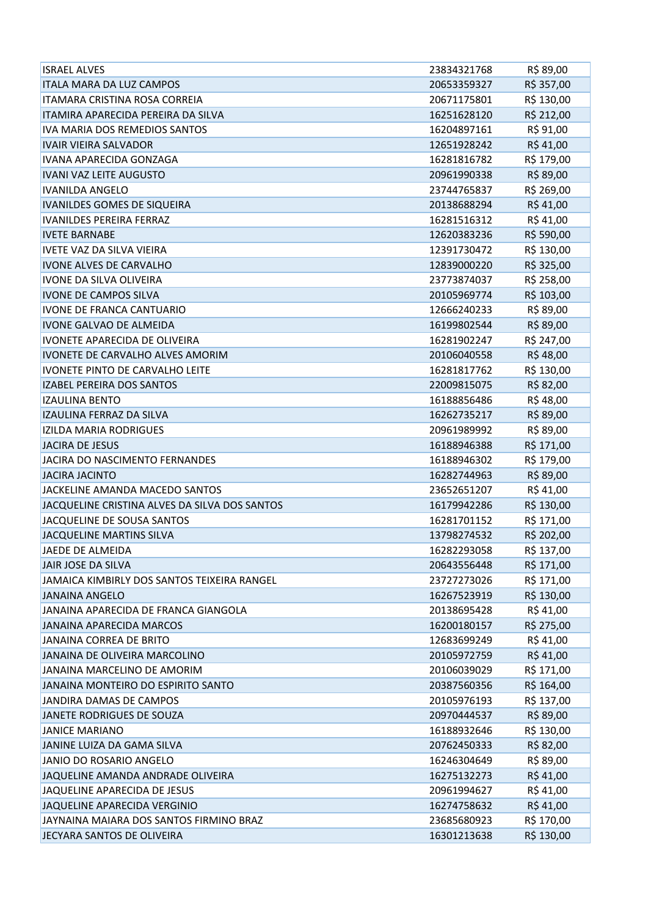| | | |
|---|---|---|
| ISRAEL ALVES | 23834321768 | R$ 89,00 |
| ITALA MARA DA LUZ CAMPOS | 20653359327 | R$ 357,00 |
| ITAMARA CRISTINA ROSA CORREIA | 20671175801 | R$ 130,00 |
| ITAMIRA APARECIDA PEREIRA DA SILVA | 16251628120 | R$ 212,00 |
| IVA MARIA DOS REMEDIOS SANTOS | 16204897161 | R$ 91,00 |
| IVAIR VIEIRA SALVADOR | 12651928242 | R$ 41,00 |
| IVANA APARECIDA GONZAGA | 16281816782 | R$ 179,00 |
| IVANI VAZ LEITE AUGUSTO | 20961990338 | R$ 89,00 |
| IVANILDA ANGELO | 23744765837 | R$ 269,00 |
| IVANILDES GOMES DE SIQUEIRA | 20138688294 | R$ 41,00 |
| IVANILDES PEREIRA FERRAZ | 16281516312 | R$ 41,00 |
| IVETE BARNABE | 12620383236 | R$ 590,00 |
| IVETE VAZ DA SILVA VIEIRA | 12391730472 | R$ 130,00 |
| IVONE ALVES DE CARVALHO | 12839000220 | R$ 325,00 |
| IVONE DA SILVA OLIVEIRA | 23773874037 | R$ 258,00 |
| IVONE DE CAMPOS SILVA | 20105969774 | R$ 103,00 |
| IVONE DE FRANCA CANTUARIO | 12666240233 | R$ 89,00 |
| IVONE GALVAO DE ALMEIDA | 16199802544 | R$ 89,00 |
| IVONETE APARECIDA DE OLIVEIRA | 16281902247 | R$ 247,00 |
| IVONETE DE CARVALHO ALVES AMORIM | 20106040558 | R$ 48,00 |
| IVONETE PINTO DE CARVALHO LEITE | 16281817762 | R$ 130,00 |
| IZABEL PEREIRA DOS SANTOS | 22009815075 | R$ 82,00 |
| IZAULINA BENTO | 16188856486 | R$ 48,00 |
| IZAULINA FERRAZ DA SILVA | 16262735217 | R$ 89,00 |
| IZILDA MARIA RODRIGUES | 20961989992 | R$ 89,00 |
| JACIRA DE JESUS | 16188946388 | R$ 171,00 |
| JACIRA DO NASCIMENTO FERNANDES | 16188946302 | R$ 179,00 |
| JACIRA JACINTO | 16282744963 | R$ 89,00 |
| JACKELINE AMANDA MACEDO SANTOS | 23652651207 | R$ 41,00 |
| JACQUELINE CRISTINA ALVES DA SILVA DOS SANTOS | 16179942286 | R$ 130,00 |
| JACQUELINE DE SOUSA SANTOS | 16281701152 | R$ 171,00 |
| JACQUELINE MARTINS SILVA | 13798274532 | R$ 202,00 |
| JAEDE DE ALMEIDA | 16282293058 | R$ 137,00 |
| JAIR JOSE DA SILVA | 20643556448 | R$ 171,00 |
| JAMAICA KIMBIRLY DOS SANTOS TEIXEIRA RANGEL | 23727273026 | R$ 171,00 |
| JANAINA ANGELO | 16267523919 | R$ 130,00 |
| JANAINA APARECIDA DE FRANCA GIANGOLA | 20138695428 | R$ 41,00 |
| JANAINA APARECIDA MARCOS | 16200180157 | R$ 275,00 |
| JANAINA CORREA DE BRITO | 12683699249 | R$ 41,00 |
| JANAINA DE OLIVEIRA MARCOLINO | 20105972759 | R$ 41,00 |
| JANAINA MARCELINO DE AMORIM | 20106039029 | R$ 171,00 |
| JANAINA MONTEIRO DO ESPIRITO SANTO | 20387560356 | R$ 164,00 |
| JANDIRA DAMAS DE CAMPOS | 20105976193 | R$ 137,00 |
| JANETE RODRIGUES DE SOUZA | 20970444537 | R$ 89,00 |
| JANICE MARIANO | 16188932646 | R$ 130,00 |
| JANINE LUIZA DA GAMA SILVA | 20762450333 | R$ 82,00 |
| JANIO DO ROSARIO ANGELO | 16246304649 | R$ 89,00 |
| JAQUELINE AMANDA ANDRADE OLIVEIRA | 16275132273 | R$ 41,00 |
| JAQUELINE APARECIDA DE JESUS | 20961994627 | R$ 41,00 |
| JAQUELINE APARECIDA VERGINIO | 16274758632 | R$ 41,00 |
| JAYNAINA MAIARA DOS SANTOS FIRMINO BRAZ | 23685680923 | R$ 170,00 |
| JECYARA SANTOS DE OLIVEIRA | 16301213638 | R$ 130,00 |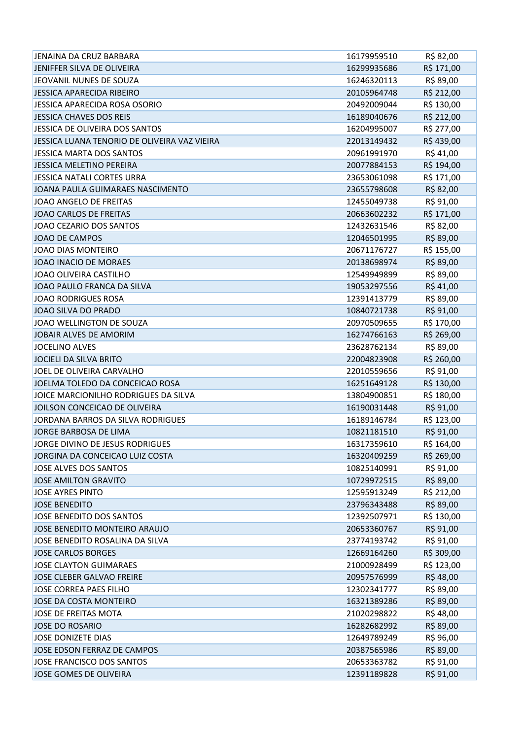| | | |
|---|---|---|
| JENAINA DA CRUZ BARBARA | 16179959510 | R$ 82,00 |
| JENIFFER SILVA DE OLIVEIRA | 16299935686 | R$ 171,00 |
| JEOVANIL NUNES DE SOUZA | 16246320113 | R$ 89,00 |
| JESSICA APARECIDA RIBEIRO | 20105964748 | R$ 212,00 |
| JESSICA APARECIDA ROSA OSORIO | 20492009044 | R$ 130,00 |
| JESSICA CHAVES DOS REIS | 16189040676 | R$ 212,00 |
| JESSICA DE OLIVEIRA DOS SANTOS | 16204995007 | R$ 277,00 |
| JESSICA LUANA TENORIO DE OLIVEIRA VAZ VIEIRA | 22013149432 | R$ 439,00 |
| JESSICA MARTA DOS SANTOS | 20961991970 | R$ 41,00 |
| JESSICA MELETINO PEREIRA | 20077884153 | R$ 194,00 |
| JESSICA NATALI CORTES URRA | 23653061098 | R$ 171,00 |
| JOANA PAULA GUIMARAES NASCIMENTO | 23655798608 | R$ 82,00 |
| JOAO ANGELO DE FREITAS | 12455049738 | R$ 91,00 |
| JOAO CARLOS DE FREITAS | 20663602232 | R$ 171,00 |
| JOAO CEZARIO DOS SANTOS | 12432631546 | R$ 82,00 |
| JOAO DE CAMPOS | 12046501995 | R$ 89,00 |
| JOAO DIAS MONTEIRO | 20671176727 | R$ 155,00 |
| JOAO INACIO DE MORAES | 20138698974 | R$ 89,00 |
| JOAO OLIVEIRA CASTILHO | 12549949899 | R$ 89,00 |
| JOAO PAULO FRANCA DA SILVA | 19053297556 | R$ 41,00 |
| JOAO RODRIGUES ROSA | 12391413779 | R$ 89,00 |
| JOAO SILVA DO PRADO | 10840721738 | R$ 91,00 |
| JOAO WELLINGTON DE SOUZA | 20970509655 | R$ 170,00 |
| JOBAIR ALVES DE AMORIM | 16274766163 | R$ 269,00 |
| JOCELINO ALVES | 23628762134 | R$ 89,00 |
| JOCIELI DA SILVA BRITO | 22004823908 | R$ 260,00 |
| JOEL DE OLIVEIRA CARVALHO | 22010559656 | R$ 91,00 |
| JOELMA TOLEDO DA CONCEICAO ROSA | 16251649128 | R$ 130,00 |
| JOICE MARCIONILHO RODRIGUES DA SILVA | 13804900851 | R$ 180,00 |
| JOILSON CONCEICAO DE OLIVEIRA | 16190031448 | R$ 91,00 |
| JORDANA BARROS DA SILVA RODRIGUES | 16189146784 | R$ 123,00 |
| JORGE BARBOSA DE LIMA | 10821181510 | R$ 91,00 |
| JORGE DIVINO DE JESUS RODRIGUES | 16317359610 | R$ 164,00 |
| JORGINA DA CONCEICAO LUIZ COSTA | 16320409259 | R$ 269,00 |
| JOSE ALVES DOS SANTOS | 10825140991 | R$ 91,00 |
| JOSE AMILTON GRAVITO | 10729972515 | R$ 89,00 |
| JOSE AYRES PINTO | 12595913249 | R$ 212,00 |
| JOSE BENEDITO | 23796343488 | R$ 89,00 |
| JOSE BENEDITO DOS SANTOS | 12392507971 | R$ 130,00 |
| JOSE BENEDITO MONTEIRO ARAUJO | 20653360767 | R$ 91,00 |
| JOSE BENEDITO ROSALINA DA SILVA | 23774193742 | R$ 91,00 |
| JOSE CARLOS BORGES | 12669164260 | R$ 309,00 |
| JOSE CLAYTON GUIMARAES | 21000928499 | R$ 123,00 |
| JOSE CLEBER GALVAO FREIRE | 20957576999 | R$ 48,00 |
| JOSE CORREA PAES FILHO | 12302341777 | R$ 89,00 |
| JOSE DA COSTA MONTEIRO | 16321389286 | R$ 89,00 |
| JOSE DE FREITAS MOTA | 21020298822 | R$ 48,00 |
| JOSE DO ROSARIO | 16282682992 | R$ 89,00 |
| JOSE DONIZETE DIAS | 12649789249 | R$ 96,00 |
| JOSE EDSON FERRAZ DE CAMPOS | 20387565986 | R$ 89,00 |
| JOSE FRANCISCO DOS SANTOS | 20653363782 | R$ 91,00 |
| JOSE GOMES DE OLIVEIRA | 12391189828 | R$ 91,00 |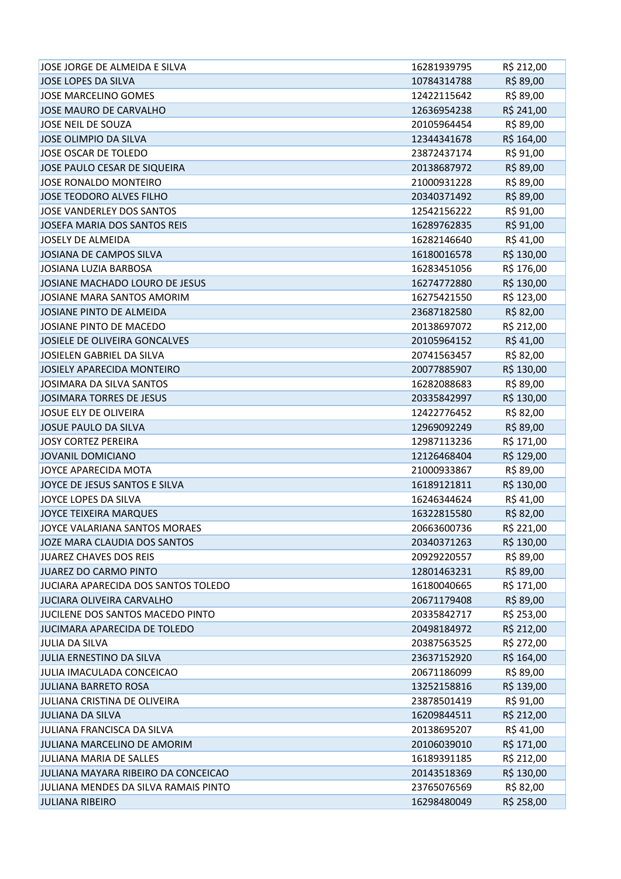| | | |
|---|---|---|
| JOSE JORGE DE ALMEIDA E SILVA | 16281939795 | R$ 212,00 |
| JOSE LOPES DA SILVA | 10784314788 | R$ 89,00 |
| JOSE MARCELINO GOMES | 12422115642 | R$ 89,00 |
| JOSE MAURO DE CARVALHO | 12636954238 | R$ 241,00 |
| JOSE NEIL DE SOUZA | 20105964454 | R$ 89,00 |
| JOSE OLIMPIO DA SILVA | 12344341678 | R$ 164,00 |
| JOSE OSCAR DE TOLEDO | 23872437174 | R$ 91,00 |
| JOSE PAULO CESAR DE SIQUEIRA | 20138687972 | R$ 89,00 |
| JOSE RONALDO MONTEIRO | 21000931228 | R$ 89,00 |
| JOSE TEODORO ALVES FILHO | 20340371492 | R$ 89,00 |
| JOSE VANDERLEY DOS SANTOS | 12542156222 | R$ 91,00 |
| JOSEFA MARIA DOS SANTOS REIS | 16289762835 | R$ 91,00 |
| JOSELY DE ALMEIDA | 16282146640 | R$ 41,00 |
| JOSIANA DE CAMPOS SILVA | 16180016578 | R$ 130,00 |
| JOSIANA LUZIA BARBOSA | 16283451056 | R$ 176,00 |
| JOSIANE MACHADO LOURO DE JESUS | 16274772880 | R$ 130,00 |
| JOSIANE MARA SANTOS AMORIM | 16275421550 | R$ 123,00 |
| JOSIANE PINTO DE ALMEIDA | 23687182580 | R$ 82,00 |
| JOSIANE PINTO DE MACEDO | 20138697072 | R$ 212,00 |
| JOSIELE DE OLIVEIRA GONCALVES | 20105964152 | R$ 41,00 |
| JOSIELEN GABRIEL DA SILVA | 20741563457 | R$ 82,00 |
| JOSIELY APARECIDA MONTEIRO | 20077885907 | R$ 130,00 |
| JOSIMARA DA SILVA SANTOS | 16282088683 | R$ 89,00 |
| JOSIMARA TORRES DE JESUS | 20335842997 | R$ 130,00 |
| JOSUE ELY DE OLIVEIRA | 12422776452 | R$ 82,00 |
| JOSUE PAULO DA SILVA | 12969092249 | R$ 89,00 |
| JOSY CORTEZ PEREIRA | 12987113236 | R$ 171,00 |
| JOVANIL DOMICIANO | 12126468404 | R$ 129,00 |
| JOYCE APARECIDA MOTA | 21000933867 | R$ 89,00 |
| JOYCE DE JESUS SANTOS E SILVA | 16189121811 | R$ 130,00 |
| JOYCE LOPES DA SILVA | 16246344624 | R$ 41,00 |
| JOYCE TEIXEIRA MARQUES | 16322815580 | R$ 82,00 |
| JOYCE VALARIANA SANTOS MORAES | 20663600736 | R$ 221,00 |
| JOZE MARA CLAUDIA DOS SANTOS | 20340371263 | R$ 130,00 |
| JUAREZ CHAVES DOS REIS | 20929220557 | R$ 89,00 |
| JUAREZ DO CARMO PINTO | 12801463231 | R$ 89,00 |
| JUCIARA APARECIDA DOS SANTOS TOLEDO | 16180040665 | R$ 171,00 |
| JUCIARA OLIVEIRA CARVALHO | 20671179408 | R$ 89,00 |
| JUCILENE DOS SANTOS MACEDO PINTO | 20335842717 | R$ 253,00 |
| JUCIMARA APARECIDA DE TOLEDO | 20498184972 | R$ 212,00 |
| JULIA DA SILVA | 20387563525 | R$ 272,00 |
| JULIA ERNESTINO DA SILVA | 23637152920 | R$ 164,00 |
| JULIA IMACULADA CONCEICAO | 20671186099 | R$ 89,00 |
| JULIANA BARRETO ROSA | 13252158816 | R$ 139,00 |
| JULIANA CRISTINA DE OLIVEIRA | 23878501419 | R$ 91,00 |
| JULIANA DA SILVA | 16209844511 | R$ 212,00 |
| JULIANA FRANCISCA DA SILVA | 20138695207 | R$ 41,00 |
| JULIANA MARCELINO DE AMORIM | 20106039010 | R$ 171,00 |
| JULIANA MARIA DE SALLES | 16189391185 | R$ 212,00 |
| JULIANA MAYARA RIBEIRO DA CONCEICAO | 20143518369 | R$ 130,00 |
| JULIANA MENDES DA SILVA RAMAIS PINTO | 23765076569 | R$ 82,00 |
| JULIANA RIBEIRO | 16298480049 | R$ 258,00 |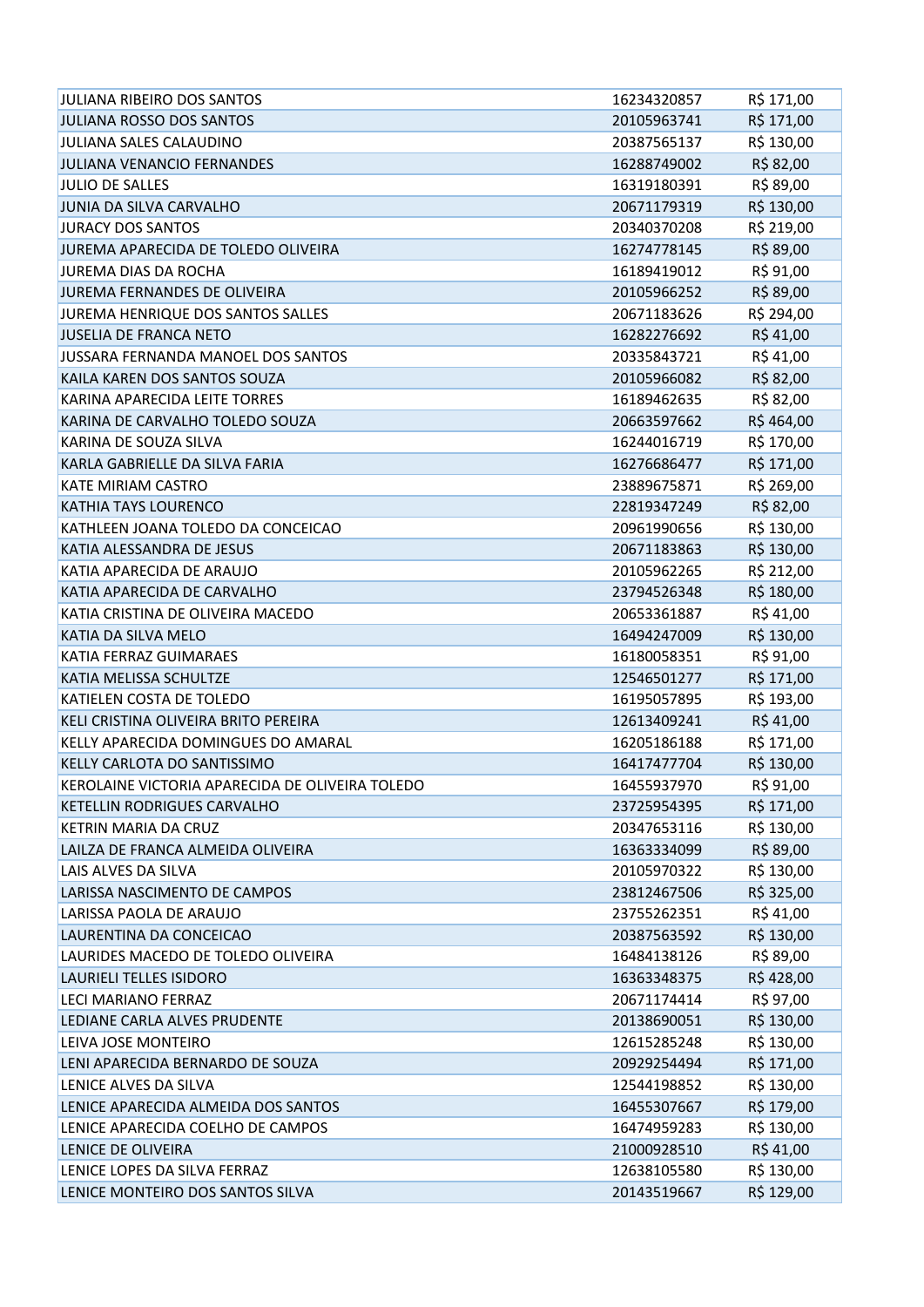| | | |
|---|---|---|
| JULIANA RIBEIRO DOS SANTOS | 16234320857 | R$ 171,00 |
| JULIANA ROSSO DOS SANTOS | 20105963741 | R$ 171,00 |
| JULIANA SALES CALAUDINO | 20387565137 | R$ 130,00 |
| JULIANA VENANCIO FERNANDES | 16288749002 | R$ 82,00 |
| JULIO DE SALLES | 16319180391 | R$ 89,00 |
| JUNIA DA SILVA CARVALHO | 20671179319 | R$ 130,00 |
| JURACY DOS SANTOS | 20340370208 | R$ 219,00 |
| JUREMA APARECIDA DE TOLEDO OLIVEIRA | 16274778145 | R$ 89,00 |
| JUREMA DIAS DA ROCHA | 16189419012 | R$ 91,00 |
| JUREMA FERNANDES DE OLIVEIRA | 20105966252 | R$ 89,00 |
| JUREMA HENRIQUE DOS SANTOS SALLES | 20671183626 | R$ 294,00 |
| JUSELIA DE FRANCA NETO | 16282276692 | R$ 41,00 |
| JUSSARA FERNANDA MANOEL DOS SANTOS | 20335843721 | R$ 41,00 |
| KAILA KAREN DOS SANTOS SOUZA | 20105966082 | R$ 82,00 |
| KARINA APARECIDA LEITE TORRES | 16189462635 | R$ 82,00 |
| KARINA DE CARVALHO TOLEDO SOUZA | 20663597662 | R$ 464,00 |
| KARINA DE SOUZA SILVA | 16244016719 | R$ 170,00 |
| KARLA GABRIELLE DA SILVA FARIA | 16276686477 | R$ 171,00 |
| KATE MIRIAM CASTRO | 23889675871 | R$ 269,00 |
| KATHIA TAYS LOURENCO | 22819347249 | R$ 82,00 |
| KATHLEEN JOANA TOLEDO DA CONCEICAO | 20961990656 | R$ 130,00 |
| KATIA ALESSANDRA DE JESUS | 20671183863 | R$ 130,00 |
| KATIA APARECIDA DE ARAUJO | 20105962265 | R$ 212,00 |
| KATIA APARECIDA DE CARVALHO | 23794526348 | R$ 180,00 |
| KATIA CRISTINA DE OLIVEIRA MACEDO | 20653361887 | R$ 41,00 |
| KATIA DA SILVA MELO | 16494247009 | R$ 130,00 |
| KATIA FERRAZ GUIMARAES | 16180058351 | R$ 91,00 |
| KATIA MELISSA SCHULTZE | 12546501277 | R$ 171,00 |
| KATIELEN COSTA DE TOLEDO | 16195057895 | R$ 193,00 |
| KELI CRISTINA OLIVEIRA BRITO PEREIRA | 12613409241 | R$ 41,00 |
| KELLY APARECIDA DOMINGUES DO AMARAL | 16205186188 | R$ 171,00 |
| KELLY CARLOTA DO SANTISSIMO | 16417477704 | R$ 130,00 |
| KEROLAINE VICTORIA APARECIDA DE OLIVEIRA TOLEDO | 16455937970 | R$ 91,00 |
| KETELLIN RODRIGUES CARVALHO | 23725954395 | R$ 171,00 |
| KETRIN MARIA DA CRUZ | 20347653116 | R$ 130,00 |
| LAILZA DE FRANCA ALMEIDA OLIVEIRA | 16363334099 | R$ 89,00 |
| LAIS ALVES DA SILVA | 20105970322 | R$ 130,00 |
| LARISSA NASCIMENTO DE CAMPOS | 23812467506 | R$ 325,00 |
| LARISSA PAOLA DE ARAUJO | 23755262351 | R$ 41,00 |
| LAURENTINA DA CONCEICAO | 20387563592 | R$ 130,00 |
| LAURIDES MACEDO DE TOLEDO OLIVEIRA | 16484138126 | R$ 89,00 |
| LAURIELI TELLES ISIDORO | 16363348375 | R$ 428,00 |
| LECI MARIANO FERRAZ | 20671174414 | R$ 97,00 |
| LEDIANE CARLA ALVES PRUDENTE | 20138690051 | R$ 130,00 |
| LEIVA JOSE MONTEIRO | 12615285248 | R$ 130,00 |
| LENI APARECIDA BERNARDO DE SOUZA | 20929254494 | R$ 171,00 |
| LENICE ALVES DA SILVA | 12544198852 | R$ 130,00 |
| LENICE APARECIDA ALMEIDA DOS SANTOS | 16455307667 | R$ 179,00 |
| LENICE APARECIDA COELHO DE CAMPOS | 16474959283 | R$ 130,00 |
| LENICE DE OLIVEIRA | 21000928510 | R$ 41,00 |
| LENICE LOPES DA SILVA FERRAZ | 12638105580 | R$ 130,00 |
| LENICE MONTEIRO DOS SANTOS SILVA | 20143519667 | R$ 129,00 |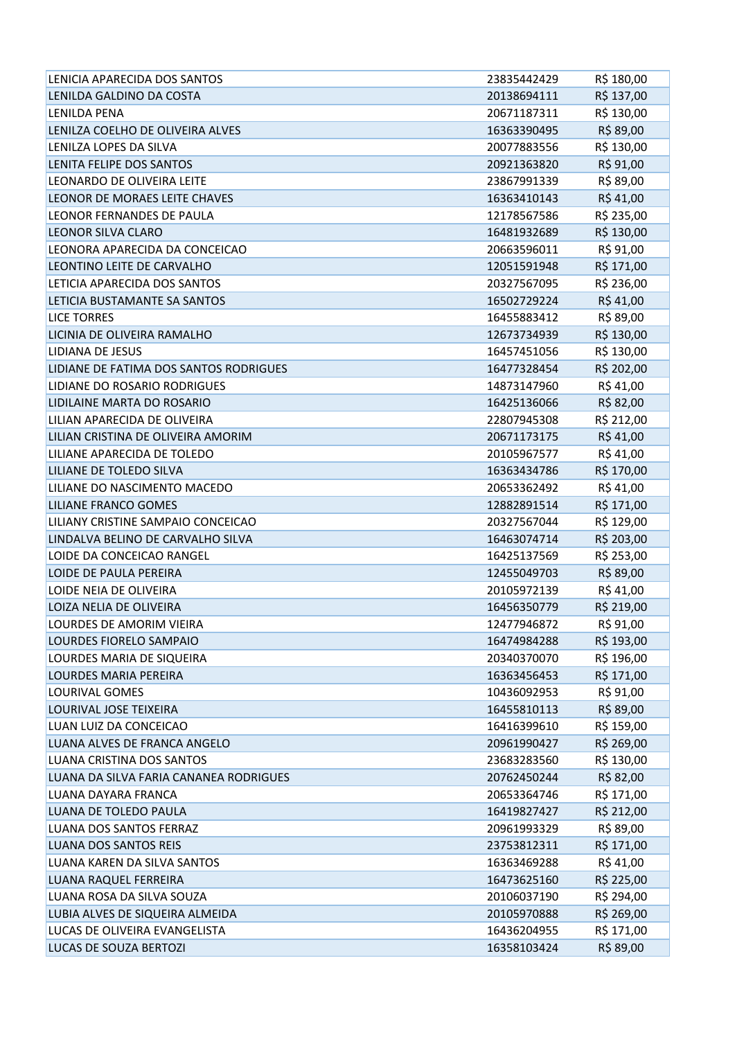| | | |
|---|---|---|
| LENICIA APARECIDA DOS SANTOS | 23835442429 | R$ 180,00 |
| LENILDA GALDINO DA COSTA | 20138694111 | R$ 137,00 |
| LENILDA PENA | 20671187311 | R$ 130,00 |
| LENILZA COELHO DE OLIVEIRA ALVES | 16363390495 | R$ 89,00 |
| LENILZA LOPES DA SILVA | 20077883556 | R$ 130,00 |
| LENITA FELIPE DOS SANTOS | 20921363820 | R$ 91,00 |
| LEONARDO DE OLIVEIRA LEITE | 23867991339 | R$ 89,00 |
| LEONOR DE MORAES LEITE CHAVES | 16363410143 | R$ 41,00 |
| LEONOR FERNANDES DE PAULA | 12178567586 | R$ 235,00 |
| LEONOR SILVA CLARO | 16481932689 | R$ 130,00 |
| LEONORA APARECIDA DA CONCEICAO | 20663596011 | R$ 91,00 |
| LEONTINO LEITE DE CARVALHO | 12051591948 | R$ 171,00 |
| LETICIA APARECIDA DOS SANTOS | 20327567095 | R$ 236,00 |
| LETICIA BUSTAMANTE SA SANTOS | 16502729224 | R$ 41,00 |
| LICE TORRES | 16455883412 | R$ 89,00 |
| LICINIA DE OLIVEIRA RAMALHO | 12673734939 | R$ 130,00 |
| LIDIANA DE JESUS | 16457451056 | R$ 130,00 |
| LIDIANE DE FATIMA DOS SANTOS RODRIGUES | 16477328454 | R$ 202,00 |
| LIDIANE DO ROSARIO RODRIGUES | 14873147960 | R$ 41,00 |
| LIDILAINE MARTA DO ROSARIO | 16425136066 | R$ 82,00 |
| LILIAN APARECIDA DE OLIVEIRA | 22807945308 | R$ 212,00 |
| LILIAN CRISTINA DE OLIVEIRA AMORIM | 20671173175 | R$ 41,00 |
| LILIANE APARECIDA DE TOLEDO | 20105967577 | R$ 41,00 |
| LILIANE DE TOLEDO SILVA | 16363434786 | R$ 170,00 |
| LILIANE DO NASCIMENTO MACEDO | 20653362492 | R$ 41,00 |
| LILIANE FRANCO GOMES | 12882891514 | R$ 171,00 |
| LILIANY CRISTINE SAMPAIO CONCEICAO | 20327567044 | R$ 129,00 |
| LINDALVA BELINO DE CARVALHO SILVA | 16463074714 | R$ 203,00 |
| LOIDE DA CONCEICAO RANGEL | 16425137569 | R$ 253,00 |
| LOIDE DE PAULA PEREIRA | 12455049703 | R$ 89,00 |
| LOIDE NEIA DE OLIVEIRA | 20105972139 | R$ 41,00 |
| LOIZA NELIA DE OLIVEIRA | 16456350779 | R$ 219,00 |
| LOURDES DE AMORIM VIEIRA | 12477946872 | R$ 91,00 |
| LOURDES FIORELO SAMPAIO | 16474984288 | R$ 193,00 |
| LOURDES MARIA DE SIQUEIRA | 20340370070 | R$ 196,00 |
| LOURDES MARIA PEREIRA | 16363456453 | R$ 171,00 |
| LOURIVAL GOMES | 10436092953 | R$ 91,00 |
| LOURIVAL JOSE TEIXEIRA | 16455810113 | R$ 89,00 |
| LUAN LUIZ DA CONCEICAO | 16416399610 | R$ 159,00 |
| LUANA ALVES DE FRANCA ANGELO | 20961990427 | R$ 269,00 |
| LUANA CRISTINA DOS SANTOS | 23683283560 | R$ 130,00 |
| LUANA DA SILVA FARIA CANANEA RODRIGUES | 20762450244 | R$ 82,00 |
| LUANA DAYARA FRANCA | 20653364746 | R$ 171,00 |
| LUANA DE TOLEDO PAULA | 16419827427 | R$ 212,00 |
| LUANA DOS SANTOS FERRAZ | 20961993329 | R$ 89,00 |
| LUANA DOS SANTOS REIS | 23753812311 | R$ 171,00 |
| LUANA KAREN DA SILVA SANTOS | 16363469288 | R$ 41,00 |
| LUANA RAQUEL FERREIRA | 16473625160 | R$ 225,00 |
| LUANA ROSA DA SILVA SOUZA | 20106037190 | R$ 294,00 |
| LUBIA ALVES DE SIQUEIRA ALMEIDA | 20105970888 | R$ 269,00 |
| LUCAS DE OLIVEIRA EVANGELISTA | 16436204955 | R$ 171,00 |
| LUCAS DE SOUZA BERTOZI | 16358103424 | R$ 89,00 |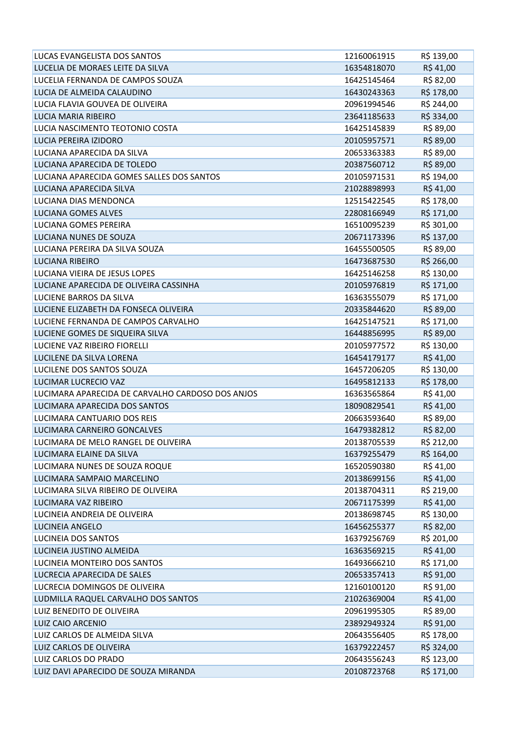| | | |
|---|---|---|
| LUCAS EVANGELISTA DOS SANTOS | 12160061915 | R$ 139,00 |
| LUCELIA DE MORAES LEITE DA SILVA | 16354818070 | R$ 41,00 |
| LUCELIA FERNANDA DE CAMPOS SOUZA | 16425145464 | R$ 82,00 |
| LUCIA DE ALMEIDA CALAUDINO | 16430243363 | R$ 178,00 |
| LUCIA FLAVIA GOUVEA DE OLIVEIRA | 20961994546 | R$ 244,00 |
| LUCIA MARIA RIBEIRO | 23641185633 | R$ 334,00 |
| LUCIA NASCIMENTO TEOTONIO COSTA | 16425145839 | R$ 89,00 |
| LUCIA PEREIRA IZIDORO | 20105957571 | R$ 89,00 |
| LUCIANA APARECIDA DA SILVA | 20653363383 | R$ 89,00 |
| LUCIANA APARECIDA DE TOLEDO | 20387560712 | R$ 89,00 |
| LUCIANA APARECIDA GOMES SALLES DOS SANTOS | 20105971531 | R$ 194,00 |
| LUCIANA APARECIDA SILVA | 21028898993 | R$ 41,00 |
| LUCIANA DIAS MENDONCA | 12515422545 | R$ 178,00 |
| LUCIANA GOMES ALVES | 22808166949 | R$ 171,00 |
| LUCIANA GOMES PEREIRA | 16510095239 | R$ 301,00 |
| LUCIANA NUNES DE SOUZA | 20671173396 | R$ 137,00 |
| LUCIANA PEREIRA DA SILVA SOUZA | 16455500505 | R$ 89,00 |
| LUCIANA RIBEIRO | 16473687530 | R$ 266,00 |
| LUCIANA VIEIRA DE JESUS LOPES | 16425146258 | R$ 130,00 |
| LUCIANE APARECIDA DE OLIVEIRA CASSINHA | 20105976819 | R$ 171,00 |
| LUCIENE BARROS DA SILVA | 16363555079 | R$ 171,00 |
| LUCIENE ELIZABETH DA FONSECA OLIVEIRA | 20335844620 | R$ 89,00 |
| LUCIENE FERNANDA DE CAMPOS CARVALHO | 16425147521 | R$ 171,00 |
| LUCIENE GOMES DE SIQUEIRA SILVA | 16448856995 | R$ 89,00 |
| LUCIENE VAZ RIBEIRO FIORELLI | 20105977572 | R$ 130,00 |
| LUCILENE DA SILVA LORENA | 16454179177 | R$ 41,00 |
| LUCILENE DOS SANTOS SOUZA | 16457206205 | R$ 130,00 |
| LUCIMAR LUCRECIO VAZ | 16495812133 | R$ 178,00 |
| LUCIMARA APARECIDA DE CARVALHO CARDOSO DOS ANJOS | 16363565864 | R$ 41,00 |
| LUCIMARA APARECIDA DOS SANTOS | 18090829541 | R$ 41,00 |
| LUCIMARA CANTUARIO DOS REIS | 20663593640 | R$ 89,00 |
| LUCIMARA CARNEIRO GONCALVES | 16479382812 | R$ 82,00 |
| LUCIMARA DE MELO RANGEL DE OLIVEIRA | 20138705539 | R$ 212,00 |
| LUCIMARA ELAINE DA SILVA | 16379255479 | R$ 164,00 |
| LUCIMARA NUNES DE SOUZA ROQUE | 16520590380 | R$ 41,00 |
| LUCIMARA SAMPAIO MARCELINO | 20138699156 | R$ 41,00 |
| LUCIMARA SILVA RIBEIRO DE OLIVEIRA | 20138704311 | R$ 219,00 |
| LUCIMARA VAZ RIBEIRO | 20671175399 | R$ 41,00 |
| LUCINEIA ANDREIA DE OLIVEIRA | 20138698745 | R$ 130,00 |
| LUCINEIA ANGELO | 16456255377 | R$ 82,00 |
| LUCINEIA DOS SANTOS | 16379256769 | R$ 201,00 |
| LUCINEIA JUSTINO ALMEIDA | 16363569215 | R$ 41,00 |
| LUCINEIA MONTEIRO DOS SANTOS | 16493666210 | R$ 171,00 |
| LUCRECIA APARECIDA DE SALES | 20653357413 | R$ 91,00 |
| LUCRECIA DOMINGOS DE OLIVEIRA | 12160100120 | R$ 91,00 |
| LUDMILLA RAQUEL CARVALHO DOS SANTOS | 21026369004 | R$ 41,00 |
| LUIZ BENEDITO DE OLIVEIRA | 20961995305 | R$ 89,00 |
| LUIZ CAIO ARCENIO | 23892949324 | R$ 91,00 |
| LUIZ CARLOS DE ALMEIDA SILVA | 20643556405 | R$ 178,00 |
| LUIZ CARLOS DE OLIVEIRA | 16379222457 | R$ 324,00 |
| LUIZ CARLOS DO PRADO | 20643556243 | R$ 123,00 |
| LUIZ DAVI APARECIDO DE SOUZA MIRANDA | 20108723768 | R$ 171,00 |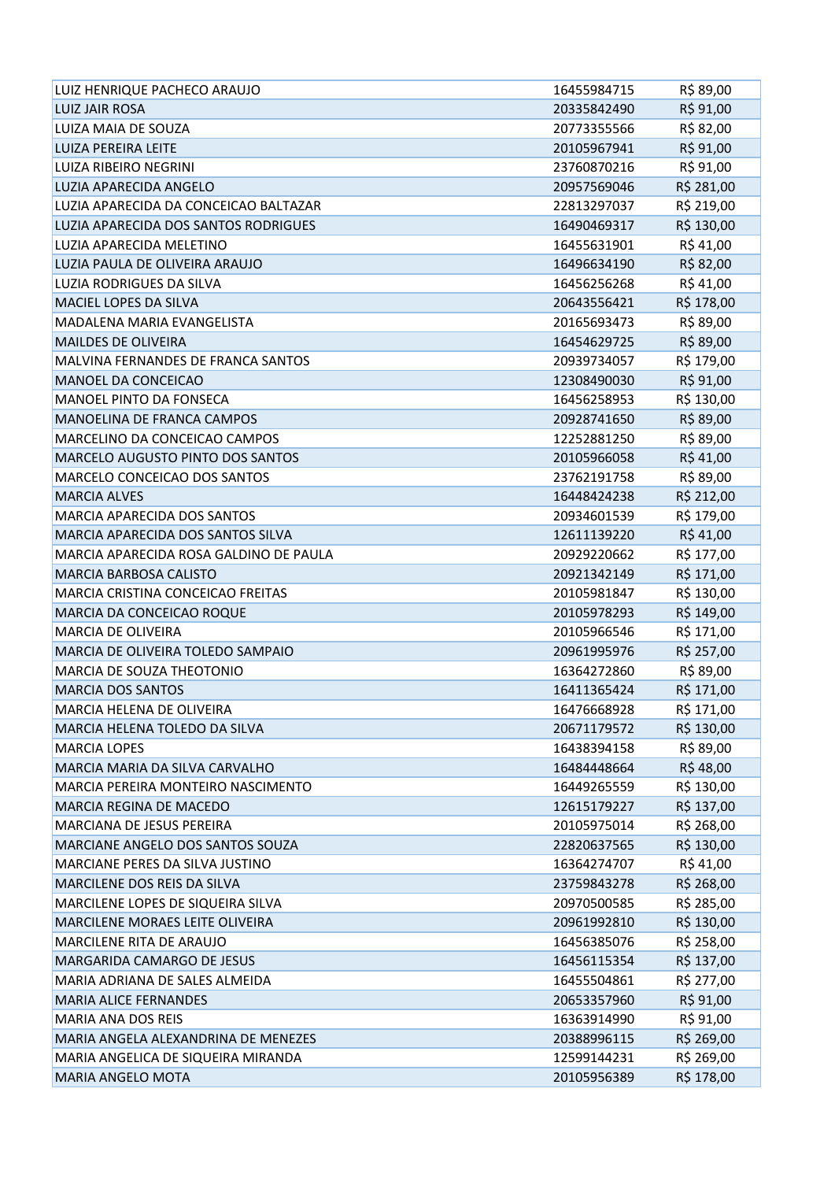| | | |
|---|---|---|
| LUIZ HENRIQUE PACHECO ARAUJO | 16455984715 | R$ 89,00 |
| LUIZ JAIR ROSA | 20335842490 | R$ 91,00 |
| LUIZA MAIA DE SOUZA | 20773355566 | R$ 82,00 |
| LUIZA PEREIRA LEITE | 20105967941 | R$ 91,00 |
| LUIZA RIBEIRO NEGRINI | 23760870216 | R$ 91,00 |
| LUZIA APARECIDA ANGELO | 20957569046 | R$ 281,00 |
| LUZIA APARECIDA DA CONCEICAO BALTAZAR | 22813297037 | R$ 219,00 |
| LUZIA APARECIDA DOS SANTOS RODRIGUES | 16490469317 | R$ 130,00 |
| LUZIA APARECIDA MELETINO | 16455631901 | R$ 41,00 |
| LUZIA PAULA DE OLIVEIRA ARAUJO | 16496634190 | R$ 82,00 |
| LUZIA RODRIGUES DA SILVA | 16456256268 | R$ 41,00 |
| MACIEL LOPES DA SILVA | 20643556421 | R$ 178,00 |
| MADALENA MARIA EVANGELISTA | 20165693473 | R$ 89,00 |
| MAILDES DE OLIVEIRA | 16454629725 | R$ 89,00 |
| MALVINA FERNANDES DE FRANCA SANTOS | 20939734057 | R$ 179,00 |
| MANOEL DA CONCEICAO | 12308490030 | R$ 91,00 |
| MANOEL PINTO DA FONSECA | 16456258953 | R$ 130,00 |
| MANOELINA DE FRANCA CAMPOS | 20928741650 | R$ 89,00 |
| MARCELINO DA CONCEICAO CAMPOS | 12252881250 | R$ 89,00 |
| MARCELO AUGUSTO PINTO DOS SANTOS | 20105966058 | R$ 41,00 |
| MARCELO CONCEICAO DOS SANTOS | 23762191758 | R$ 89,00 |
| MARCIA ALVES | 16448424238 | R$ 212,00 |
| MARCIA APARECIDA DOS SANTOS | 20934601539 | R$ 179,00 |
| MARCIA APARECIDA DOS SANTOS SILVA | 12611139220 | R$ 41,00 |
| MARCIA APARECIDA ROSA GALDINO DE PAULA | 20929220662 | R$ 177,00 |
| MARCIA BARBOSA CALISTO | 20921342149 | R$ 171,00 |
| MARCIA CRISTINA CONCEICAO FREITAS | 20105981847 | R$ 130,00 |
| MARCIA DA CONCEICAO ROQUE | 20105978293 | R$ 149,00 |
| MARCIA DE OLIVEIRA | 20105966546 | R$ 171,00 |
| MARCIA DE OLIVEIRA TOLEDO SAMPAIO | 20961995976 | R$ 257,00 |
| MARCIA DE SOUZA THEOTONIO | 16364272860 | R$ 89,00 |
| MARCIA DOS SANTOS | 16411365424 | R$ 171,00 |
| MARCIA HELENA DE OLIVEIRA | 16476668928 | R$ 171,00 |
| MARCIA HELENA TOLEDO DA SILVA | 20671179572 | R$ 130,00 |
| MARCIA LOPES | 16438394158 | R$ 89,00 |
| MARCIA MARIA DA SILVA CARVALHO | 16484448664 | R$ 48,00 |
| MARCIA PEREIRA MONTEIRO NASCIMENTO | 16449265559 | R$ 130,00 |
| MARCIA REGINA DE MACEDO | 12615179227 | R$ 137,00 |
| MARCIANA DE JESUS PEREIRA | 20105975014 | R$ 268,00 |
| MARCIANE ANGELO DOS SANTOS SOUZA | 22820637565 | R$ 130,00 |
| MARCIANE PERES DA SILVA JUSTINO | 16364274707 | R$ 41,00 |
| MARCILENE DOS REIS DA SILVA | 23759843278 | R$ 268,00 |
| MARCILENE LOPES DE SIQUEIRA SILVA | 20970500585 | R$ 285,00 |
| MARCILENE MORAES LEITE OLIVEIRA | 20961992810 | R$ 130,00 |
| MARCILENE RITA DE ARAUJO | 16456385076 | R$ 258,00 |
| MARGARIDA CAMARGO DE JESUS | 16456115354 | R$ 137,00 |
| MARIA ADRIANA DE SALES ALMEIDA | 16455504861 | R$ 277,00 |
| MARIA ALICE FERNANDES | 20653357960 | R$ 91,00 |
| MARIA ANA DOS REIS | 16363914990 | R$ 91,00 |
| MARIA ANGELA ALEXANDRINA DE MENEZES | 20388996115 | R$ 269,00 |
| MARIA ANGELICA DE SIQUEIRA MIRANDA | 12599144231 | R$ 269,00 |
| MARIA ANGELO MOTA | 20105956389 | R$ 178,00 |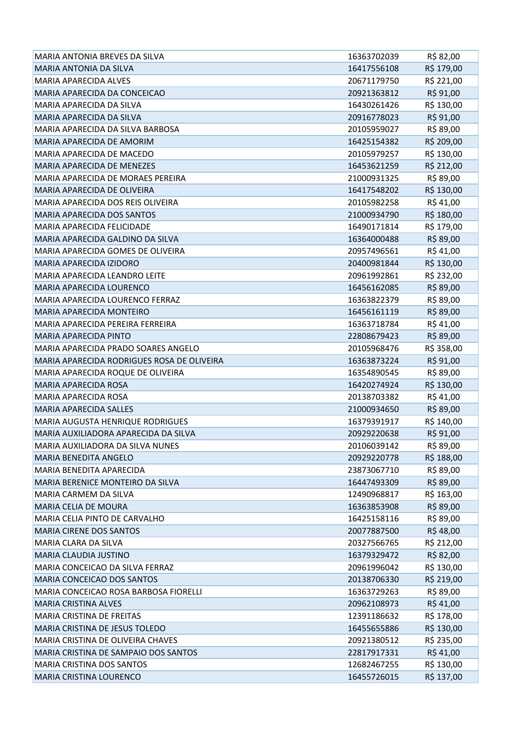| | | |
|---|---|---|
| MARIA ANTONIA BREVES DA SILVA | 16363702039 | R$ 82,00 |
| MARIA ANTONIA DA SILVA | 16417556108 | R$ 179,00 |
| MARIA APARECIDA ALVES | 20671179750 | R$ 221,00 |
| MARIA APARECIDA DA CONCEICAO | 20921363812 | R$ 91,00 |
| MARIA APARECIDA DA SILVA | 16430261426 | R$ 130,00 |
| MARIA APARECIDA DA SILVA | 20916778023 | R$ 91,00 |
| MARIA APARECIDA DA SILVA BARBOSA | 20105959027 | R$ 89,00 |
| MARIA APARECIDA DE AMORIM | 16425154382 | R$ 209,00 |
| MARIA APARECIDA DE MACEDO | 20105979257 | R$ 130,00 |
| MARIA APARECIDA DE MENEZES | 16453621259 | R$ 212,00 |
| MARIA APARECIDA DE MORAES PEREIRA | 21000931325 | R$ 89,00 |
| MARIA APARECIDA DE OLIVEIRA | 16417548202 | R$ 130,00 |
| MARIA APARECIDA DOS REIS OLIVEIRA | 20105982258 | R$ 41,00 |
| MARIA APARECIDA DOS SANTOS | 21000934790 | R$ 180,00 |
| MARIA APARECIDA FELICIDADE | 16490171814 | R$ 179,00 |
| MARIA APARECIDA GALDINO DA SILVA | 16364000488 | R$ 89,00 |
| MARIA APARECIDA GOMES DE OLIVEIRA | 20957496561 | R$ 41,00 |
| MARIA APARECIDA IZIDORO | 20400981844 | R$ 130,00 |
| MARIA APARECIDA LEANDRO LEITE | 20961992861 | R$ 232,00 |
| MARIA APARECIDA LOURENCO | 16456162085 | R$ 89,00 |
| MARIA APARECIDA LOURENCO FERRAZ | 16363822379 | R$ 89,00 |
| MARIA APARECIDA MONTEIRO | 16456161119 | R$ 89,00 |
| MARIA APARECIDA PEREIRA FERREIRA | 16363718784 | R$ 41,00 |
| MARIA APARECIDA PINTO | 22808679423 | R$ 89,00 |
| MARIA APARECIDA PRADO SOARES ANGELO | 20105968476 | R$ 358,00 |
| MARIA APARECIDA RODRIGUES ROSA DE OLIVEIRA | 16363873224 | R$ 91,00 |
| MARIA APARECIDA ROQUE DE OLIVEIRA | 16354890545 | R$ 89,00 |
| MARIA APARECIDA ROSA | 16420274924 | R$ 130,00 |
| MARIA APARECIDA ROSA | 20138703382 | R$ 41,00 |
| MARIA APARECIDA SALLES | 21000934650 | R$ 89,00 |
| MARIA AUGUSTA HENRIQUE RODRIGUES | 16379391917 | R$ 140,00 |
| MARIA AUXILIADORA APARECIDA DA SILVA | 20929220638 | R$ 91,00 |
| MARIA AUXILIADORA DA SILVA NUNES | 20106039142 | R$ 89,00 |
| MARIA BENEDITA ANGELO | 20929220778 | R$ 188,00 |
| MARIA BENEDITA APARECIDA | 23873067710 | R$ 89,00 |
| MARIA BERENICE MONTEIRO DA SILVA | 16447493309 | R$ 89,00 |
| MARIA CARMEM DA SILVA | 12490968817 | R$ 163,00 |
| MARIA CELIA DE MOURA | 16363853908 | R$ 89,00 |
| MARIA CELIA PINTO DE CARVALHO | 16425158116 | R$ 89,00 |
| MARIA CIRENE DOS SANTOS | 20077887500 | R$ 48,00 |
| MARIA CLARA DA SILVA | 20327566765 | R$ 212,00 |
| MARIA CLAUDIA JUSTINO | 16379329472 | R$ 82,00 |
| MARIA CONCEICAO DA SILVA FERRAZ | 20961996042 | R$ 130,00 |
| MARIA CONCEICAO DOS SANTOS | 20138706330 | R$ 219,00 |
| MARIA CONCEICAO ROSA BARBOSA FIORELLI | 16363729263 | R$ 89,00 |
| MARIA CRISTINA ALVES | 20962108973 | R$ 41,00 |
| MARIA CRISTINA DE FREITAS | 12391186632 | R$ 178,00 |
| MARIA CRISTINA DE JESUS TOLEDO | 16455655886 | R$ 130,00 |
| MARIA CRISTINA DE OLIVEIRA CHAVES | 20921380512 | R$ 235,00 |
| MARIA CRISTINA DE SAMPAIO DOS SANTOS | 22817917331 | R$ 41,00 |
| MARIA CRISTINA DOS SANTOS | 12682467255 | R$ 130,00 |
| MARIA CRISTINA LOURENCO | 16455726015 | R$ 137,00 |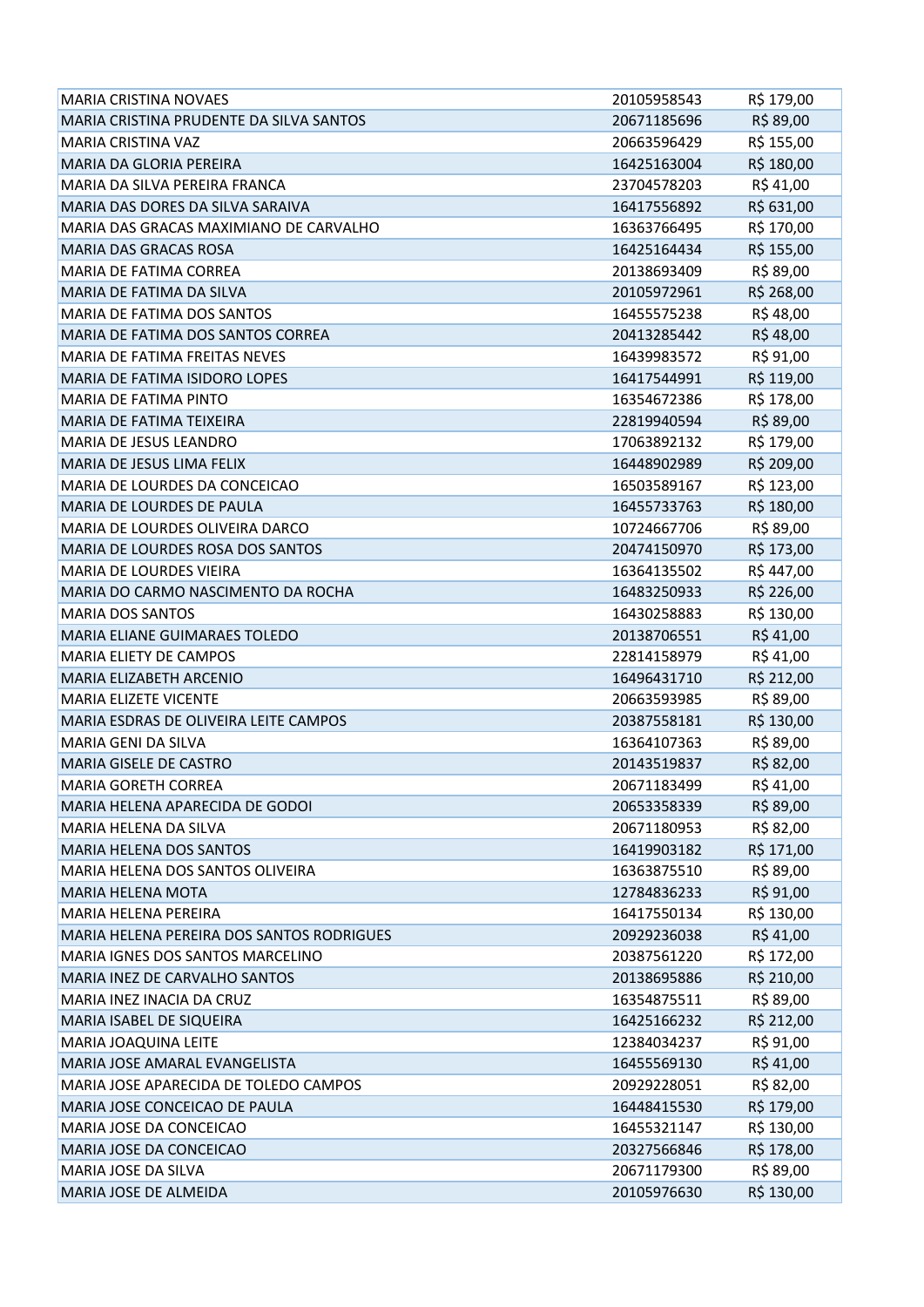| | | |
|---|---|---|
| MARIA CRISTINA NOVAES | 20105958543 | R$ 179,00 |
| MARIA CRISTINA PRUDENTE DA SILVA SANTOS | 20671185696 | R$ 89,00 |
| MARIA CRISTINA VAZ | 20663596429 | R$ 155,00 |
| MARIA DA GLORIA PEREIRA | 16425163004 | R$ 180,00 |
| MARIA DA SILVA PEREIRA FRANCA | 23704578203 | R$ 41,00 |
| MARIA DAS DORES DA SILVA SARAIVA | 16417556892 | R$ 631,00 |
| MARIA DAS GRACAS MAXIMIANO DE CARVALHO | 16363766495 | R$ 170,00 |
| MARIA DAS GRACAS ROSA | 16425164434 | R$ 155,00 |
| MARIA DE FATIMA CORREA | 20138693409 | R$ 89,00 |
| MARIA DE FATIMA DA SILVA | 20105972961 | R$ 268,00 |
| MARIA DE FATIMA DOS SANTOS | 16455575238 | R$ 48,00 |
| MARIA DE FATIMA DOS SANTOS CORREA | 20413285442 | R$ 48,00 |
| MARIA DE FATIMA FREITAS NEVES | 16439983572 | R$ 91,00 |
| MARIA DE FATIMA ISIDORO LOPES | 16417544991 | R$ 119,00 |
| MARIA DE FATIMA PINTO | 16354672386 | R$ 178,00 |
| MARIA DE FATIMA TEIXEIRA | 22819940594 | R$ 89,00 |
| MARIA DE JESUS LEANDRO | 17063892132 | R$ 179,00 |
| MARIA DE JESUS LIMA FELIX | 16448902989 | R$ 209,00 |
| MARIA DE LOURDES DA CONCEICAO | 16503589167 | R$ 123,00 |
| MARIA DE LOURDES DE PAULA | 16455733763 | R$ 180,00 |
| MARIA DE LOURDES OLIVEIRA DARCO | 10724667706 | R$ 89,00 |
| MARIA DE LOURDES ROSA DOS SANTOS | 20474150970 | R$ 173,00 |
| MARIA DE LOURDES VIEIRA | 16364135502 | R$ 447,00 |
| MARIA DO CARMO NASCIMENTO DA ROCHA | 16483250933 | R$ 226,00 |
| MARIA DOS SANTOS | 16430258883 | R$ 130,00 |
| MARIA ELIANE GUIMARAES TOLEDO | 20138706551 | R$ 41,00 |
| MARIA ELIETY DE CAMPOS | 22814158979 | R$ 41,00 |
| MARIA ELIZABETH ARCENIO | 16496431710 | R$ 212,00 |
| MARIA ELIZETE VICENTE | 20663593985 | R$ 89,00 |
| MARIA ESDRAS DE OLIVEIRA LEITE CAMPOS | 20387558181 | R$ 130,00 |
| MARIA GENI DA SILVA | 16364107363 | R$ 89,00 |
| MARIA GISELE DE CASTRO | 20143519837 | R$ 82,00 |
| MARIA GORETH CORREA | 20671183499 | R$ 41,00 |
| MARIA HELENA APARECIDA DE GODOI | 20653358339 | R$ 89,00 |
| MARIA HELENA DA SILVA | 20671180953 | R$ 82,00 |
| MARIA HELENA DOS SANTOS | 16419903182 | R$ 171,00 |
| MARIA HELENA DOS SANTOS OLIVEIRA | 16363875510 | R$ 89,00 |
| MARIA HELENA MOTA | 12784836233 | R$ 91,00 |
| MARIA HELENA PEREIRA | 16417550134 | R$ 130,00 |
| MARIA HELENA PEREIRA DOS SANTOS RODRIGUES | 20929236038 | R$ 41,00 |
| MARIA IGNES DOS SANTOS MARCELINO | 20387561220 | R$ 172,00 |
| MARIA INEZ DE CARVALHO SANTOS | 20138695886 | R$ 210,00 |
| MARIA INEZ INACIA DA CRUZ | 16354875511 | R$ 89,00 |
| MARIA ISABEL DE SIQUEIRA | 16425166232 | R$ 212,00 |
| MARIA JOAQUINA LEITE | 12384034237 | R$ 91,00 |
| MARIA JOSE AMARAL EVANGELISTA | 16455569130 | R$ 41,00 |
| MARIA JOSE APARECIDA DE TOLEDO CAMPOS | 20929228051 | R$ 82,00 |
| MARIA JOSE CONCEICAO DE PAULA | 16448415530 | R$ 179,00 |
| MARIA JOSE DA CONCEICAO | 16455321147 | R$ 130,00 |
| MARIA JOSE DA CONCEICAO | 20327566846 | R$ 178,00 |
| MARIA JOSE DA SILVA | 20671179300 | R$ 89,00 |
| MARIA JOSE DE ALMEIDA | 20105976630 | R$ 130,00 |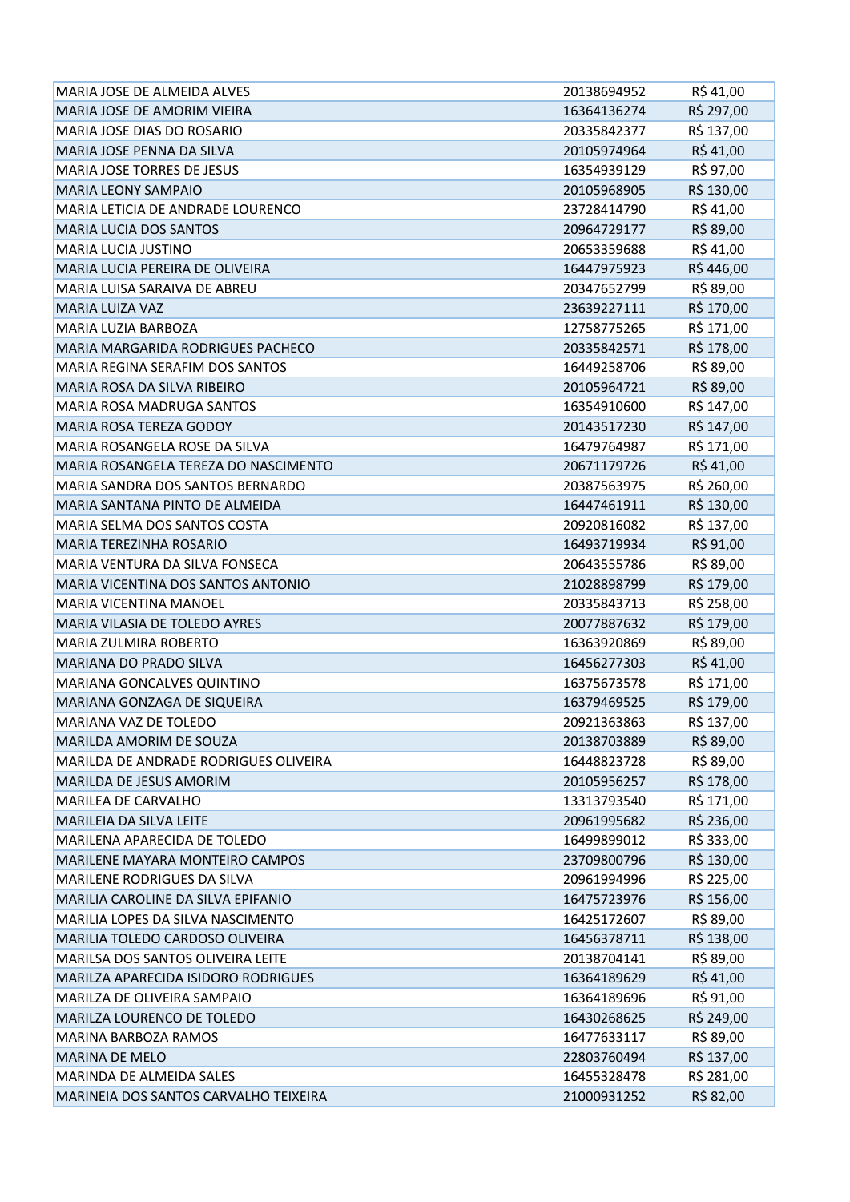| | | |
|---|---|---|
| MARIA JOSE DE ALMEIDA ALVES | 20138694952 | R$ 41,00 |
| MARIA JOSE DE AMORIM VIEIRA | 16364136274 | R$ 297,00 |
| MARIA JOSE DIAS DO ROSARIO | 20335842377 | R$ 137,00 |
| MARIA JOSE PENNA DA SILVA | 20105974964 | R$ 41,00 |
| MARIA JOSE TORRES DE JESUS | 16354939129 | R$ 97,00 |
| MARIA LEONY SAMPAIO | 20105968905 | R$ 130,00 |
| MARIA LETICIA DE ANDRADE LOURENCO | 23728414790 | R$ 41,00 |
| MARIA LUCIA DOS SANTOS | 20964729177 | R$ 89,00 |
| MARIA LUCIA JUSTINO | 20653359688 | R$ 41,00 |
| MARIA LUCIA PEREIRA DE OLIVEIRA | 16447975923 | R$ 446,00 |
| MARIA LUISA SARAIVA DE ABREU | 20347652799 | R$ 89,00 |
| MARIA LUIZA VAZ | 23639227111 | R$ 170,00 |
| MARIA LUZIA BARBOZA | 12758775265 | R$ 171,00 |
| MARIA MARGARIDA RODRIGUES PACHECO | 20335842571 | R$ 178,00 |
| MARIA REGINA SERAFIM DOS SANTOS | 16449258706 | R$ 89,00 |
| MARIA ROSA DA SILVA RIBEIRO | 20105964721 | R$ 89,00 |
| MARIA ROSA MADRUGA SANTOS | 16354910600 | R$ 147,00 |
| MARIA ROSA TEREZA GODOY | 20143517230 | R$ 147,00 |
| MARIA ROSANGELA ROSE DA SILVA | 16479764987 | R$ 171,00 |
| MARIA ROSANGELA TEREZA DO NASCIMENTO | 20671179726 | R$ 41,00 |
| MARIA SANDRA DOS SANTOS BERNARDO | 20387563975 | R$ 260,00 |
| MARIA SANTANA PINTO DE ALMEIDA | 16447461911 | R$ 130,00 |
| MARIA SELMA DOS SANTOS COSTA | 20920816082 | R$ 137,00 |
| MARIA TEREZINHA ROSARIO | 16493719934 | R$ 91,00 |
| MARIA VENTURA DA SILVA FONSECA | 20643555786 | R$ 89,00 |
| MARIA VICENTINA DOS SANTOS ANTONIO | 21028898799 | R$ 179,00 |
| MARIA VICENTINA MANOEL | 20335843713 | R$ 258,00 |
| MARIA VILASIA DE TOLEDO AYRES | 20077887632 | R$ 179,00 |
| MARIA ZULMIRA ROBERTO | 16363920869 | R$ 89,00 |
| MARIANA DO PRADO SILVA | 16456277303 | R$ 41,00 |
| MARIANA GONCALVES QUINTINO | 16375673578 | R$ 171,00 |
| MARIANA GONZAGA DE SIQUEIRA | 16379469525 | R$ 179,00 |
| MARIANA VAZ DE TOLEDO | 20921363863 | R$ 137,00 |
| MARILDA AMORIM DE SOUZA | 20138703889 | R$ 89,00 |
| MARILDA DE ANDRADE RODRIGUES OLIVEIRA | 16448823728 | R$ 89,00 |
| MARILDA DE JESUS AMORIM | 20105956257 | R$ 178,00 |
| MARILEA DE CARVALHO | 13313793540 | R$ 171,00 |
| MARILEIA DA SILVA LEITE | 20961995682 | R$ 236,00 |
| MARILENA APARECIDA DE TOLEDO | 16499899012 | R$ 333,00 |
| MARILENE MAYARA MONTEIRO CAMPOS | 23709800796 | R$ 130,00 |
| MARILENE RODRIGUES DA SILVA | 20961994996 | R$ 225,00 |
| MARILIA CAROLINE DA SILVA EPIFANIO | 16475723976 | R$ 156,00 |
| MARILIA LOPES DA SILVA NASCIMENTO | 16425172607 | R$ 89,00 |
| MARILIA TOLEDO CARDOSO OLIVEIRA | 16456378711 | R$ 138,00 |
| MARILSA DOS SANTOS OLIVEIRA LEITE | 20138704141 | R$ 89,00 |
| MARILZA APARECIDA ISIDORO RODRIGUES | 16364189629 | R$ 41,00 |
| MARILZA DE OLIVEIRA SAMPAIO | 16364189696 | R$ 91,00 |
| MARILZA LOURENCO DE TOLEDO | 16430268625 | R$ 249,00 |
| MARINA BARBOZA RAMOS | 16477633117 | R$ 89,00 |
| MARINA DE MELO | 22803760494 | R$ 137,00 |
| MARINDA DE ALMEIDA SALES | 16455328478 | R$ 281,00 |
| MARINEIA DOS SANTOS CARVALHO TEIXEIRA | 21000931252 | R$ 82,00 |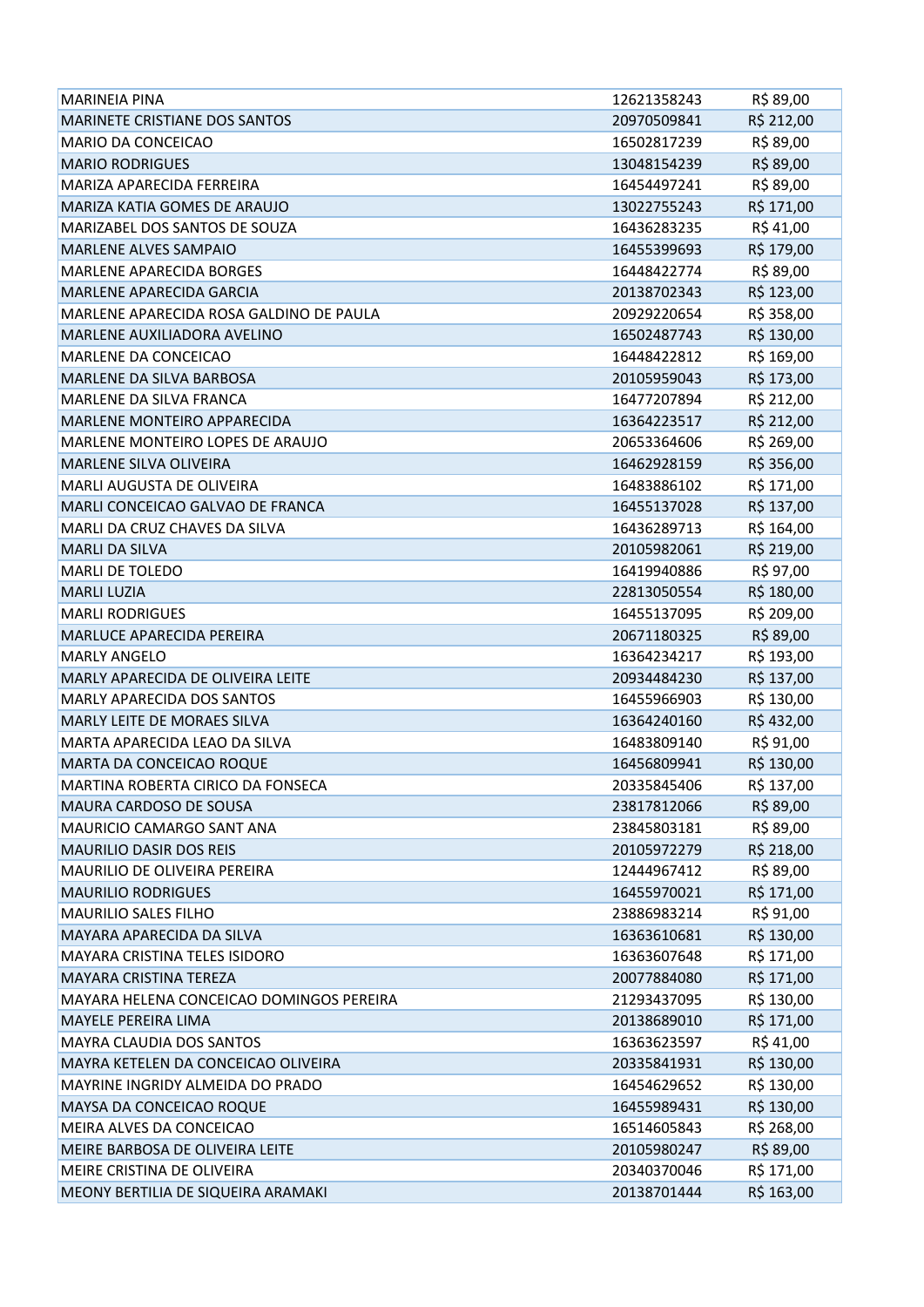| | | |
|---|---|---|
| MARINEIA PINA | 12621358243 | R$ 89,00 |
| MARINETE CRISTIANE DOS SANTOS | 20970509841 | R$ 212,00 |
| MARIO DA CONCEICAO | 16502817239 | R$ 89,00 |
| MARIO RODRIGUES | 13048154239 | R$ 89,00 |
| MARIZA APARECIDA FERREIRA | 16454497241 | R$ 89,00 |
| MARIZA KATIA GOMES DE ARAUJO | 13022755243 | R$ 171,00 |
| MARIZABEL DOS SANTOS DE SOUZA | 16436283235 | R$ 41,00 |
| MARLENE ALVES SAMPAIO | 16455399693 | R$ 179,00 |
| MARLENE APARECIDA BORGES | 16448422774 | R$ 89,00 |
| MARLENE APARECIDA GARCIA | 20138702343 | R$ 123,00 |
| MARLENE APARECIDA ROSA GALDINO DE PAULA | 20929220654 | R$ 358,00 |
| MARLENE AUXILIADORA AVELINO | 16502487743 | R$ 130,00 |
| MARLENE DA CONCEICAO | 16448422812 | R$ 169,00 |
| MARLENE DA SILVA BARBOSA | 20105959043 | R$ 173,00 |
| MARLENE DA SILVA FRANCA | 16477207894 | R$ 212,00 |
| MARLENE MONTEIRO APPARECIDA | 16364223517 | R$ 212,00 |
| MARLENE MONTEIRO LOPES DE ARAUJO | 20653364606 | R$ 269,00 |
| MARLENE SILVA OLIVEIRA | 16462928159 | R$ 356,00 |
| MARLI AUGUSTA DE OLIVEIRA | 16483886102 | R$ 171,00 |
| MARLI CONCEICAO GALVAO DE FRANCA | 16455137028 | R$ 137,00 |
| MARLI DA CRUZ CHAVES DA SILVA | 16436289713 | R$ 164,00 |
| MARLI DA SILVA | 20105982061 | R$ 219,00 |
| MARLI DE TOLEDO | 16419940886 | R$ 97,00 |
| MARLI LUZIA | 22813050554 | R$ 180,00 |
| MARLI RODRIGUES | 16455137095 | R$ 209,00 |
| MARLUCE APARECIDA PEREIRA | 20671180325 | R$ 89,00 |
| MARLY ANGELO | 16364234217 | R$ 193,00 |
| MARLY APARECIDA DE OLIVEIRA LEITE | 20934484230 | R$ 137,00 |
| MARLY APARECIDA DOS SANTOS | 16455966903 | R$ 130,00 |
| MARLY LEITE DE MORAES SILVA | 16364240160 | R$ 432,00 |
| MARTA APARECIDA LEAO DA SILVA | 16483809140 | R$ 91,00 |
| MARTA DA CONCEICAO ROQUE | 16456809941 | R$ 130,00 |
| MARTINA ROBERTA CIRICO DA FONSECA | 20335845406 | R$ 137,00 |
| MAURA CARDOSO DE SOUSA | 23817812066 | R$ 89,00 |
| MAURICIO CAMARGO SANT ANA | 23845803181 | R$ 89,00 |
| MAURILIO DASIR DOS REIS | 20105972279 | R$ 218,00 |
| MAURILIO DE OLIVEIRA PEREIRA | 12444967412 | R$ 89,00 |
| MAURILIO RODRIGUES | 16455970021 | R$ 171,00 |
| MAURILIO SALES FILHO | 23886983214 | R$ 91,00 |
| MAYARA APARECIDA DA SILVA | 16363610681 | R$ 130,00 |
| MAYARA CRISTINA TELES ISIDORO | 16363607648 | R$ 171,00 |
| MAYARA CRISTINA TEREZA | 20077884080 | R$ 171,00 |
| MAYARA HELENA CONCEICAO DOMINGOS PEREIRA | 21293437095 | R$ 130,00 |
| MAYELE PEREIRA LIMA | 20138689010 | R$ 171,00 |
| MAYRA CLAUDIA DOS SANTOS | 16363623597 | R$ 41,00 |
| MAYRA KETELEN DA CONCEICAO OLIVEIRA | 20335841931 | R$ 130,00 |
| MAYRINE INGRIDY ALMEIDA DO PRADO | 16454629652 | R$ 130,00 |
| MAYSA DA CONCEICAO ROQUE | 16455989431 | R$ 130,00 |
| MEIRA ALVES DA CONCEICAO | 16514605843 | R$ 268,00 |
| MEIRE BARBOSA DE OLIVEIRA LEITE | 20105980247 | R$ 89,00 |
| MEIRE CRISTINA DE OLIVEIRA | 20340370046 | R$ 171,00 |
| MEONY BERTILIA DE SIQUEIRA ARAMAKI | 20138701444 | R$ 163,00 |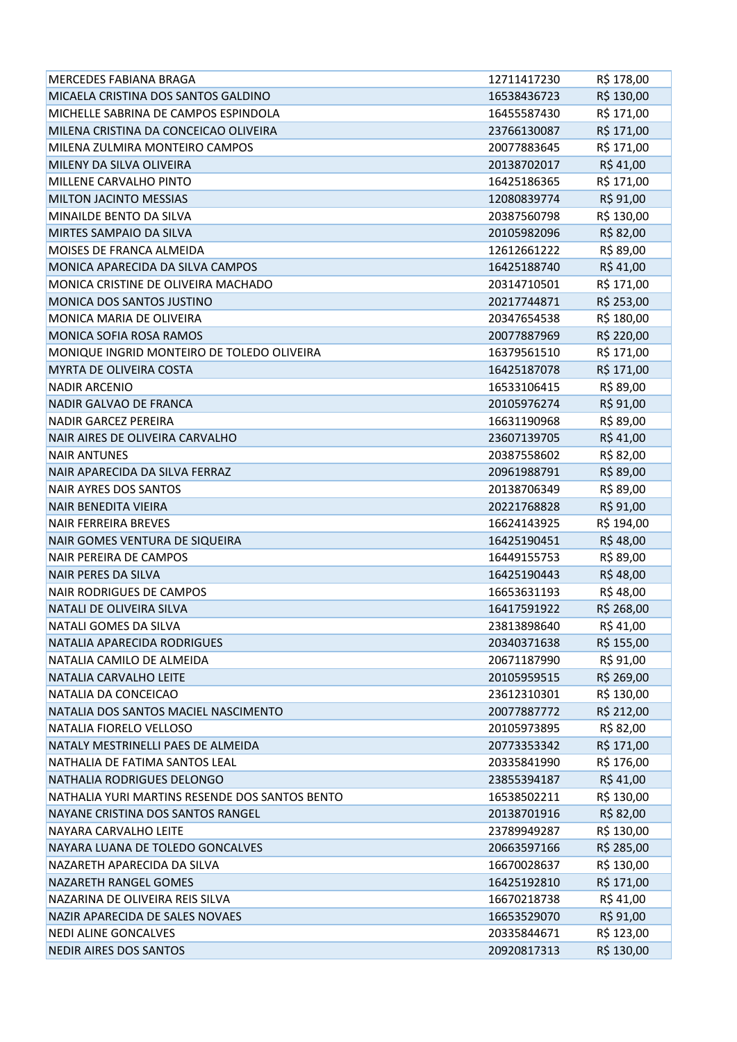| | | |
|---|---|---|
| MERCEDES FABIANA BRAGA | 12711417230 | R$ 178,00 |
| MICAELA CRISTINA DOS SANTOS GALDINO | 16538436723 | R$ 130,00 |
| MICHELLE SABRINA DE CAMPOS ESPINDOLA | 16455587430 | R$ 171,00 |
| MILENA CRISTINA DA CONCEICAO OLIVEIRA | 23766130087 | R$ 171,00 |
| MILENA ZULMIRA MONTEIRO CAMPOS | 20077883645 | R$ 171,00 |
| MILENY DA SILVA OLIVEIRA | 20138702017 | R$ 41,00 |
| MILLENE CARVALHO PINTO | 16425186365 | R$ 171,00 |
| MILTON JACINTO MESSIAS | 12080839774 | R$ 91,00 |
| MINAILDE BENTO DA SILVA | 20387560798 | R$ 130,00 |
| MIRTES SAMPAIO DA SILVA | 20105982096 | R$ 82,00 |
| MOISES DE FRANCA ALMEIDA | 12612661222 | R$ 89,00 |
| MONICA APARECIDA DA SILVA CAMPOS | 16425188740 | R$ 41,00 |
| MONICA CRISTINE DE OLIVEIRA MACHADO | 20314710501 | R$ 171,00 |
| MONICA DOS SANTOS JUSTINO | 20217744871 | R$ 253,00 |
| MONICA MARIA DE OLIVEIRA | 20347654538 | R$ 180,00 |
| MONICA SOFIA ROSA RAMOS | 20077887969 | R$ 220,00 |
| MONIQUE INGRID MONTEIRO DE TOLEDO OLIVEIRA | 16379561510 | R$ 171,00 |
| MYRTA DE OLIVEIRA COSTA | 16425187078 | R$ 171,00 |
| NADIR ARCENIO | 16533106415 | R$ 89,00 |
| NADIR GALVAO DE FRANCA | 20105976274 | R$ 91,00 |
| NADIR GARCEZ PEREIRA | 16631190968 | R$ 89,00 |
| NAIR AIRES DE OLIVEIRA CARVALHO | 23607139705 | R$ 41,00 |
| NAIR ANTUNES | 20387558602 | R$ 82,00 |
| NAIR APARECIDA DA SILVA FERRAZ | 20961988791 | R$ 89,00 |
| NAIR AYRES DOS SANTOS | 20138706349 | R$ 89,00 |
| NAIR BENEDITA VIEIRA | 20221768828 | R$ 91,00 |
| NAIR FERREIRA BREVES | 16624143925 | R$ 194,00 |
| NAIR GOMES VENTURA DE SIQUEIRA | 16425190451 | R$ 48,00 |
| NAIR PEREIRA DE CAMPOS | 16449155753 | R$ 89,00 |
| NAIR PERES DA SILVA | 16425190443 | R$ 48,00 |
| NAIR RODRIGUES DE CAMPOS | 16653631193 | R$ 48,00 |
| NATALI DE OLIVEIRA SILVA | 16417591922 | R$ 268,00 |
| NATALI GOMES DA SILVA | 23813898640 | R$ 41,00 |
| NATALIA APARECIDA RODRIGUES | 20340371638 | R$ 155,00 |
| NATALIA CAMILO DE ALMEIDA | 20671187990 | R$ 91,00 |
| NATALIA CARVALHO LEITE | 20105959515 | R$ 269,00 |
| NATALIA DA CONCEICAO | 23612310301 | R$ 130,00 |
| NATALIA DOS SANTOS MACIEL NASCIMENTO | 20077887772 | R$ 212,00 |
| NATALIA FIORELO VELLOSO | 20105973895 | R$ 82,00 |
| NATALY MESTRINELLI PAES DE ALMEIDA | 20773353342 | R$ 171,00 |
| NATHALIA DE FATIMA SANTOS LEAL | 20335841990 | R$ 176,00 |
| NATHALIA RODRIGUES DELONGO | 23855394187 | R$ 41,00 |
| NATHALIA YURI MARTINS RESENDE DOS SANTOS BENTO | 16538502211 | R$ 130,00 |
| NAYANE CRISTINA DOS SANTOS RANGEL | 20138701916 | R$ 82,00 |
| NAYARA CARVALHO LEITE | 23789949287 | R$ 130,00 |
| NAYARA LUANA DE TOLEDO GONCALVES | 20663597166 | R$ 285,00 |
| NAZARETH APARECIDA DA SILVA | 16670028637 | R$ 130,00 |
| NAZARETH RANGEL GOMES | 16425192810 | R$ 171,00 |
| NAZARINA DE OLIVEIRA REIS SILVA | 16670218738 | R$ 41,00 |
| NAZIR APARECIDA DE SALES NOVAES | 16653529070 | R$ 91,00 |
| NEDI ALINE GONCALVES | 20335844671 | R$ 123,00 |
| NEDIR AIRES DOS SANTOS | 20920817313 | R$ 130,00 |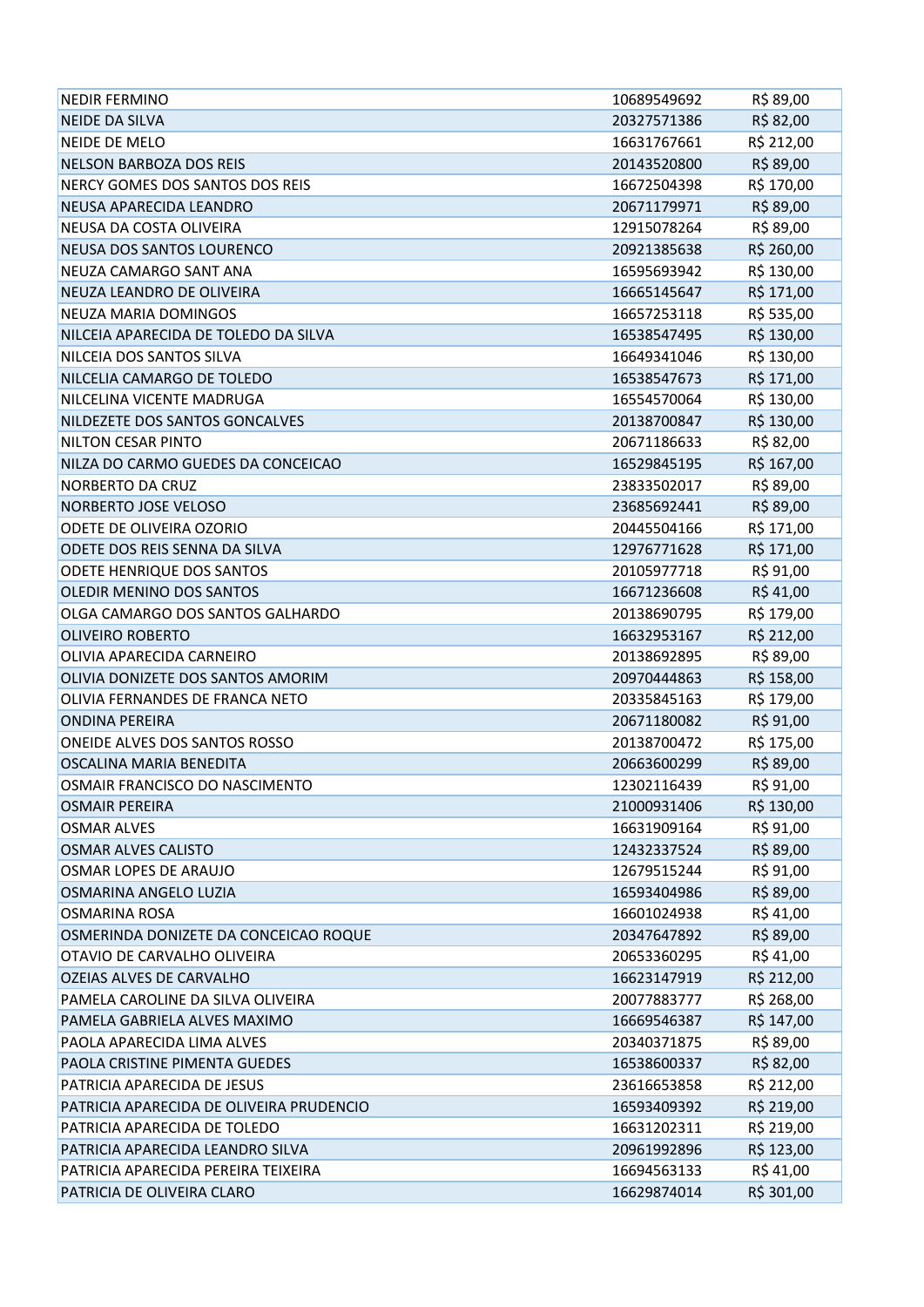| | | |
|---|---|---|
| NEDIR FERMINO | 10689549692 | R$ 89,00 |
| NEIDE DA SILVA | 20327571386 | R$ 82,00 |
| NEIDE DE MELO | 16631767661 | R$ 212,00 |
| NELSON BARBOZA DOS REIS | 20143520800 | R$ 89,00 |
| NERCY GOMES DOS SANTOS DOS REIS | 16672504398 | R$ 170,00 |
| NEUSA APARECIDA LEANDRO | 20671179971 | R$ 89,00 |
| NEUSA DA COSTA OLIVEIRA | 12915078264 | R$ 89,00 |
| NEUSA DOS SANTOS LOURENCO | 20921385638 | R$ 260,00 |
| NEUZA CAMARGO SANT ANA | 16595693942 | R$ 130,00 |
| NEUZA LEANDRO DE OLIVEIRA | 16665145647 | R$ 171,00 |
| NEUZA MARIA DOMINGOS | 16657253118 | R$ 535,00 |
| NILCEIA APARECIDA DE TOLEDO DA SILVA | 16538547495 | R$ 130,00 |
| NILCEIA DOS SANTOS SILVA | 16649341046 | R$ 130,00 |
| NILCELIA CAMARGO DE TOLEDO | 16538547673 | R$ 171,00 |
| NILCELINA VICENTE MADRUGA | 16554570064 | R$ 130,00 |
| NILDEZETE DOS SANTOS GONCALVES | 20138700847 | R$ 130,00 |
| NILTON CESAR PINTO | 20671186633 | R$ 82,00 |
| NILZA DO CARMO GUEDES DA CONCEICAO | 16529845195 | R$ 167,00 |
| NORBERTO DA CRUZ | 23833502017 | R$ 89,00 |
| NORBERTO JOSE VELOSO | 23685692441 | R$ 89,00 |
| ODETE DE OLIVEIRA OZORIO | 20445504166 | R$ 171,00 |
| ODETE DOS REIS SENNA DA SILVA | 12976771628 | R$ 171,00 |
| ODETE HENRIQUE DOS SANTOS | 20105977718 | R$ 91,00 |
| OLEDIR MENINO DOS SANTOS | 16671236608 | R$ 41,00 |
| OLGA CAMARGO DOS SANTOS GALHARDO | 20138690795 | R$ 179,00 |
| OLIVEIRO ROBERTO | 16632953167 | R$ 212,00 |
| OLIVIA APARECIDA CARNEIRO | 20138692895 | R$ 89,00 |
| OLIVIA DONIZETE DOS SANTOS AMORIM | 20970444863 | R$ 158,00 |
| OLIVIA FERNANDES DE FRANCA NETO | 20335845163 | R$ 179,00 |
| ONDINA PEREIRA | 20671180082 | R$ 91,00 |
| ONEIDE ALVES DOS SANTOS ROSSO | 20138700472 | R$ 175,00 |
| OSCALINA MARIA BENEDITA | 20663600299 | R$ 89,00 |
| OSMAIR FRANCISCO DO NASCIMENTO | 12302116439 | R$ 91,00 |
| OSMAIR PEREIRA | 21000931406 | R$ 130,00 |
| OSMAR ALVES | 16631909164 | R$ 91,00 |
| OSMAR ALVES CALISTO | 12432337524 | R$ 89,00 |
| OSMAR LOPES DE ARAUJO | 12679515244 | R$ 91,00 |
| OSMARINA ANGELO LUZIA | 16593404986 | R$ 89,00 |
| OSMARINA ROSA | 16601024938 | R$ 41,00 |
| OSMERINDA DONIZETE DA CONCEICAO ROQUE | 20347647892 | R$ 89,00 |
| OTAVIO DE CARVALHO OLIVEIRA | 20653360295 | R$ 41,00 |
| OZEIAS ALVES DE CARVALHO | 16623147919 | R$ 212,00 |
| PAMELA CAROLINE DA SILVA OLIVEIRA | 20077883777 | R$ 268,00 |
| PAMELA GABRIELA ALVES MAXIMO | 16669546387 | R$ 147,00 |
| PAOLA APARECIDA LIMA ALVES | 20340371875 | R$ 89,00 |
| PAOLA CRISTINE PIMENTA GUEDES | 16538600337 | R$ 82,00 |
| PATRICIA APARECIDA DE JESUS | 23616653858 | R$ 212,00 |
| PATRICIA APARECIDA DE OLIVEIRA PRUDENCIO | 16593409392 | R$ 219,00 |
| PATRICIA APARECIDA DE TOLEDO | 16631202311 | R$ 219,00 |
| PATRICIA APARECIDA LEANDRO SILVA | 20961992896 | R$ 123,00 |
| PATRICIA APARECIDA PEREIRA TEIXEIRA | 16694563133 | R$ 41,00 |
| PATRICIA DE OLIVEIRA CLARO | 16629874014 | R$ 301,00 |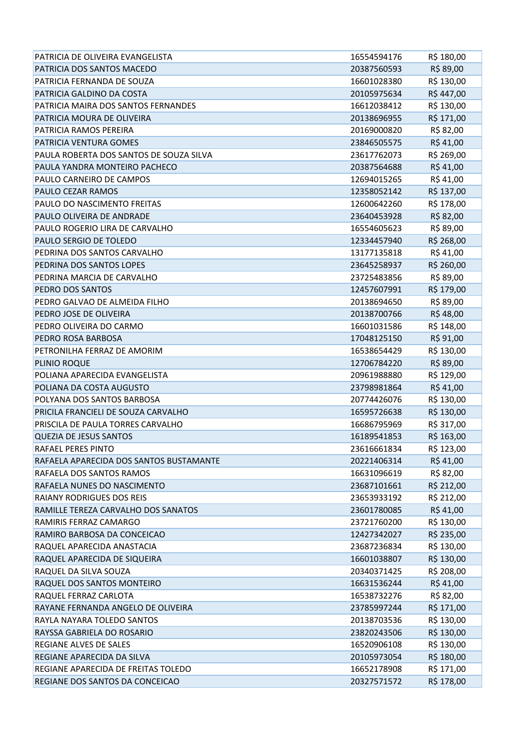| | | |
|---|---|---|
| PATRICIA DE OLIVEIRA EVANGELISTA | 16554594176 | R$ 180,00 |
| PATRICIA DOS SANTOS MACEDO | 20387560593 | R$ 89,00 |
| PATRICIA FERNANDA DE SOUZA | 16601028380 | R$ 130,00 |
| PATRICIA GALDINO DA COSTA | 20105975634 | R$ 447,00 |
| PATRICIA MAIRA DOS SANTOS FERNANDES | 16612038412 | R$ 130,00 |
| PATRICIA MOURA DE OLIVEIRA | 20138696955 | R$ 171,00 |
| PATRICIA RAMOS PEREIRA | 20169000820 | R$ 82,00 |
| PATRICIA VENTURA GOMES | 23846505575 | R$ 41,00 |
| PAULA ROBERTA DOS SANTOS DE SOUZA SILVA | 23617762073 | R$ 269,00 |
| PAULA YANDRA MONTEIRO PACHECO | 20387564688 | R$ 41,00 |
| PAULO CARNEIRO DE CAMPOS | 12694015265 | R$ 41,00 |
| PAULO CEZAR RAMOS | 12358052142 | R$ 137,00 |
| PAULO DO NASCIMENTO FREITAS | 12600642260 | R$ 178,00 |
| PAULO OLIVEIRA DE ANDRADE | 23640453928 | R$ 82,00 |
| PAULO ROGERIO LIRA DE CARVALHO | 16554605623 | R$ 89,00 |
| PAULO SERGIO DE TOLEDO | 12334457940 | R$ 268,00 |
| PEDRINA DOS SANTOS CARVALHO | 13177135818 | R$ 41,00 |
| PEDRINA DOS SANTOS LOPES | 23645258937 | R$ 260,00 |
| PEDRINA MARCIA DE CARVALHO | 23725483856 | R$ 89,00 |
| PEDRO DOS SANTOS | 12457607991 | R$ 179,00 |
| PEDRO GALVAO DE ALMEIDA FILHO | 20138694650 | R$ 89,00 |
| PEDRO JOSE DE OLIVEIRA | 20138700766 | R$ 48,00 |
| PEDRO OLIVEIRA DO CARMO | 16601031586 | R$ 148,00 |
| PEDRO ROSA BARBOSA | 17048125150 | R$ 91,00 |
| PETRONILHA FERRAZ DE AMORIM | 16538654429 | R$ 130,00 |
| PLINIO ROQUE | 12706784220 | R$ 89,00 |
| POLIANA APARECIDA EVANGELISTA | 20961988880 | R$ 129,00 |
| POLIANA DA COSTA AUGUSTO | 23798981864 | R$ 41,00 |
| POLYANA DOS SANTOS BARBOSA | 20774426076 | R$ 130,00 |
| PRICILA FRANCIELI DE SOUZA CARVALHO | 16595726638 | R$ 130,00 |
| PRISCILA DE PAULA TORRES CARVALHO | 16686795969 | R$ 317,00 |
| QUEZIA DE JESUS SANTOS | 16189541853 | R$ 163,00 |
| RAFAEL PERES PINTO | 23616661834 | R$ 123,00 |
| RAFAELA APARECIDA DOS SANTOS BUSTAMANTE | 20221406314 | R$ 41,00 |
| RAFAELA DOS SANTOS RAMOS | 16631096619 | R$ 82,00 |
| RAFAELA NUNES DO NASCIMENTO | 23687101661 | R$ 212,00 |
| RAIANY RODRIGUES DOS REIS | 23653933192 | R$ 212,00 |
| RAMILLE TEREZA CARVALHO DOS SANATOS | 23601780085 | R$ 41,00 |
| RAMIRIS FERRAZ CAMARGO | 23721760200 | R$ 130,00 |
| RAMIRO BARBOSA DA CONCEICAO | 12427342027 | R$ 235,00 |
| RAQUEL APARECIDA ANASTACIA | 23687236834 | R$ 130,00 |
| RAQUEL APARECIDA DE SIQUEIRA | 16601038807 | R$ 130,00 |
| RAQUEL DA SILVA SOUZA | 20340371425 | R$ 208,00 |
| RAQUEL DOS SANTOS MONTEIRO | 16631536244 | R$ 41,00 |
| RAQUEL FERRAZ CARLOTA | 16538732276 | R$ 82,00 |
| RAYANE FERNANDA ANGELO DE OLIVEIRA | 23785997244 | R$ 171,00 |
| RAYLA NAYARA TOLEDO SANTOS | 20138703536 | R$ 130,00 |
| RAYSSA GABRIELA DO ROSARIO | 23820243506 | R$ 130,00 |
| REGIANE ALVES DE SALES | 16520906108 | R$ 130,00 |
| REGIANE APARECIDA DA SILVA | 20105973054 | R$ 180,00 |
| REGIANE APARECIDA DE FREITAS TOLEDO | 16652178908 | R$ 171,00 |
| REGIANE DOS SANTOS DA CONCEICAO | 20327571572 | R$ 178,00 |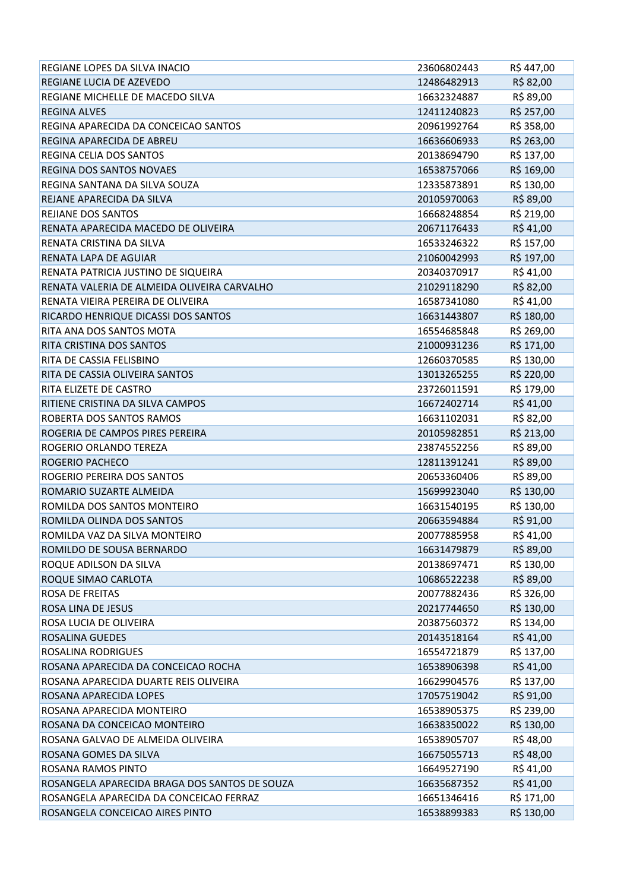| | | |
|---|---|---|
| REGIANE LOPES DA SILVA INACIO | 23606802443 | R$ 447,00 |
| REGIANE LUCIA DE AZEVEDO | 12486482913 | R$ 82,00 |
| REGIANE MICHELLE DE MACEDO SILVA | 16632324887 | R$ 89,00 |
| REGINA ALVES | 12411240823 | R$ 257,00 |
| REGINA APARECIDA DA CONCEICAO SANTOS | 20961992764 | R$ 358,00 |
| REGINA APARECIDA DE ABREU | 16636606933 | R$ 263,00 |
| REGINA CELIA DOS SANTOS | 20138694790 | R$ 137,00 |
| REGINA DOS SANTOS NOVAES | 16538757066 | R$ 169,00 |
| REGINA SANTANA DA SILVA SOUZA | 12335873891 | R$ 130,00 |
| REJANE APARECIDA DA SILVA | 20105970063 | R$ 89,00 |
| REJIANE DOS SANTOS | 16668248854 | R$ 219,00 |
| RENATA APARECIDA MACEDO DE OLIVEIRA | 20671176433 | R$ 41,00 |
| RENATA CRISTINA DA SILVA | 16533246322 | R$ 157,00 |
| RENATA LAPA DE AGUIAR | 21060042993 | R$ 197,00 |
| RENATA PATRICIA JUSTINO DE SIQUEIRA | 20340370917 | R$ 41,00 |
| RENATA VALERIA DE ALMEIDA OLIVEIRA CARVALHO | 21029118290 | R$ 82,00 |
| RENATA VIEIRA PEREIRA DE OLIVEIRA | 16587341080 | R$ 41,00 |
| RICARDO HENRIQUE DICASSI DOS SANTOS | 16631443807 | R$ 180,00 |
| RITA ANA DOS SANTOS MOTA | 16554685848 | R$ 269,00 |
| RITA CRISTINA DOS SANTOS | 21000931236 | R$ 171,00 |
| RITA DE CASSIA FELISBINO | 12660370585 | R$ 130,00 |
| RITA DE CASSIA OLIVEIRA SANTOS | 13013265255 | R$ 220,00 |
| RITA ELIZETE DE CASTRO | 23726011591 | R$ 179,00 |
| RITIENE CRISTINA DA SILVA CAMPOS | 16672402714 | R$ 41,00 |
| ROBERTA DOS SANTOS RAMOS | 16631102031 | R$ 82,00 |
| ROGERIA DE CAMPOS PIRES PEREIRA | 20105982851 | R$ 213,00 |
| ROGERIO ORLANDO TEREZA | 23874552256 | R$ 89,00 |
| ROGERIO PACHECO | 12811391241 | R$ 89,00 |
| ROGERIO PEREIRA DOS SANTOS | 20653360406 | R$ 89,00 |
| ROMARIO SUZARTE ALMEIDA | 15699923040 | R$ 130,00 |
| ROMILDA DOS SANTOS MONTEIRO | 16631540195 | R$ 130,00 |
| ROMILDA OLINDA DOS SANTOS | 20663594884 | R$ 91,00 |
| ROMILDA VAZ DA SILVA MONTEIRO | 20077885958 | R$ 41,00 |
| ROMILDO DE SOUSA BERNARDO | 16631479879 | R$ 89,00 |
| ROQUE ADILSON DA SILVA | 20138697471 | R$ 130,00 |
| ROQUE SIMAO CARLOTA | 10686522238 | R$ 89,00 |
| ROSA DE FREITAS | 20077882436 | R$ 326,00 |
| ROSA LINA DE JESUS | 20217744650 | R$ 130,00 |
| ROSA LUCIA DE OLIVEIRA | 20387560372 | R$ 134,00 |
| ROSALINA GUEDES | 20143518164 | R$ 41,00 |
| ROSALINA RODRIGUES | 16554721879 | R$ 137,00 |
| ROSANA APARECIDA DA CONCEICAO ROCHA | 16538906398 | R$ 41,00 |
| ROSANA APARECIDA DUARTE REIS OLIVEIRA | 16629904576 | R$ 137,00 |
| ROSANA APARECIDA LOPES | 17057519042 | R$ 91,00 |
| ROSANA APARECIDA MONTEIRO | 16538905375 | R$ 239,00 |
| ROSANA DA CONCEICAO MONTEIRO | 16638350022 | R$ 130,00 |
| ROSANA GALVAO DE ALMEIDA OLIVEIRA | 16538905707 | R$ 48,00 |
| ROSANA GOMES DA SILVA | 16675055713 | R$ 48,00 |
| ROSANA RAMOS PINTO | 16649527190 | R$ 41,00 |
| ROSANGELA APARECIDA BRAGA DOS SANTOS DE SOUZA | 16635687352 | R$ 41,00 |
| ROSANGELA APARECIDA DA CONCEICAO FERRAZ | 16651346416 | R$ 171,00 |
| ROSANGELA CONCEICAO AIRES PINTO | 16538899383 | R$ 130,00 |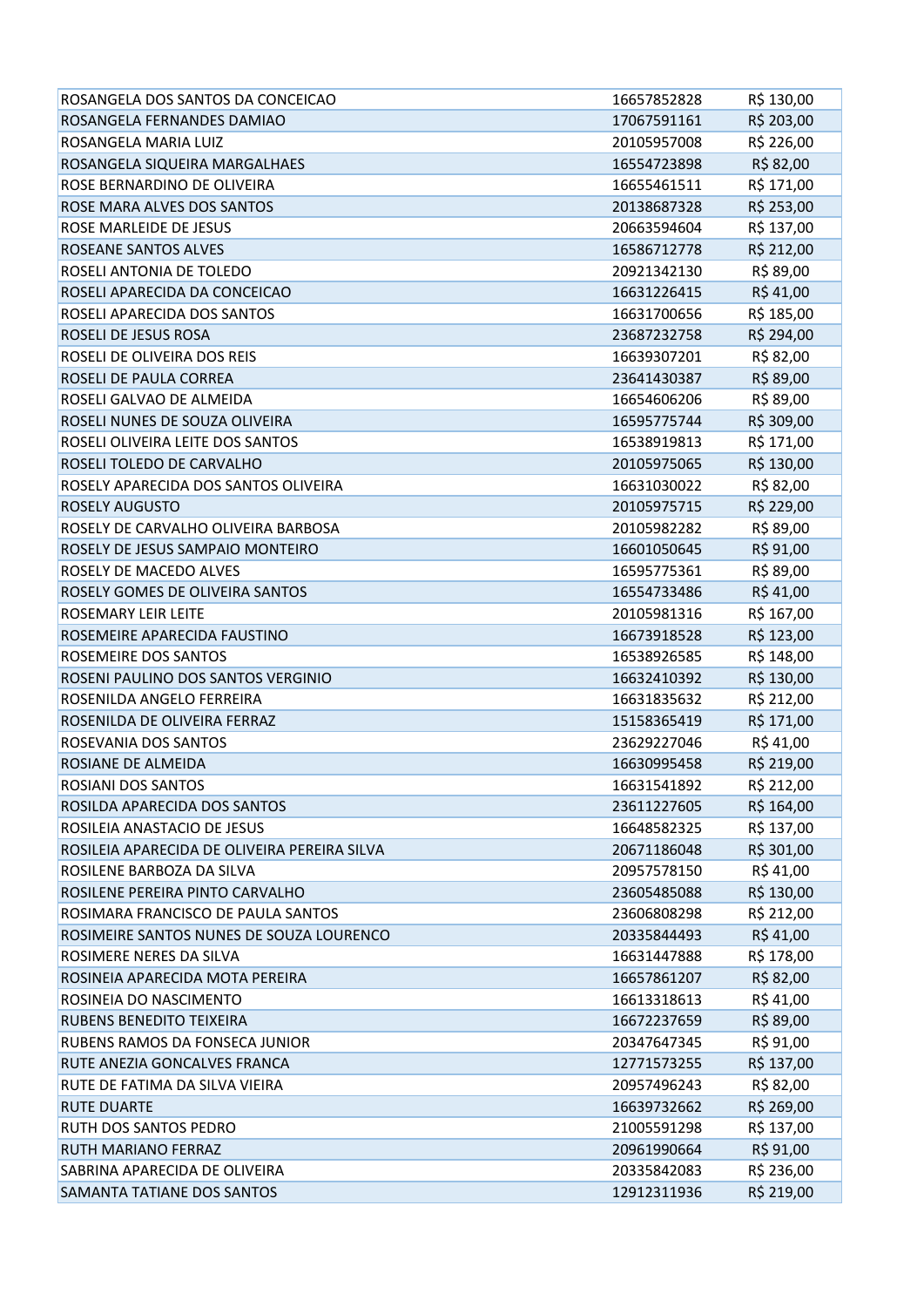| | | |
|---|---|---|
| ROSANGELA DOS SANTOS DA CONCEICAO | 16657852828 | R$ 130,00 |
| ROSANGELA FERNANDES DAMIAO | 17067591161 | R$ 203,00 |
| ROSANGELA MARIA LUIZ | 20105957008 | R$ 226,00 |
| ROSANGELA SIQUEIRA MARGALHAES | 16554723898 | R$ 82,00 |
| ROSE BERNARDINO DE OLIVEIRA | 16655461511 | R$ 171,00 |
| ROSE MARA ALVES DOS SANTOS | 20138687328 | R$ 253,00 |
| ROSE MARLEIDE DE JESUS | 20663594604 | R$ 137,00 |
| ROSEANE SANTOS ALVES | 16586712778 | R$ 212,00 |
| ROSELI ANTONIA DE TOLEDO | 20921342130 | R$ 89,00 |
| ROSELI APARECIDA DA CONCEICAO | 16631226415 | R$ 41,00 |
| ROSELI APARECIDA DOS SANTOS | 16631700656 | R$ 185,00 |
| ROSELI DE JESUS ROSA | 23687232758 | R$ 294,00 |
| ROSELI DE OLIVEIRA DOS REIS | 16639307201 | R$ 82,00 |
| ROSELI DE PAULA CORREA | 23641430387 | R$ 89,00 |
| ROSELI GALVAO DE ALMEIDA | 16654606206 | R$ 89,00 |
| ROSELI NUNES DE SOUZA OLIVEIRA | 16595775744 | R$ 309,00 |
| ROSELI OLIVEIRA LEITE DOS SANTOS | 16538919813 | R$ 171,00 |
| ROSELI TOLEDO DE CARVALHO | 20105975065 | R$ 130,00 |
| ROSELY APARECIDA DOS SANTOS OLIVEIRA | 16631030022 | R$ 82,00 |
| ROSELY AUGUSTO | 20105975715 | R$ 229,00 |
| ROSELY DE CARVALHO OLIVEIRA BARBOSA | 20105982282 | R$ 89,00 |
| ROSELY DE JESUS SAMPAIO MONTEIRO | 16601050645 | R$ 91,00 |
| ROSELY DE MACEDO ALVES | 16595775361 | R$ 89,00 |
| ROSELY GOMES DE OLIVEIRA SANTOS | 16554733486 | R$ 41,00 |
| ROSEMARY LEIR LEITE | 20105981316 | R$ 167,00 |
| ROSEMEIRE APARECIDA FAUSTINO | 16673918528 | R$ 123,00 |
| ROSEMEIRE DOS SANTOS | 16538926585 | R$ 148,00 |
| ROSENI PAULINO DOS SANTOS VERGINIO | 16632410392 | R$ 130,00 |
| ROSENILDA ANGELO FERREIRA | 16631835632 | R$ 212,00 |
| ROSENILDA DE OLIVEIRA FERRAZ | 15158365419 | R$ 171,00 |
| ROSEVANIA DOS SANTOS | 23629227046 | R$ 41,00 |
| ROSIANE DE ALMEIDA | 16630995458 | R$ 219,00 |
| ROSIANI DOS SANTOS | 16631541892 | R$ 212,00 |
| ROSILDA APARECIDA DOS SANTOS | 23611227605 | R$ 164,00 |
| ROSILEIA ANASTACIO DE JESUS | 16648582325 | R$ 137,00 |
| ROSILEIA APARECIDA DE OLIVEIRA PEREIRA SILVA | 20671186048 | R$ 301,00 |
| ROSILENE BARBOZA DA SILVA | 20957578150 | R$ 41,00 |
| ROSILENE PEREIRA PINTO CARVALHO | 23605485088 | R$ 130,00 |
| ROSIMARA FRANCISCO DE PAULA SANTOS | 23606808298 | R$ 212,00 |
| ROSIMEIRE SANTOS NUNES DE SOUZA LOURENCO | 20335844493 | R$ 41,00 |
| ROSIMERE NERES DA SILVA | 16631447888 | R$ 178,00 |
| ROSINEIA APARECIDA MOTA PEREIRA | 16657861207 | R$ 82,00 |
| ROSINEIA DO NASCIMENTO | 16613318613 | R$ 41,00 |
| RUBENS BENEDITO TEIXEIRA | 16672237659 | R$ 89,00 |
| RUBENS RAMOS DA FONSECA JUNIOR | 20347647345 | R$ 91,00 |
| RUTE ANEZIA GONCALVES FRANCA | 12771573255 | R$ 137,00 |
| RUTE DE FATIMA DA SILVA VIEIRA | 20957496243 | R$ 82,00 |
| RUTE DUARTE | 16639732662 | R$ 269,00 |
| RUTH DOS SANTOS PEDRO | 21005591298 | R$ 137,00 |
| RUTH MARIANO FERRAZ | 20961990664 | R$ 91,00 |
| SABRINA APARECIDA DE OLIVEIRA | 20335842083 | R$ 236,00 |
| SAMANTA TATIANE DOS SANTOS | 12912311936 | R$ 219,00 |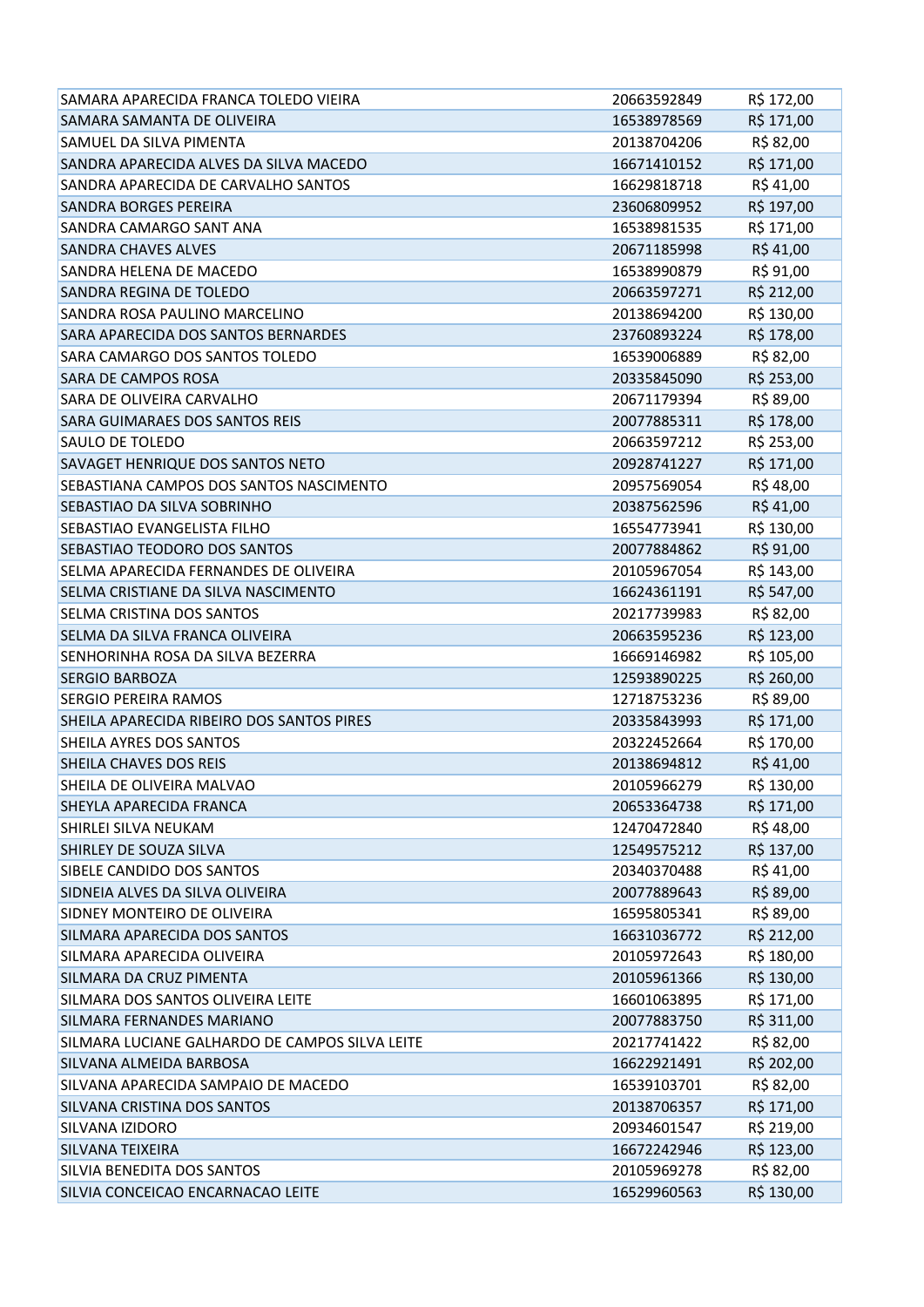| | | |
|---|---|---|
| SAMARA APARECIDA FRANCA TOLEDO VIEIRA | 20663592849 | R$ 172,00 |
| SAMARA SAMANTA DE OLIVEIRA | 16538978569 | R$ 171,00 |
| SAMUEL DA SILVA PIMENTA | 20138704206 | R$ 82,00 |
| SANDRA APARECIDA ALVES DA SILVA MACEDO | 16671410152 | R$ 171,00 |
| SANDRA APARECIDA DE CARVALHO SANTOS | 16629818718 | R$ 41,00 |
| SANDRA BORGES PEREIRA | 23606809952 | R$ 197,00 |
| SANDRA CAMARGO SANT ANA | 16538981535 | R$ 171,00 |
| SANDRA CHAVES ALVES | 20671185998 | R$ 41,00 |
| SANDRA HELENA DE MACEDO | 16538990879 | R$ 91,00 |
| SANDRA REGINA DE TOLEDO | 20663597271 | R$ 212,00 |
| SANDRA ROSA PAULINO MARCELINO | 20138694200 | R$ 130,00 |
| SARA APARECIDA DOS SANTOS BERNARDES | 23760893224 | R$ 178,00 |
| SARA CAMARGO DOS SANTOS TOLEDO | 16539006889 | R$ 82,00 |
| SARA DE CAMPOS ROSA | 20335845090 | R$ 253,00 |
| SARA DE OLIVEIRA CARVALHO | 20671179394 | R$ 89,00 |
| SARA GUIMARAES DOS SANTOS REIS | 20077885311 | R$ 178,00 |
| SAULO DE TOLEDO | 20663597212 | R$ 253,00 |
| SAVAGET HENRIQUE DOS SANTOS NETO | 20928741227 | R$ 171,00 |
| SEBASTIANA CAMPOS DOS SANTOS NASCIMENTO | 20957569054 | R$ 48,00 |
| SEBASTIAO DA SILVA SOBRINHO | 20387562596 | R$ 41,00 |
| SEBASTIAO EVANGELISTA FILHO | 16554773941 | R$ 130,00 |
| SEBASTIAO TEODORO DOS SANTOS | 20077884862 | R$ 91,00 |
| SELMA APARECIDA FERNANDES DE OLIVEIRA | 20105967054 | R$ 143,00 |
| SELMA CRISTIANE DA SILVA NASCIMENTO | 16624361191 | R$ 547,00 |
| SELMA CRISTINA DOS SANTOS | 20217739983 | R$ 82,00 |
| SELMA DA SILVA FRANCA OLIVEIRA | 20663595236 | R$ 123,00 |
| SENHORINHA ROSA DA SILVA BEZERRA | 16669146982 | R$ 105,00 |
| SERGIO BARBOZA | 12593890225 | R$ 260,00 |
| SERGIO PEREIRA RAMOS | 12718753236 | R$ 89,00 |
| SHEILA APARECIDA RIBEIRO DOS SANTOS PIRES | 20335843993 | R$ 171,00 |
| SHEILA AYRES DOS SANTOS | 20322452664 | R$ 170,00 |
| SHEILA CHAVES DOS REIS | 20138694812 | R$ 41,00 |
| SHEILA DE OLIVEIRA MALVAO | 20105966279 | R$ 130,00 |
| SHEYLA APARECIDA FRANCA | 20653364738 | R$ 171,00 |
| SHIRLEI SILVA NEUKAM | 12470472840 | R$ 48,00 |
| SHIRLEY DE SOUZA SILVA | 12549575212 | R$ 137,00 |
| SIBELE CANDIDO DOS SANTOS | 20340370488 | R$ 41,00 |
| SIDNEIA ALVES DA SILVA OLIVEIRA | 20077889643 | R$ 89,00 |
| SIDNEY MONTEIRO DE OLIVEIRA | 16595805341 | R$ 89,00 |
| SILMARA APARECIDA DOS SANTOS | 16631036772 | R$ 212,00 |
| SILMARA APARECIDA OLIVEIRA | 20105972643 | R$ 180,00 |
| SILMARA DA CRUZ PIMENTA | 20105961366 | R$ 130,00 |
| SILMARA DOS SANTOS OLIVEIRA LEITE | 16601063895 | R$ 171,00 |
| SILMARA FERNANDES MARIANO | 20077883750 | R$ 311,00 |
| SILMARA LUCIANE GALHARDO DE CAMPOS SILVA LEITE | 20217741422 | R$ 82,00 |
| SILVANA ALMEIDA BARBOSA | 16622921491 | R$ 202,00 |
| SILVANA APARECIDA SAMPAIO DE MACEDO | 16539103701 | R$ 82,00 |
| SILVANA CRISTINA DOS SANTOS | 20138706357 | R$ 171,00 |
| SILVANA IZIDORO | 20934601547 | R$ 219,00 |
| SILVANA TEIXEIRA | 16672242946 | R$ 123,00 |
| SILVIA BENEDITA DOS SANTOS | 20105969278 | R$ 82,00 |
| SILVIA CONCEICAO ENCARNACAO LEITE | 16529960563 | R$ 130,00 |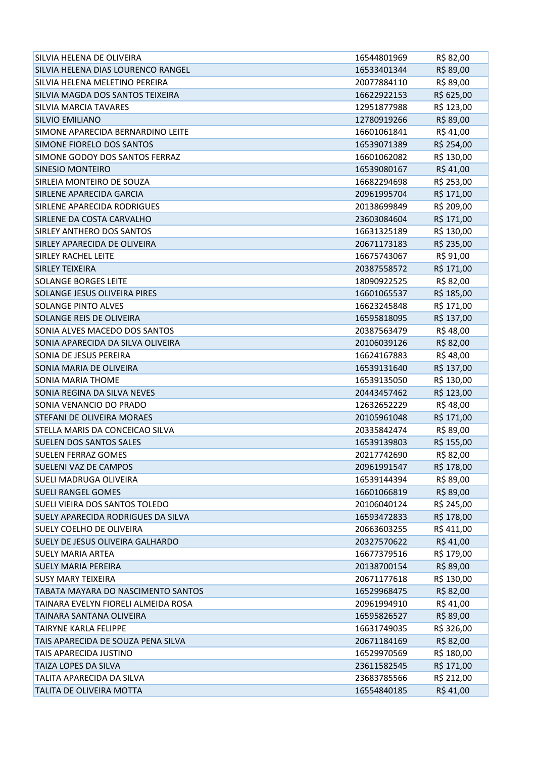| | | |
|---|---|---|
| SILVIA HELENA DE OLIVEIRA | 16544801969 | R$ 82,00 |
| SILVIA HELENA DIAS LOURENCO RANGEL | 16533401344 | R$ 89,00 |
| SILVIA HELENA MELETINO PEREIRA | 20077884110 | R$ 89,00 |
| SILVIA MAGDA DOS SANTOS TEIXEIRA | 16622922153 | R$ 625,00 |
| SILVIA MARCIA TAVARES | 12951877988 | R$ 123,00 |
| SILVIO EMILIANO | 12780919266 | R$ 89,00 |
| SIMONE APARECIDA BERNARDINO LEITE | 16601061841 | R$ 41,00 |
| SIMONE FIORELO DOS SANTOS | 16539071389 | R$ 254,00 |
| SIMONE GODOY DOS SANTOS FERRAZ | 16601062082 | R$ 130,00 |
| SINESIO MONTEIRO | 16539080167 | R$ 41,00 |
| SIRLEIA MONTEIRO DE SOUZA | 16682294698 | R$ 253,00 |
| SIRLENE APARECIDA GARCIA | 20961995704 | R$ 171,00 |
| SIRLENE APARECIDA RODRIGUES | 20138699849 | R$ 209,00 |
| SIRLENE DA COSTA CARVALHO | 23603084604 | R$ 171,00 |
| SIRLEY ANTHERO DOS SANTOS | 16631325189 | R$ 130,00 |
| SIRLEY APARECIDA DE OLIVEIRA | 20671173183 | R$ 235,00 |
| SIRLEY RACHEL LEITE | 16675743067 | R$ 91,00 |
| SIRLEY TEIXEIRA | 20387558572 | R$ 171,00 |
| SOLANGE BORGES LEITE | 18090922525 | R$ 82,00 |
| SOLANGE JESUS OLIVEIRA PIRES | 16601065537 | R$ 185,00 |
| SOLANGE PINTO ALVES | 16623245848 | R$ 171,00 |
| SOLANGE REIS DE OLIVEIRA | 16595818095 | R$ 137,00 |
| SONIA ALVES MACEDO DOS SANTOS | 20387563479 | R$ 48,00 |
| SONIA APARECIDA DA SILVA OLIVEIRA | 20106039126 | R$ 82,00 |
| SONIA DE JESUS PEREIRA | 16624167883 | R$ 48,00 |
| SONIA MARIA DE OLIVEIRA | 16539131640 | R$ 137,00 |
| SONIA MARIA THOME | 16539135050 | R$ 130,00 |
| SONIA REGINA DA SILVA NEVES | 20443457462 | R$ 123,00 |
| SONIA VENANCIO DO PRADO | 12632652229 | R$ 48,00 |
| STEFANI DE OLIVEIRA MORAES | 20105961048 | R$ 171,00 |
| STELLA MARIS DA CONCEICAO SILVA | 20335842474 | R$ 89,00 |
| SUELEN DOS SANTOS SALES | 16539139803 | R$ 155,00 |
| SUELEN FERRAZ GOMES | 20217742690 | R$ 82,00 |
| SUELENI VAZ DE CAMPOS | 20961991547 | R$ 178,00 |
| SUELI MADRUGA OLIVEIRA | 16539144394 | R$ 89,00 |
| SUELI RANGEL GOMES | 16601066819 | R$ 89,00 |
| SUELI VIEIRA DOS SANTOS TOLEDO | 20106040124 | R$ 245,00 |
| SUELY APARECIDA RODRIGUES DA SILVA | 16593472833 | R$ 178,00 |
| SUELY COELHO DE OLIVEIRA | 20663603255 | R$ 411,00 |
| SUELY DE JESUS OLIVEIRA GALHARDO | 20327570622 | R$ 41,00 |
| SUELY MARIA ARTEA | 16677379516 | R$ 179,00 |
| SUELY MARIA PEREIRA | 20138700154 | R$ 89,00 |
| SUSY MARY TEIXEIRA | 20671177618 | R$ 130,00 |
| TABATA MAYARA DO NASCIMENTO SANTOS | 16529968475 | R$ 82,00 |
| TAINARA EVELYN FIORELI ALMEIDA ROSA | 20961994910 | R$ 41,00 |
| TAINARA SANTANA OLIVEIRA | 16595826527 | R$ 89,00 |
| TAIRYNE KARLA FELIPPE | 16631749035 | R$ 326,00 |
| TAIS APARECIDA DE SOUZA PENA SILVA | 20671184169 | R$ 82,00 |
| TAIS APARECIDA JUSTINO | 16529970569 | R$ 180,00 |
| TAIZA LOPES DA SILVA | 23611582545 | R$ 171,00 |
| TALITA APARECIDA DA SILVA | 23683785566 | R$ 212,00 |
| TALITA DE OLIVEIRA MOTTA | 16554840185 | R$ 41,00 |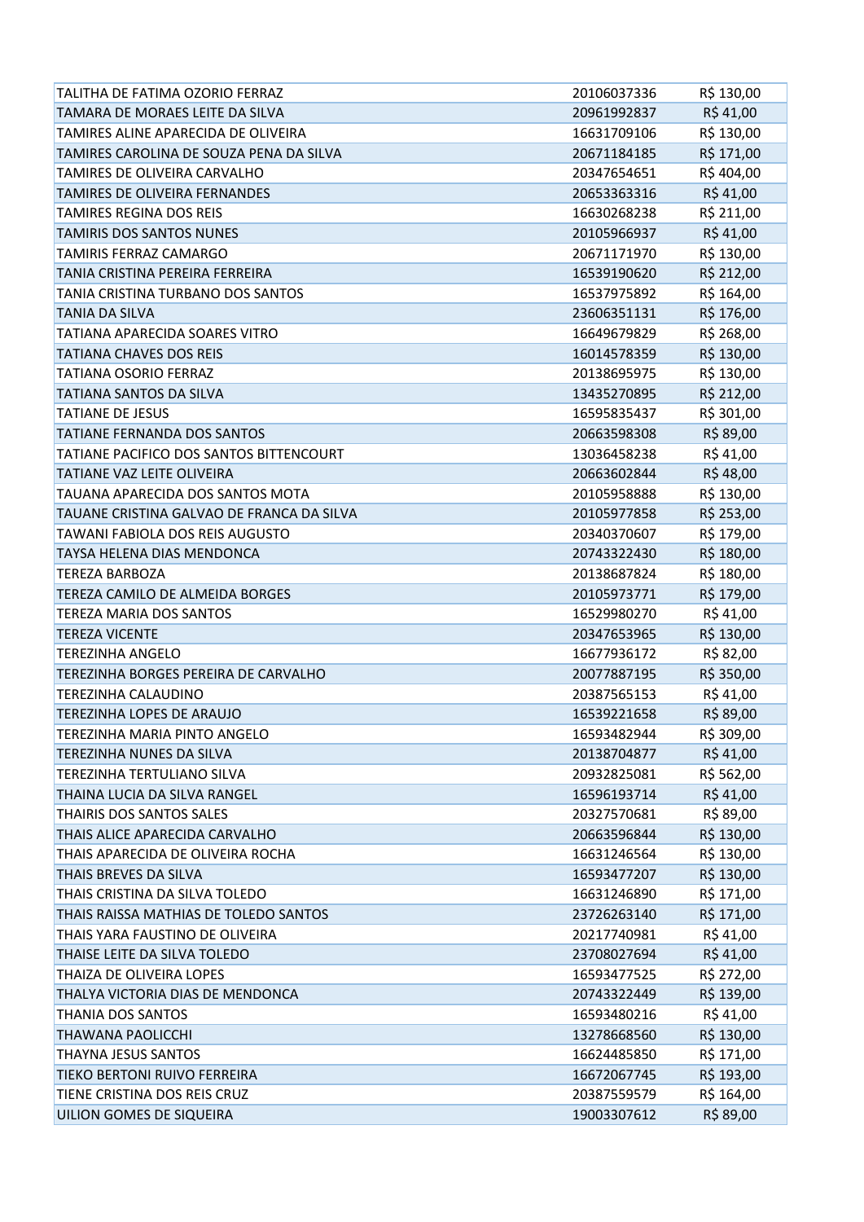| | | |
|---|---|---|
| TALITHA DE FATIMA OZORIO FERRAZ | 20106037336 | R$ 130,00 |
| TAMARA DE MORAES LEITE DA SILVA | 20961992837 | R$ 41,00 |
| TAMIRES ALINE APARECIDA DE OLIVEIRA | 16631709106 | R$ 130,00 |
| TAMIRES CAROLINA DE SOUZA PENA DA SILVA | 20671184185 | R$ 171,00 |
| TAMIRES DE OLIVEIRA CARVALHO | 20347654651 | R$ 404,00 |
| TAMIRES DE OLIVEIRA FERNANDES | 20653363316 | R$ 41,00 |
| TAMIRES REGINA DOS REIS | 16630268238 | R$ 211,00 |
| TAMIRIS DOS SANTOS NUNES | 20105966937 | R$ 41,00 |
| TAMIRIS FERRAZ CAMARGO | 20671171970 | R$ 130,00 |
| TANIA CRISTINA PEREIRA FERREIRA | 16539190620 | R$ 212,00 |
| TANIA CRISTINA TURBANO DOS SANTOS | 16537975892 | R$ 164,00 |
| TANIA DA SILVA | 23606351131 | R$ 176,00 |
| TATIANA APARECIDA SOARES VITRO | 16649679829 | R$ 268,00 |
| TATIANA CHAVES DOS REIS | 16014578359 | R$ 130,00 |
| TATIANA OSORIO FERRAZ | 20138695975 | R$ 130,00 |
| TATIANA SANTOS DA SILVA | 13435270895 | R$ 212,00 |
| TATIANE DE JESUS | 16595835437 | R$ 301,00 |
| TATIANE FERNANDA DOS SANTOS | 20663598308 | R$ 89,00 |
| TATIANE PACIFICO DOS SANTOS BITTENCOURT | 13036458238 | R$ 41,00 |
| TATIANE VAZ LEITE OLIVEIRA | 20663602844 | R$ 48,00 |
| TAUANA APARECIDA DOS SANTOS MOTA | 20105958888 | R$ 130,00 |
| TAUANE CRISTINA GALVAO DE FRANCA DA SILVA | 20105977858 | R$ 253,00 |
| TAWANI FABIOLA DOS REIS AUGUSTO | 20340370607 | R$ 179,00 |
| TAYSA HELENA DIAS MENDONCA | 20743322430 | R$ 180,00 |
| TEREZA BARBOZA | 20138687824 | R$ 180,00 |
| TEREZA CAMILO DE ALMEIDA BORGES | 20105973771 | R$ 179,00 |
| TEREZA MARIA DOS SANTOS | 16529980270 | R$ 41,00 |
| TEREZA VICENTE | 20347653965 | R$ 130,00 |
| TEREZINHA ANGELO | 16677936172 | R$ 82,00 |
| TEREZINHA BORGES PEREIRA DE CARVALHO | 20077887195 | R$ 350,00 |
| TEREZINHA CALAUDINO | 20387565153 | R$ 41,00 |
| TEREZINHA LOPES DE ARAUJO | 16539221658 | R$ 89,00 |
| TEREZINHA MARIA PINTO ANGELO | 16593482944 | R$ 309,00 |
| TEREZINHA NUNES DA SILVA | 20138704877 | R$ 41,00 |
| TEREZINHA TERTULIANO SILVA | 20932825081 | R$ 562,00 |
| THAINA LUCIA DA SILVA RANGEL | 16596193714 | R$ 41,00 |
| THAIRIS DOS SANTOS SALES | 20327570681 | R$ 89,00 |
| THAIS ALICE APARECIDA CARVALHO | 20663596844 | R$ 130,00 |
| THAIS APARECIDA DE OLIVEIRA ROCHA | 16631246564 | R$ 130,00 |
| THAIS BREVES DA SILVA | 16593477207 | R$ 130,00 |
| THAIS CRISTINA DA SILVA TOLEDO | 16631246890 | R$ 171,00 |
| THAIS RAISSA MATHIAS DE TOLEDO SANTOS | 23726263140 | R$ 171,00 |
| THAIS YARA FAUSTINO DE OLIVEIRA | 20217740981 | R$ 41,00 |
| THAISE LEITE DA SILVA TOLEDO | 23708027694 | R$ 41,00 |
| THAIZA DE OLIVEIRA LOPES | 16593477525 | R$ 272,00 |
| THALYA VICTORIA DIAS DE MENDONCA | 20743322449 | R$ 139,00 |
| THANIA DOS SANTOS | 16593480216 | R$ 41,00 |
| THAWANA PAOLICCHI | 13278668560 | R$ 130,00 |
| THAYNA JESUS SANTOS | 16624485850 | R$ 171,00 |
| TIEKO BERTONI RUIVO FERREIRA | 16672067745 | R$ 193,00 |
| TIENE CRISTINA DOS REIS CRUZ | 20387559579 | R$ 164,00 |
| UILION GOMES DE SIQUEIRA | 19003307612 | R$ 89,00 |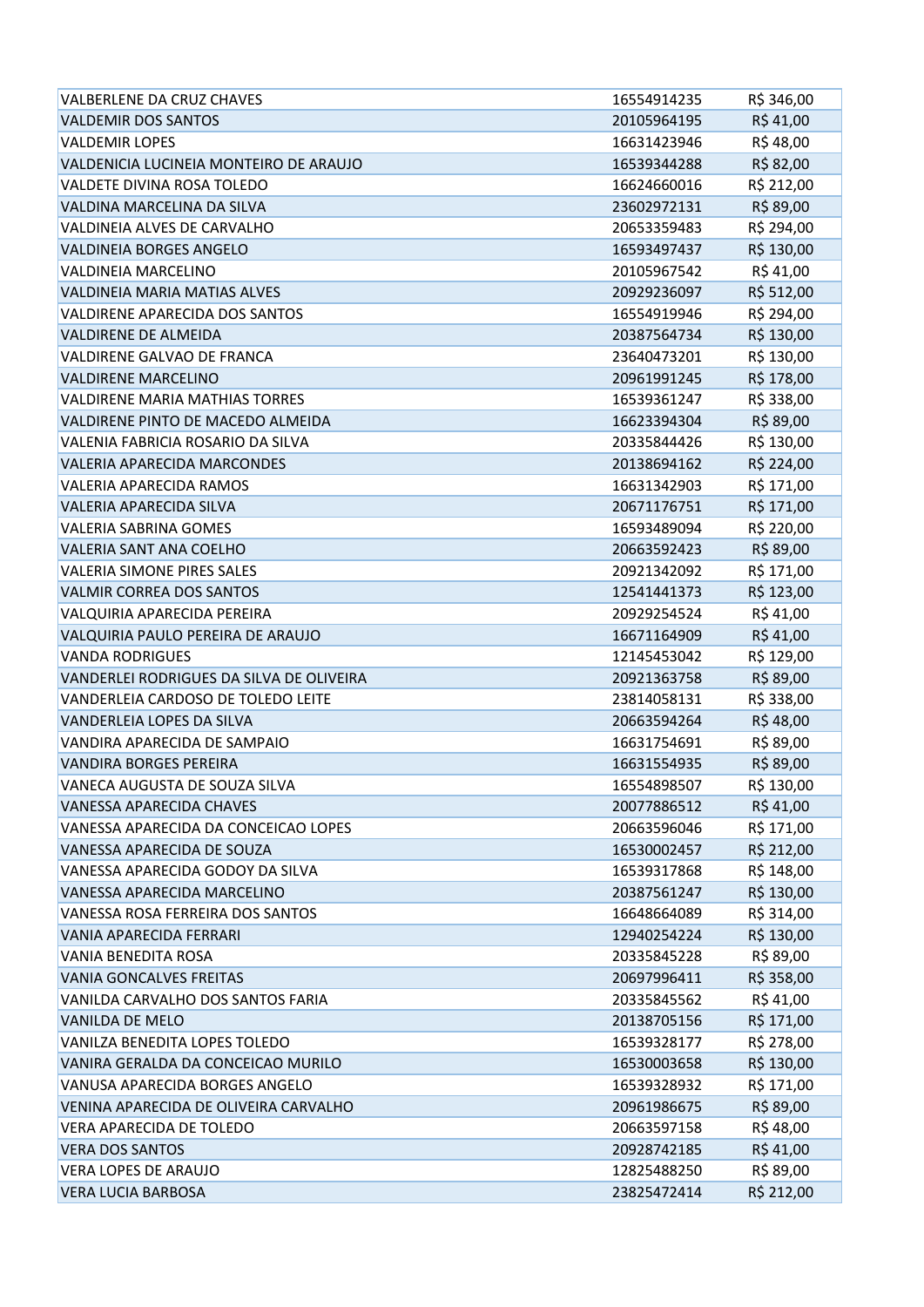| | | |
|---|---|---|
| VALBERLENE DA CRUZ CHAVES | 16554914235 | R$ 346,00 |
| VALDEMIR DOS SANTOS | 20105964195 | R$ 41,00 |
| VALDEMIR LOPES | 16631423946 | R$ 48,00 |
| VALDENICIA LUCINEIA MONTEIRO DE ARAUJO | 16539344288 | R$ 82,00 |
| VALDETE DIVINA ROSA TOLEDO | 16624660016 | R$ 212,00 |
| VALDINA MARCELINA DA SILVA | 23602972131 | R$ 89,00 |
| VALDINEIA ALVES DE CARVALHO | 20653359483 | R$ 294,00 |
| VALDINEIA BORGES ANGELO | 16593497437 | R$ 130,00 |
| VALDINEIA MARCELINO | 20105967542 | R$ 41,00 |
| VALDINEIA MARIA MATIAS ALVES | 20929236097 | R$ 512,00 |
| VALDIRENE APARECIDA DOS SANTOS | 16554919946 | R$ 294,00 |
| VALDIRENE DE ALMEIDA | 20387564734 | R$ 130,00 |
| VALDIRENE GALVAO DE FRANCA | 23640473201 | R$ 130,00 |
| VALDIRENE MARCELINO | 20961991245 | R$ 178,00 |
| VALDIRENE MARIA MATHIAS TORRES | 16539361247 | R$ 338,00 |
| VALDIRENE PINTO DE MACEDO ALMEIDA | 16623394304 | R$ 89,00 |
| VALENIA FABRICIA ROSARIO DA SILVA | 20335844426 | R$ 130,00 |
| VALERIA APARECIDA MARCONDES | 20138694162 | R$ 224,00 |
| VALERIA APARECIDA RAMOS | 16631342903 | R$ 171,00 |
| VALERIA APARECIDA SILVA | 20671176751 | R$ 171,00 |
| VALERIA SABRINA GOMES | 16593489094 | R$ 220,00 |
| VALERIA SANT ANA COELHO | 20663592423 | R$ 89,00 |
| VALERIA SIMONE PIRES SALES | 20921342092 | R$ 171,00 |
| VALMIR CORREA DOS SANTOS | 12541441373 | R$ 123,00 |
| VALQUIRIA APARECIDA PEREIRA | 20929254524 | R$ 41,00 |
| VALQUIRIA PAULO PEREIRA DE ARAUJO | 16671164909 | R$ 41,00 |
| VANDA RODRIGUES | 12145453042 | R$ 129,00 |
| VANDERLEI RODRIGUES DA SILVA DE OLIVEIRA | 20921363758 | R$ 89,00 |
| VANDERLEIA CARDOSO DE TOLEDO LEITE | 23814058131 | R$ 338,00 |
| VANDERLEIA LOPES DA SILVA | 20663594264 | R$ 48,00 |
| VANDIRA APARECIDA DE SAMPAIO | 16631754691 | R$ 89,00 |
| VANDIRA BORGES PEREIRA | 16631554935 | R$ 89,00 |
| VANECA AUGUSTA DE SOUZA SILVA | 16554898507 | R$ 130,00 |
| VANESSA APARECIDA CHAVES | 20077886512 | R$ 41,00 |
| VANESSA APARECIDA DA CONCEICAO LOPES | 20663596046 | R$ 171,00 |
| VANESSA APARECIDA DE SOUZA | 16530002457 | R$ 212,00 |
| VANESSA APARECIDA GODOY DA SILVA | 16539317868 | R$ 148,00 |
| VANESSA APARECIDA MARCELINO | 20387561247 | R$ 130,00 |
| VANESSA ROSA FERREIRA DOS SANTOS | 16648664089 | R$ 314,00 |
| VANIA APARECIDA FERRARI | 12940254224 | R$ 130,00 |
| VANIA BENEDITA ROSA | 20335845228 | R$ 89,00 |
| VANIA GONCALVES FREITAS | 20697996411 | R$ 358,00 |
| VANILDA CARVALHO DOS SANTOS FARIA | 20335845562 | R$ 41,00 |
| VANILDA DE MELO | 20138705156 | R$ 171,00 |
| VANILZA BENEDITA LOPES TOLEDO | 16539328177 | R$ 278,00 |
| VANIRA GERALDA DA CONCEICAO MURILO | 16530003658 | R$ 130,00 |
| VANUSA APARECIDA BORGES ANGELO | 16539328932 | R$ 171,00 |
| VENINA APARECIDA DE OLIVEIRA CARVALHO | 20961986675 | R$ 89,00 |
| VERA APARECIDA DE TOLEDO | 20663597158 | R$ 48,00 |
| VERA DOS SANTOS | 20928742185 | R$ 41,00 |
| VERA LOPES DE ARAUJO | 12825488250 | R$ 89,00 |
| VERA LUCIA BARBOSA | 23825472414 | R$ 212,00 |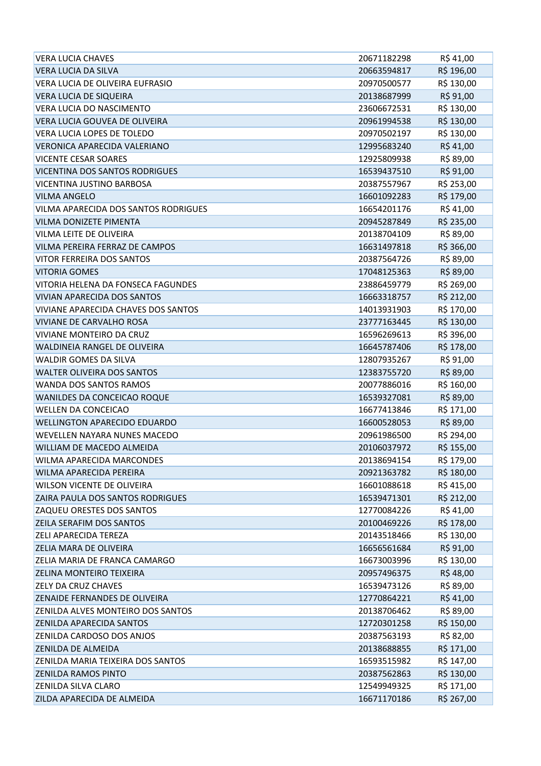| | | |
|---|---|---|
| VERA LUCIA CHAVES | 20671182298 | R$ 41,00 |
| VERA LUCIA DA SILVA | 20663594817 | R$ 196,00 |
| VERA LUCIA DE OLIVEIRA EUFRASIO | 20970500577 | R$ 130,00 |
| VERA LUCIA DE SIQUEIRA | 20138687999 | R$ 91,00 |
| VERA LUCIA DO NASCIMENTO | 23606672531 | R$ 130,00 |
| VERA LUCIA GOUVEA DE OLIVEIRA | 20961994538 | R$ 130,00 |
| VERA LUCIA LOPES DE TOLEDO | 20970502197 | R$ 130,00 |
| VERONICA APARECIDA VALERIANO | 12995683240 | R$ 41,00 |
| VICENTE CESAR SOARES | 12925809938 | R$ 89,00 |
| VICENTINA DOS SANTOS RODRIGUES | 16539437510 | R$ 91,00 |
| VICENTINA JUSTINO BARBOSA | 20387557967 | R$ 253,00 |
| VILMA ANGELO | 16601092283 | R$ 179,00 |
| VILMA APARECIDA DOS SANTOS RODRIGUES | 16654201176 | R$ 41,00 |
| VILMA DONIZETE PIMENTA | 20945287849 | R$ 235,00 |
| VILMA LEITE DE OLIVEIRA | 20138704109 | R$ 89,00 |
| VILMA PEREIRA FERRAZ DE CAMPOS | 16631497818 | R$ 366,00 |
| VITOR FERREIRA DOS SANTOS | 20387564726 | R$ 89,00 |
| VITORIA GOMES | 17048125363 | R$ 89,00 |
| VITORIA HELENA DA FONSECA FAGUNDES | 23886459779 | R$ 269,00 |
| VIVIAN APARECIDA DOS SANTOS | 16663318757 | R$ 212,00 |
| VIVIANE APARECIDA CHAVES DOS SANTOS | 14013931903 | R$ 170,00 |
| VIVIANE DE CARVALHO ROSA | 23777163445 | R$ 130,00 |
| VIVIANE MONTEIRO DA CRUZ | 16596269613 | R$ 396,00 |
| WALDINEIA RANGEL DE OLIVEIRA | 16645787406 | R$ 178,00 |
| WALDIR GOMES DA SILVA | 12807935267 | R$ 91,00 |
| WALTER OLIVEIRA DOS SANTOS | 12383755720 | R$ 89,00 |
| WANDA DOS SANTOS RAMOS | 20077886016 | R$ 160,00 |
| WANILDES DA CONCEICAO ROQUE | 16539327081 | R$ 89,00 |
| WELLEN DA CONCEICAO | 16677413846 | R$ 171,00 |
| WELLINGTON APARECIDO EDUARDO | 16600528053 | R$ 89,00 |
| WEVELLEN NAYARA NUNES MACEDO | 20961986500 | R$ 294,00 |
| WILLIAM DE MACEDO ALMEIDA | 20106037972 | R$ 155,00 |
| WILMA APARECIDA MARCONDES | 20138694154 | R$ 179,00 |
| WILMA APARECIDA PEREIRA | 20921363782 | R$ 180,00 |
| WILSON VICENTE DE OLIVEIRA | 16601088618 | R$ 415,00 |
| ZAIRA PAULA DOS SANTOS RODRIGUES | 16539471301 | R$ 212,00 |
| ZAQUEU ORESTES DOS SANTOS | 12770084226 | R$ 41,00 |
| ZEILA SERAFIM DOS SANTOS | 20100469226 | R$ 178,00 |
| ZELI APARECIDA TEREZA | 20143518466 | R$ 130,00 |
| ZELIA MARA DE OLIVEIRA | 16656561684 | R$ 91,00 |
| ZELIA MARIA DE FRANCA CAMARGO | 16673003996 | R$ 130,00 |
| ZELINA MONTEIRO TEIXEIRA | 20957496375 | R$ 48,00 |
| ZELY DA CRUZ CHAVES | 16539473126 | R$ 89,00 |
| ZENAIDE FERNANDES DE OLIVEIRA | 12770864221 | R$ 41,00 |
| ZENILDA ALVES MONTEIRO DOS SANTOS | 20138706462 | R$ 89,00 |
| ZENILDA APARECIDA SANTOS | 12720301258 | R$ 150,00 |
| ZENILDA CARDOSO DOS ANJOS | 20387563193 | R$ 82,00 |
| ZENILDA DE ALMEIDA | 20138688855 | R$ 171,00 |
| ZENILDA MARIA TEIXEIRA DOS SANTOS | 16593515982 | R$ 147,00 |
| ZENILDA RAMOS PINTO | 20387562863 | R$ 130,00 |
| ZENILDA SILVA CLARO | 12549949325 | R$ 171,00 |
| ZILDA APARECIDA DE ALMEIDA | 16671170186 | R$ 267,00 |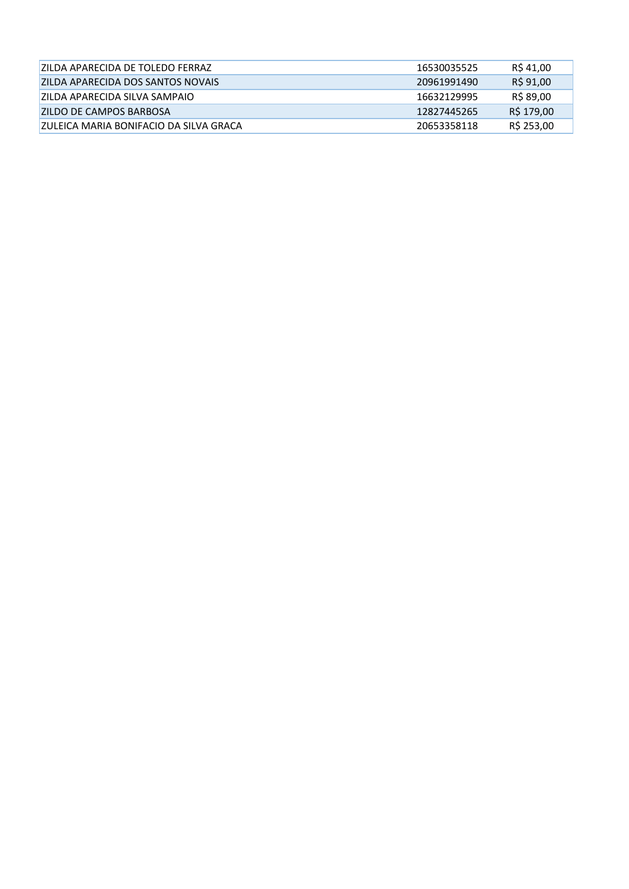| | | |
|---|---|---|
| ZILDA APARECIDA DE TOLEDO FERRAZ | 16530035525 | R$ 41,00 |
| ZILDA APARECIDA DOS SANTOS NOVAIS | 20961991490 | R$ 91,00 |
| ZILDA APARECIDA SILVA SAMPAIO | 16632129995 | R$ 89,00 |
| ZILDO DE CAMPOS BARBOSA | 12827445265 | R$ 179,00 |
| ZULEICA MARIA BONIFACIO DA SILVA GRACA | 20653358118 | R$ 253,00 |